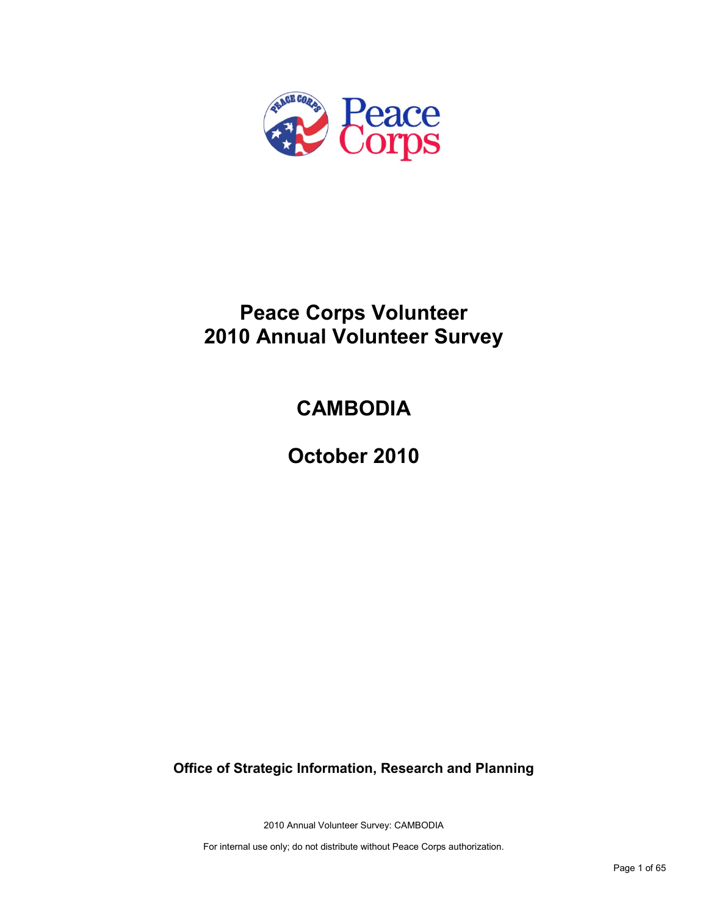# Peace Corps Volunteer
# 2010 Annual Volunteer Survey

## CAMBODIA

## October 2010

**Office of Strategic Information, Research and Planning**

2010 Annual Volunteer Survey: CAMBODIA

For internal use only; do not distribute without Peace Corps authorization.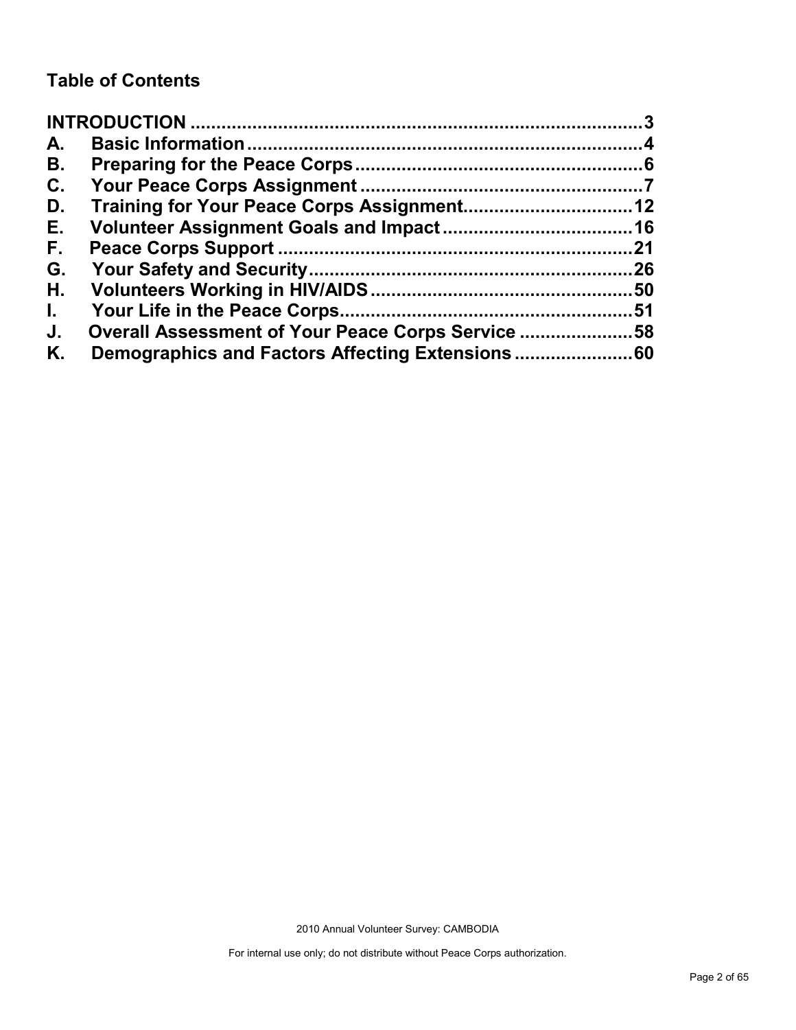## Table of Contents

**INTRODUCTION** ..................................................................................... **3**
**A. Basic Information** ............................................................................ **4**
**B. Preparing for the Peace Corps** ....................................................... **6**
**C. Your Peace Corps Assignment** ....................................................... **7**
**D. Training for Your Peace Corps Assignment** ................................ **12**
**E. Volunteer Assignment Goals and Impact** .................................... **16**
**F. Peace Corps Support** .................................................................... **21**
**G. Your Safety and Security** .............................................................. **26**
**H. Volunteers Working in HIV/AIDS** .................................................. **50**
**I. Your Life in the Peace Corps** ......................................................... **51**
**J. Overall Assessment of Your Peace Corps Service** ...................... **58**
**K. Demographics and Factors Affecting Extensions** ...................... **60**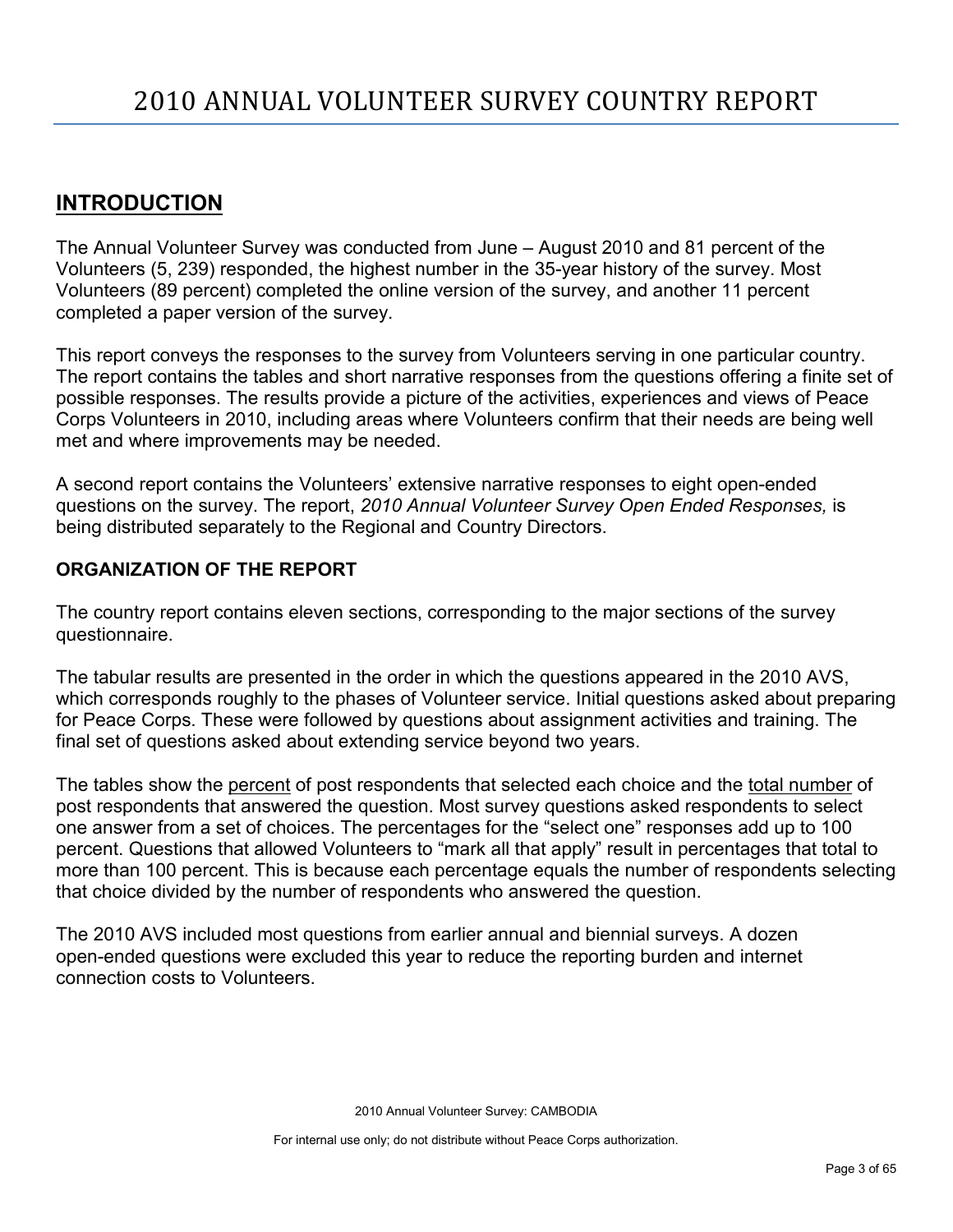# 2010 ANNUAL VOLUNTEER SURVEY COUNTRY REPORT

## INTRODUCTION

The Annual Volunteer Survey was conducted from June – August 2010 and 81 percent of the Volunteers (5, 239) responded, the highest number in the 35-year history of the survey. Most Volunteers (89 percent) completed the online version of the survey, and another 11 percent completed a paper version of the survey.

This report conveys the responses to the survey from Volunteers serving in one particular country. The report contains the tables and short narrative responses from the questions offering a finite set of possible responses. The results provide a picture of the activities, experiences and views of Peace Corps Volunteers in 2010, including areas where Volunteers confirm that their needs are being well met and where improvements may be needed.

A second report contains the Volunteers' extensive narrative responses to eight open-ended questions on the survey. The report, *2010 Annual Volunteer Survey Open Ended Responses,* is being distributed separately to the Regional and Country Directors.

### ORGANIZATION OF THE REPORT

The country report contains eleven sections, corresponding to the major sections of the survey questionnaire.

The tabular results are presented in the order in which the questions appeared in the 2010 AVS, which corresponds roughly to the phases of Volunteer service. Initial questions asked about preparing for Peace Corps. These were followed by questions about assignment activities and training. The final set of questions asked about extending service beyond two years.

The tables show the percent of post respondents that selected each choice and the total number of post respondents that answered the question. Most survey questions asked respondents to select one answer from a set of choices. The percentages for the "select one" responses add up to 100 percent. Questions that allowed Volunteers to "mark all that apply" result in percentages that total to more than 100 percent. This is because each percentage equals the number of respondents selecting that choice divided by the number of respondents who answered the question.

The 2010 AVS included most questions from earlier annual and biennial surveys. A dozen open-ended questions were excluded this year to reduce the reporting burden and internet connection costs to Volunteers.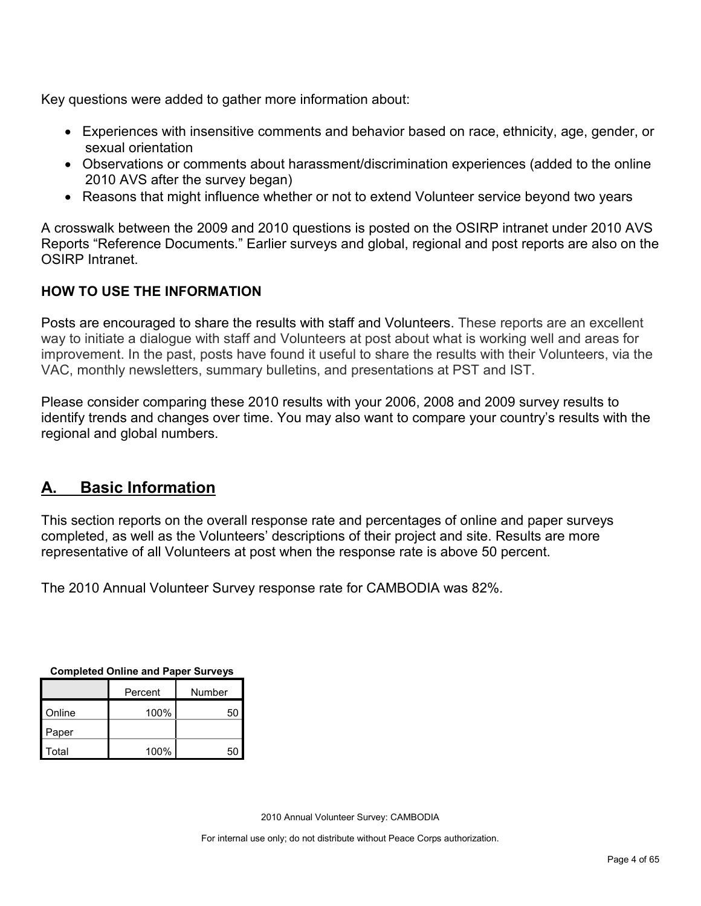Key questions were added to gather more information about:

- Experiences with insensitive comments and behavior based on race, ethnicity, age, gender, or sexual orientation
- Observations or comments about harassment/discrimination experiences (added to the online 2010 AVS after the survey began)
- Reasons that might influence whether or not to extend Volunteer service beyond two years

A crosswalk between the 2009 and 2010 questions is posted on the OSIRP intranet under 2010 AVS Reports "Reference Documents." Earlier surveys and global, regional and post reports are also on the OSIRP Intranet.

**HOW TO USE THE INFORMATION**

Posts are encouraged to share the results with staff and Volunteers. These reports are an excellent way to initiate a dialogue with staff and Volunteers at post about what is working well and areas for improvement. In the past, posts have found it useful to share the results with their Volunteers, via the VAC, monthly newsletters, summary bulletins, and presentations at PST and IST.

Please consider comparing these 2010 results with your 2006, 2008 and 2009 survey results to identify trends and changes over time. You may also want to compare your country's results with the regional and global numbers.

## A. Basic Information

This section reports on the overall response rate and percentages of online and paper surveys completed, as well as the Volunteers' descriptions of their project and site. Results are more representative of all Volunteers at post when the response rate is above 50 percent.

The 2010 Annual Volunteer Survey response rate for CAMBODIA was 82%.

**Completed Online and Paper Surveys**

| | Percent | Number |
|---|---|---|
| Online | 100% | 50 |
| Paper | | |
| Total | 100% | 50 |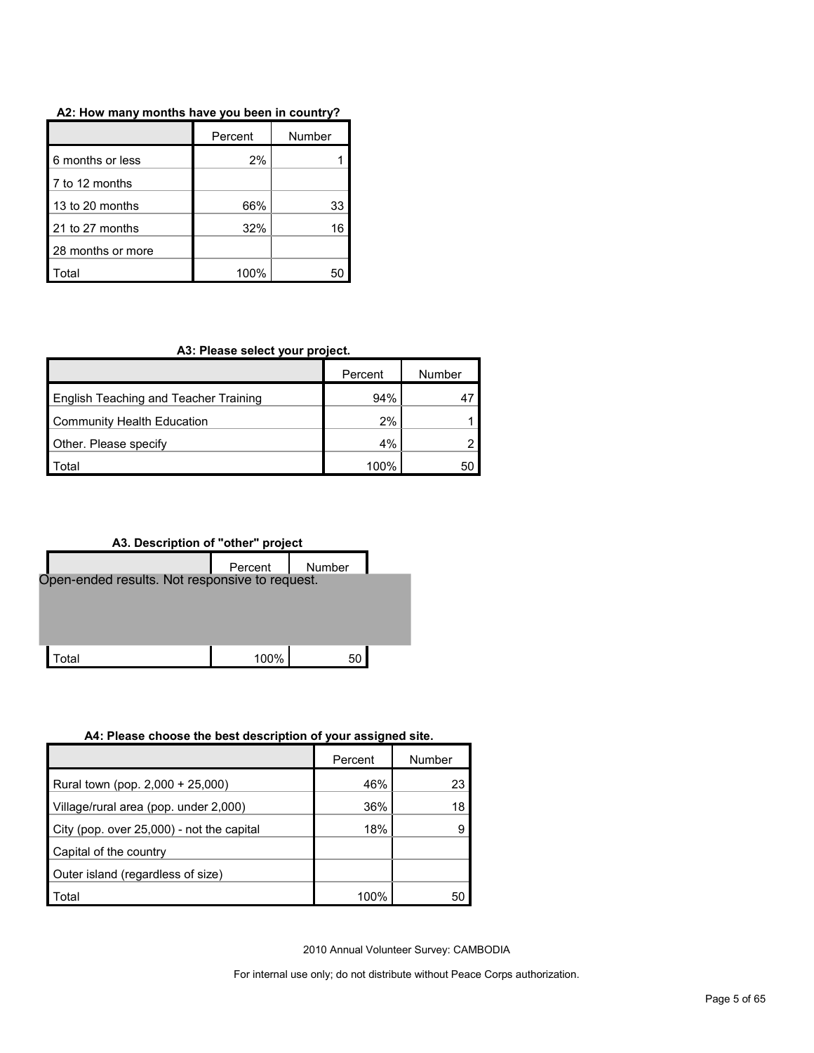**A2: How many months have you been in country?**

| | Percent | Number |
|---|---|---|
| 6 months or less | 2% | 1 |
| 7 to 12 months | | |
| 13 to 20 months | 66% | 33 |
| 21 to 27 months | 32% | 16 |
| 28 months or more | | |
| Total | 100% | 50 |

**A3: Please select your project.**

| | Percent | Number |
|---|---|---|
| English Teaching and Teacher Training | 94% | 47 |
| Community Health Education | 2% | 1 |
| Other. Please specify | 4% | 2 |
| Total | 100% | 50 |

**A3. Description of "other" project**

| | Percent | Number |
|---|---|---|
| Open-ended results. Not responsive to request. | | |
| Total | 100% | 50 |

**A4: Please choose the best description of your assigned site.**

| | Percent | Number |
|---|---|---|
| Rural town (pop. 2,000 + 25,000) | 46% | 23 |
| Village/rural area (pop. under 2,000) | 36% | 18 |
| City (pop. over 25,000) - not the capital | 18% | 9 |
| Capital of the country | | |
| Outer island (regardless of size) | | |
| Total | 100% | 50 |

2010 Annual Volunteer Survey: CAMBODIA

For internal use only; do not distribute without Peace Corps authorization.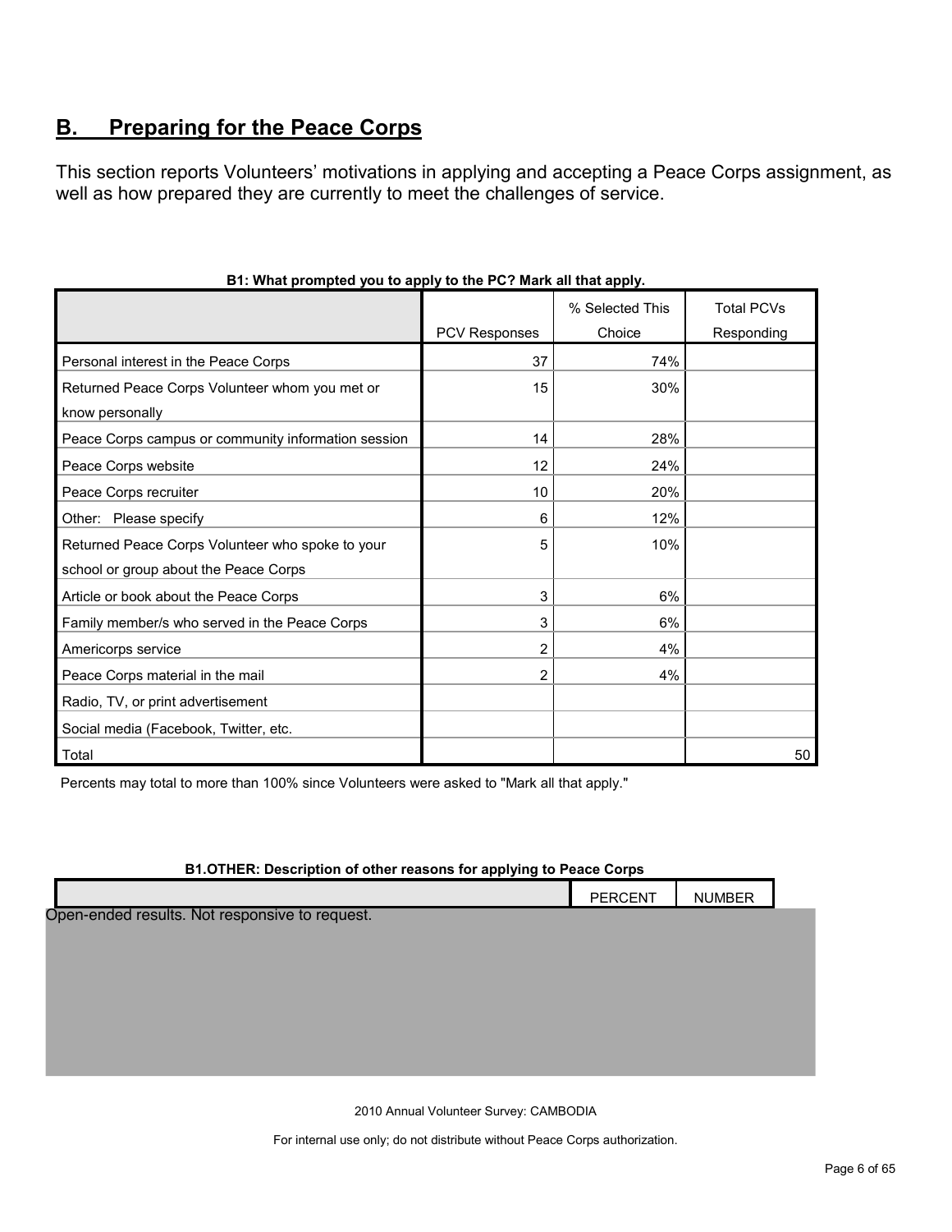## B. Preparing for the Peace Corps

This section reports Volunteers' motivations in applying and accepting a Peace Corps assignment, as well as how prepared they are currently to meet the challenges of service.

**B1: What prompted you to apply to the PC? Mark all that apply.**

| | PCV Responses | % Selected This Choice | Total PCVs Responding |
|---|---|---|---|
| Personal interest in the Peace Corps | 37 | 74% | |
| Returned Peace Corps Volunteer whom you met or know personally | 15 | 30% | |
| Peace Corps campus or community information session | 14 | 28% | |
| Peace Corps website | 12 | 24% | |
| Peace Corps recruiter | 10 | 20% | |
| Other: Please specify | 6 | 12% | |
| Returned Peace Corps Volunteer who spoke to your school or group about the Peace Corps | 5 | 10% | |
| Article or book about the Peace Corps | 3 | 6% | |
| Family member/s who served in the Peace Corps | 3 | 6% | |
| Americorps service | 2 | 4% | |
| Peace Corps material in the mail | 2 | 4% | |
| Radio, TV, or print advertisement | | | |
| Social media (Facebook, Twitter, etc. | | | |
| Total | | | 50 |

Percents may total to more than 100% since Volunteers were asked to "Mark all that apply."

**B1.OTHER: Description of other reasons for applying to Peace Corps**

| | PERCENT | NUMBER |
|---|---|---|
| Open-ended results. Not responsive to request. | | |

2010 Annual Volunteer Survey: CAMBODIA

For internal use only; do not distribute without Peace Corps authorization.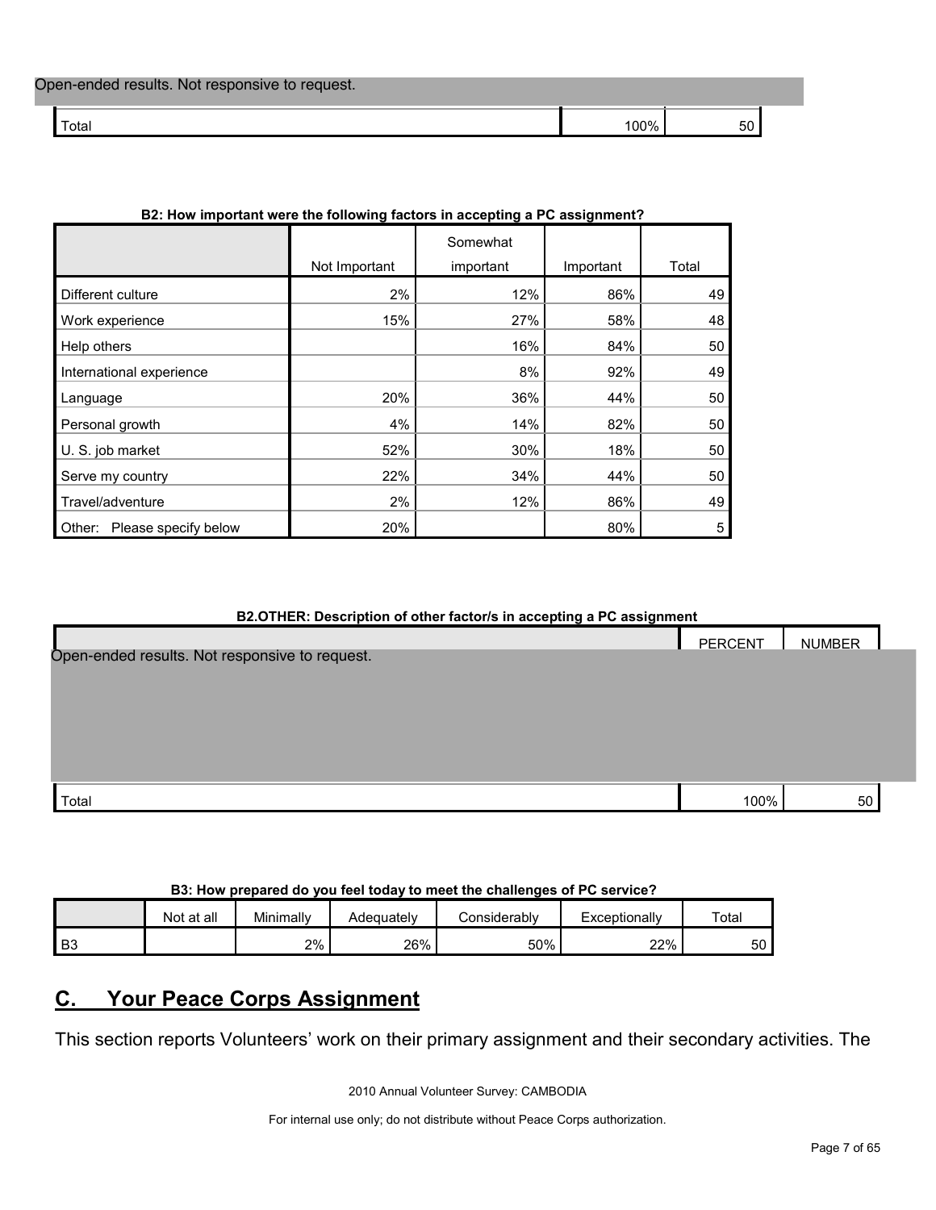| | | |
|---|---|---|
| Open-ended results. Not responsive to request. | | |
| Total | 100% | 50 |

**B2: How important were the following factors in accepting a PC assignment?**

| | Not Important | Somewhat important | Important | Total |
|---|---|---|---|---|
| Different culture | 2% | 12% | 86% | 49 |
| Work experience | 15% | 27% | 58% | 48 |
| Help others | | 16% | 84% | 50 |
| International experience | | 8% | 92% | 49 |
| Language | 20% | 36% | 44% | 50 |
| Personal growth | 4% | 14% | 82% | 50 |
| U. S. job market | 52% | 30% | 18% | 50 |
| Serve my country | 22% | 34% | 44% | 50 |
| Travel/adventure | 2% | 12% | 86% | 49 |
| Other: Please specify below | 20% | | 80% | 5 |

**B2.OTHER: Description of other factor/s in accepting a PC assignment**

| | PERCENT | NUMBER |
|---|---|---|
| Open-ended results. Not responsive to request. | | |
| Total | 100% | 50 |

**B3: How prepared do you feel today to meet the challenges of PC service?**

| | Not at all | Minimally | Adequately | Considerably | Exceptionally | Total |
|---|---|---|---|---|---|---|
| B3 | | 2% | 26% | 50% | 22% | 50 |

## C. Your Peace Corps Assignment

This section reports Volunteers' work on their primary assignment and their secondary activities. The

2010 Annual Volunteer Survey: CAMBODIA

For internal use only; do not distribute without Peace Corps authorization.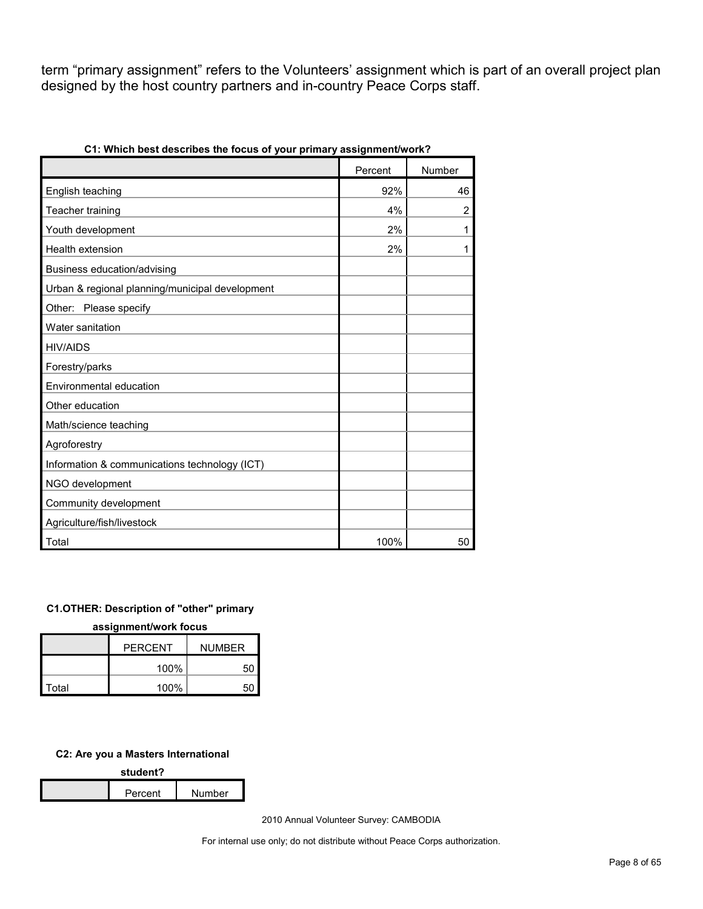term “primary assignment” refers to the Volunteers’ assignment which is part of an overall project plan designed by the host country partners and in-country Peace Corps staff.

**C1: Which best describes the focus of your primary assignment/work?**

| | Percent | Number |
|---|---|---|
| English teaching | 92% | 46 |
| Teacher training | 4% | 2 |
| Youth development | 2% | 1 |
| Health extension | 2% | 1 |
| Business education/advising | | |
| Urban & regional planning/municipal development | | |
| Other: Please specify | | |
| Water sanitation | | |
| HIV/AIDS | | |
| Forestry/parks | | |
| Environmental education | | |
| Other education | | |
| Math/science teaching | | |
| Agroforestry | | |
| Information & communications technology (ICT) | | |
| NGO development | | |
| Community development | | |
| Agriculture/fish/livestock | | |
| Total | 100% | 50 |

**C1.OTHER: Description of "other" primary assignment/work focus**

| | PERCENT | NUMBER |
|---|---|---|
| | 100% | 50 |
| Total | 100% | 50 |

**C2: Are you a Masters International student?**

| | Percent | Number |
|---|---|---|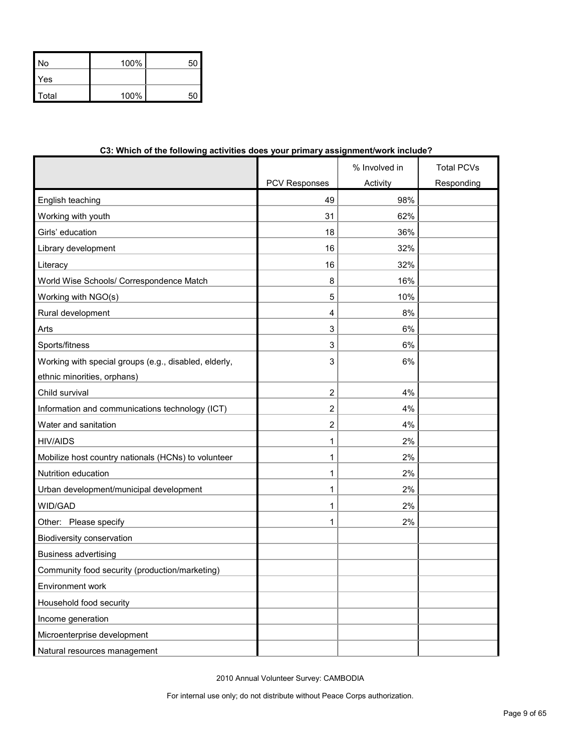| No | 100% | 50 |
|---|---|---|
| Yes | | |
| Total | 100% | 50 |

**C3: Which of the following activities does your primary assignment/work include?**

| | PCV Responses | % Involved in Activity | Total PCVs Responding |
|---|---|---|---|
| English teaching | 49 | 98% | |
| Working with youth | 31 | 62% | |
| Girls' education | 18 | 36% | |
| Library development | 16 | 32% | |
| Literacy | 16 | 32% | |
| World Wise Schools/ Correspondence Match | 8 | 16% | |
| Working with NGO(s) | 5 | 10% | |
| Rural development | 4 | 8% | |
| Arts | 3 | 6% | |
| Sports/fitness | 3 | 6% | |
| Working with special groups (e.g., disabled, elderly, ethnic minorities, orphans) | 3 | 6% | |
| Child survival | 2 | 4% | |
| Information and communications technology (ICT) | 2 | 4% | |
| Water and sanitation | 2 | 4% | |
| HIV/AIDS | 1 | 2% | |
| Mobilize host country nationals (HCNs) to volunteer | 1 | 2% | |
| Nutrition education | 1 | 2% | |
| Urban development/municipal development | 1 | 2% | |
| WID/GAD | 1 | 2% | |
| Other: Please specify | 1 | 2% | |
| Biodiversity conservation | | | |
| Business advertising | | | |
| Community food security (production/marketing) | | | |
| Environment work | | | |
| Household food security | | | |
| Income generation | | | |
| Microenterprise development | | | |
| Natural resources management | | | |

2010 Annual Volunteer Survey: CAMBODIA

For internal use only; do not distribute without Peace Corps authorization.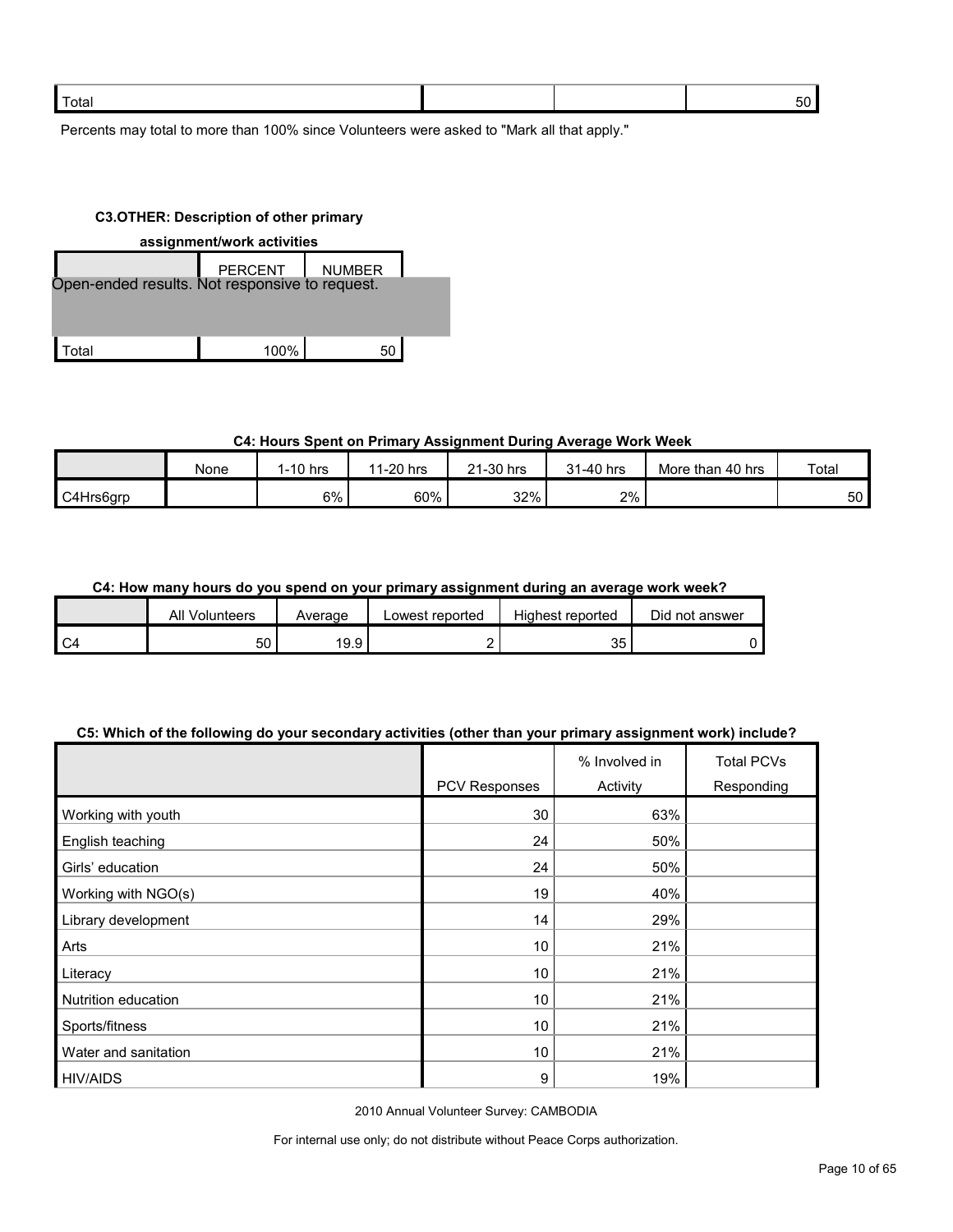| Total | | | 50 |
|---|---|---|---|

Percents may total to more than 100% since Volunteers were asked to "Mark all that apply."

**C3.OTHER: Description of other primary assignment/work activities**

| | PERCENT | NUMBER |
|---|---|---|
| Open-ended results. Not responsive to request. | | |
| Total | 100% | 50 |

**C4: Hours Spent on Primary Assignment During Average Work Week**

| | None | 1-10 hrs | 11-20 hrs | 21-30 hrs | 31-40 hrs | More than 40 hrs | Total |
|---|---|---|---|---|---|---|---|
| C4Hrs6grp | | 6% | 60% | 32% | 2% | | 50 |

**C4: How many hours do you spend on your primary assignment during an average work week?**

| | All Volunteers | Average | Lowest reported | Highest reported | Did not answer |
|---|---|---|---|---|---|
| C4 | 50 | 19.9 | 2 | 35 | 0 |

**C5: Which of the following do your secondary activities (other than your primary assignment work) include?**

| | PCV Responses | % Involved in Activity | Total PCVs Responding |
|---|---|---|---|
| Working with youth | 30 | 63% | |
| English teaching | 24 | 50% | |
| Girls' education | 24 | 50% | |
| Working with NGO(s) | 19 | 40% | |
| Library development | 14 | 29% | |
| Arts | 10 | 21% | |
| Literacy | 10 | 21% | |
| Nutrition education | 10 | 21% | |
| Sports/fitness | 10 | 21% | |
| Water and sanitation | 10 | 21% | |
| HIV/AIDS | 9 | 19% | |

2010 Annual Volunteer Survey: CAMBODIA

For internal use only; do not distribute without Peace Corps authorization.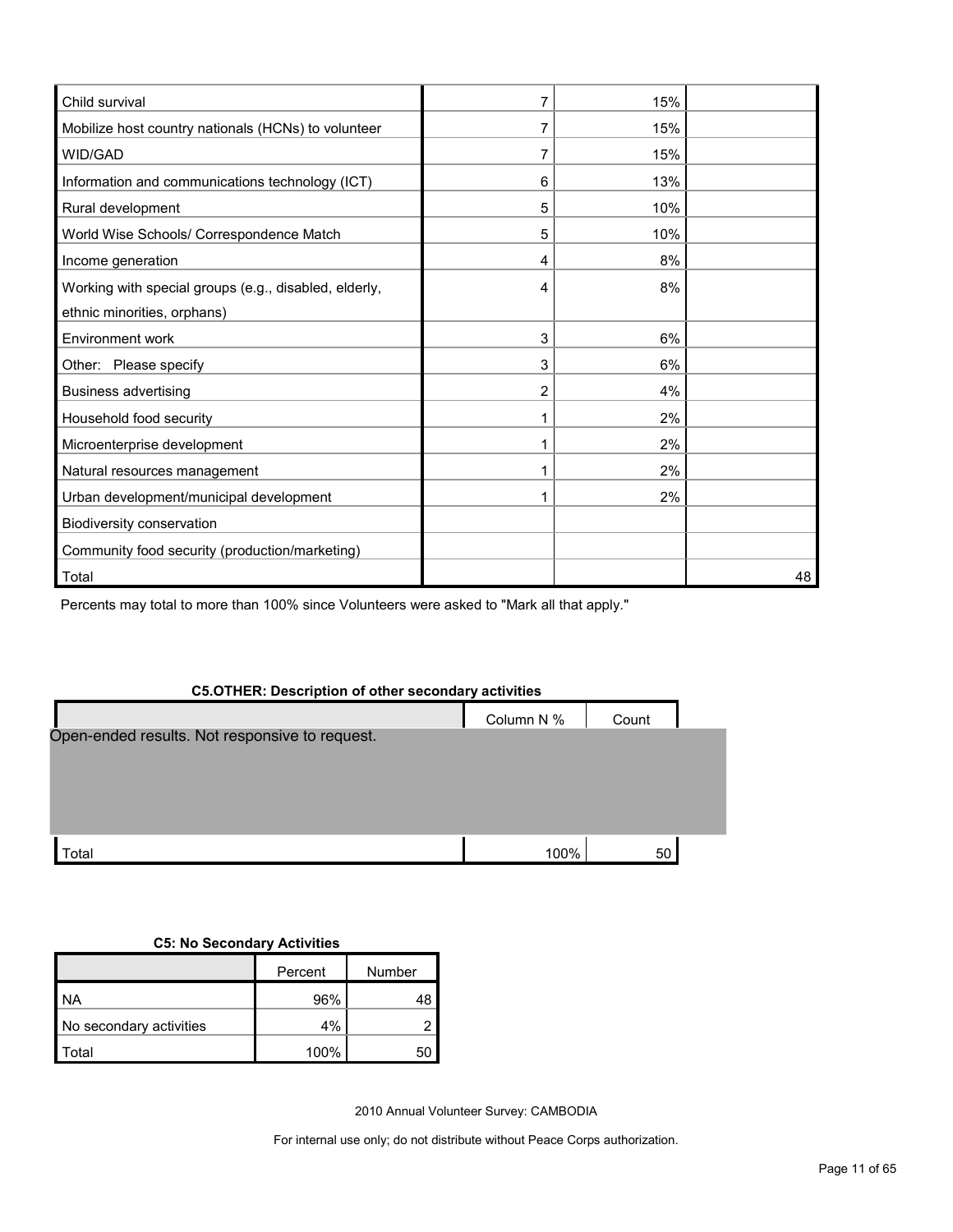| | | | |
|---|---|---|---|
| Child survival | 7 | 15% | |
| Mobilize host country nationals (HCNs) to volunteer | 7 | 15% | |
| WID/GAD | 7 | 15% | |
| Information and communications technology (ICT) | 6 | 13% | |
| Rural development | 5 | 10% | |
| World Wise Schools/ Correspondence Match | 5 | 10% | |
| Income generation | 4 | 8% | |
| Working with special groups (e.g., disabled, elderly, ethnic minorities, orphans) | 4 | 8% | |
| Environment work | 3 | 6% | |
| Other: Please specify | 3 | 6% | |
| Business advertising | 2 | 4% | |
| Household food security | 1 | 2% | |
| Microenterprise development | 1 | 2% | |
| Natural resources management | 1 | 2% | |
| Urban development/municipal development | 1 | 2% | |
| Biodiversity conservation | | | |
| Community food security (production/marketing) | | | |
| Total | | | 48 |

Percents may total to more than 100% since Volunteers were asked to "Mark all that apply."

**C5.OTHER: Description of other secondary activities**

| | Column N % | Count |
|---|---|---|
| Open-ended results. Not responsive to request. | | |
| Total | 100% | 50 |

**C5: No Secondary Activities**

| | Percent | Number |
|---|---|---|
| NA | 96% | 48 |
| No secondary activities | 4% | 2 |
| Total | 100% | 50 |

2010 Annual Volunteer Survey: CAMBODIA

For internal use only; do not distribute without Peace Corps authorization.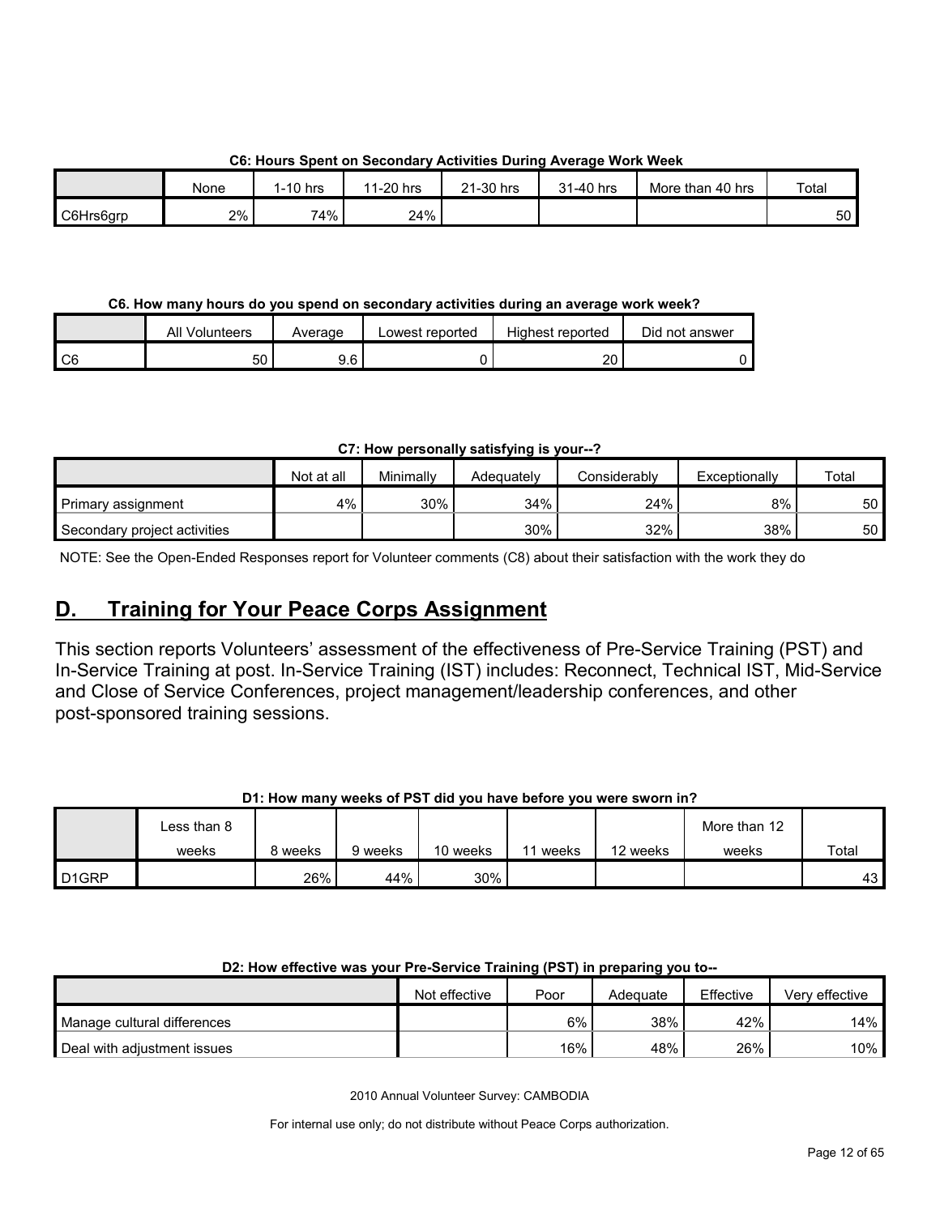**C6: Hours Spent on Secondary Activities During Average Work Week**

| | None | 1-10 hrs | 11-20 hrs | 21-30 hrs | 31-40 hrs | More than 40 hrs | Total |
|---|---|---|---|---|---|---|---|
| C6Hrs6grp | 2% | 74% | 24% | | | | 50 |

**C6. How many hours do you spend on secondary activities during an average work week?**

| | All Volunteers | Average | Lowest reported | Highest reported | Did not answer |
|---|---|---|---|---|---|
| C6 | 50 | 9.6 | 0 | 20 | 0 |

**C7: How personally satisfying is your--?**

| | Not at all | Minimally | Adequately | Considerably | Exceptionally | Total |
|---|---|---|---|---|---|---|
| Primary assignment | 4% | 30% | 34% | 24% | 8% | 50 |
| Secondary project activities | | | 30% | 32% | 38% | 50 |

NOTE: See the Open-Ended Responses report for Volunteer comments (C8) about their satisfaction with the work they do

## D. Training for Your Peace Corps Assignment

This section reports Volunteers' assessment of the effectiveness of Pre-Service Training (PST) and In-Service Training at post. In-Service Training (IST) includes: Reconnect, Technical IST, Mid-Service and Close of Service Conferences, project management/leadership conferences, and other post-sponsored training sessions.

**D1: How many weeks of PST did you have before you were sworn in?**

| | Less than 8 weeks | 8 weeks | 9 weeks | 10 weeks | 11 weeks | 12 weeks | More than 12 weeks | Total |
|---|---|---|---|---|---|---|---|---|
| D1GRP | | 26% | 44% | 30% | | | | 43 |

**D2: How effective was your Pre-Service Training (PST) in preparing you to--**

| | Not effective | Poor | Adequate | Effective | Very effective |
|---|---|---|---|---|---|
| Manage cultural differences | | 6% | 38% | 42% | 14% |
| Deal with adjustment issues | | 16% | 48% | 26% | 10% |

2010 Annual Volunteer Survey: CAMBODIA

For internal use only; do not distribute without Peace Corps authorization.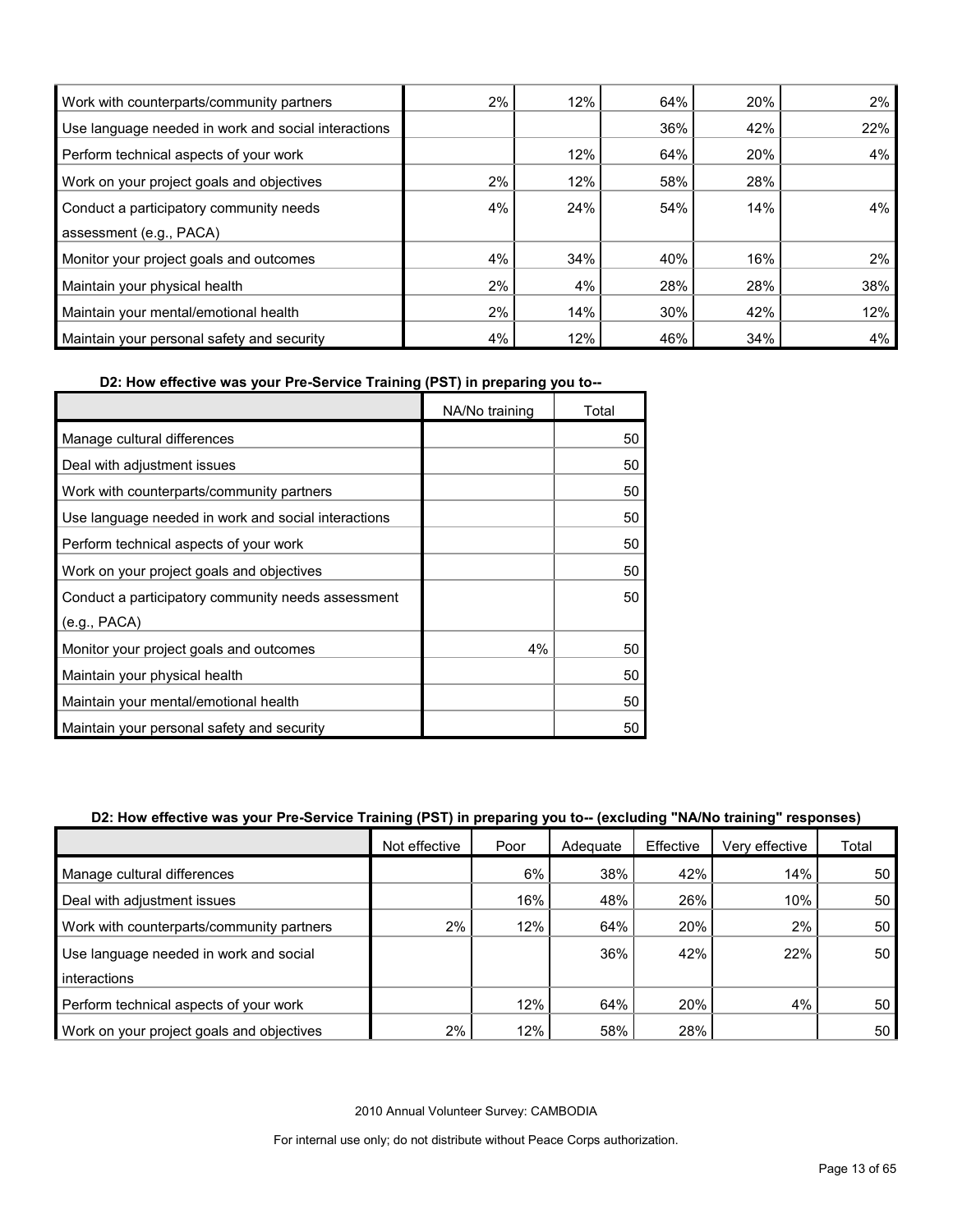| | | | | | |
|---|---|---|---|---|---|
| Work with counterparts/community partners | 2% | 12% | 64% | 20% | 2% |
| Use language needed in work and social interactions | | | 36% | 42% | 22% |
| Perform technical aspects of your work | | 12% | 64% | 20% | 4% |
| Work on your project goals and objectives | 2% | 12% | 58% | 28% | |
| Conduct a participatory community needs assessment (e.g., PACA) | 4% | 24% | 54% | 14% | 4% |
| Monitor your project goals and outcomes | 4% | 34% | 40% | 16% | 2% |
| Maintain your physical health | 2% | 4% | 28% | 28% | 38% |
| Maintain your mental/emotional health | 2% | 14% | 30% | 42% | 12% |
| Maintain your personal safety and security | 4% | 12% | 46% | 34% | 4% |

**D2: How effective was your Pre-Service Training (PST) in preparing you to--**

| | NA/No training | Total |
|---|---|---|
| Manage cultural differences | | 50 |
| Deal with adjustment issues | | 50 |
| Work with counterparts/community partners | | 50 |
| Use language needed in work and social interactions | | 50 |
| Perform technical aspects of your work | | 50 |
| Work on your project goals and objectives | | 50 |
| Conduct a participatory community needs assessment (e.g., PACA) | | 50 |
| Monitor your project goals and outcomes | 4% | 50 |
| Maintain your physical health | | 50 |
| Maintain your mental/emotional health | | 50 |
| Maintain your personal safety and security | | 50 |

**D2: How effective was your Pre-Service Training (PST) in preparing you to-- (excluding "NA/No training" responses)**

| | Not effective | Poor | Adequate | Effective | Very effective | Total |
|---|---|---|---|---|---|---|
| Manage cultural differences | | 6% | 38% | 42% | 14% | 50 |
| Deal with adjustment issues | | 16% | 48% | 26% | 10% | 50 |
| Work with counterparts/community partners | 2% | 12% | 64% | 20% | 2% | 50 |
| Use language needed in work and social interactions | | | 36% | 42% | 22% | 50 |
| Perform technical aspects of your work | | 12% | 64% | 20% | 4% | 50 |
| Work on your project goals and objectives | 2% | 12% | 58% | 28% | | 50 |

2010 Annual Volunteer Survey: CAMBODIA

For internal use only; do not distribute without Peace Corps authorization.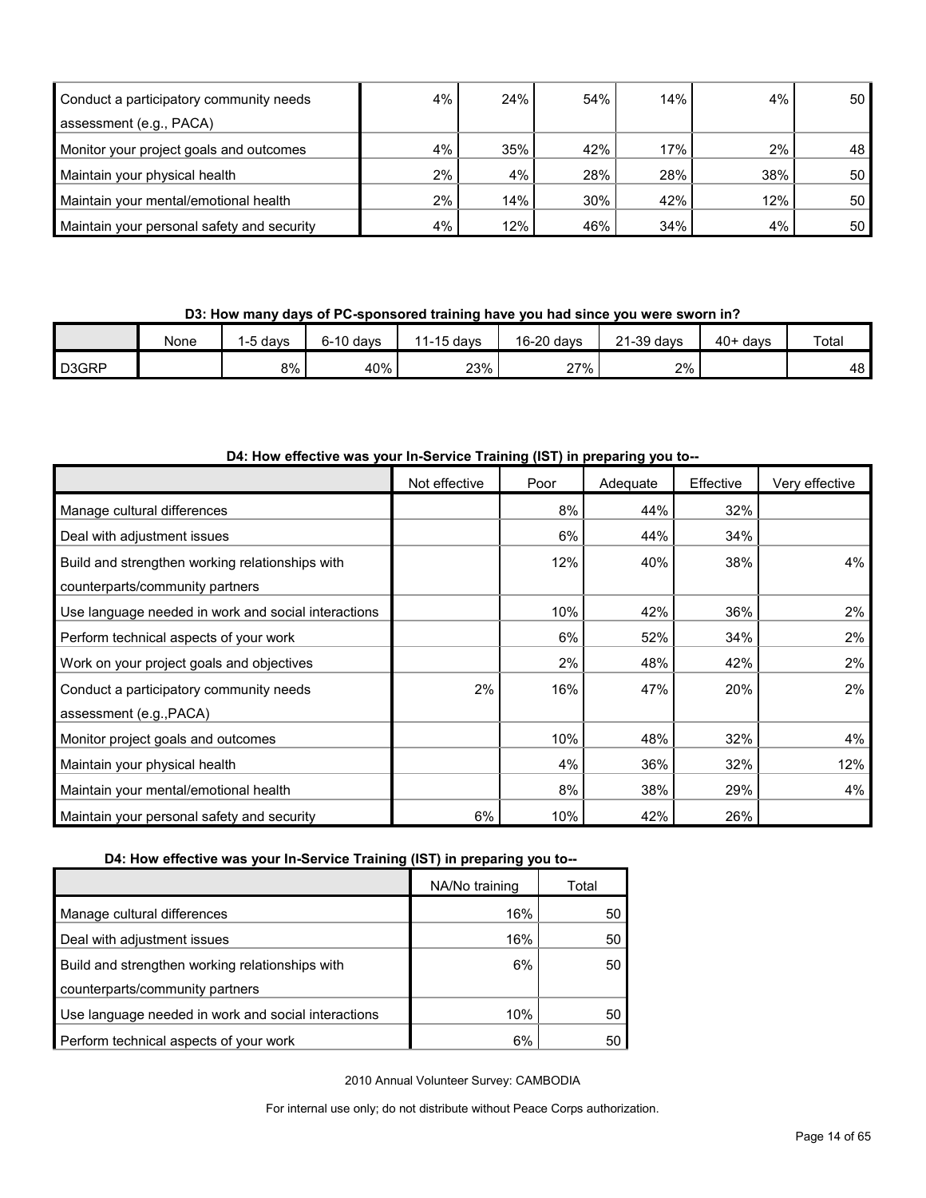| | | | | | | |
|---|---|---|---|---|---|---|
| Conduct a participatory community needs assessment (e.g., PACA) | 4% | 24% | 54% | 14% | 4% | 50 |
| Monitor your project goals and outcomes | 4% | 35% | 42% | 17% | 2% | 48 |
| Maintain your physical health | 2% | 4% | 28% | 28% | 38% | 50 |
| Maintain your mental/emotional health | 2% | 14% | 30% | 42% | 12% | 50 |
| Maintain your personal safety and security | 4% | 12% | 46% | 34% | 4% | 50 |

**D3: How many days of PC-sponsored training have you had since you were sworn in?**

| | None | 1-5 days | 6-10 days | 11-15 days | 16-20 days | 21-39 days | 40+ days | Total |
|---|---|---|---|---|---|---|---|---|
| D3GRP | | 8% | 40% | 23% | 27% | 2% | | 48 |

**D4: How effective was your In-Service Training (IST) in preparing you to--**

| | Not effective | Poor | Adequate | Effective | Very effective |
|---|---|---|---|---|---|
| Manage cultural differences | | 8% | 44% | 32% | |
| Deal with adjustment issues | | 6% | 44% | 34% | |
| Build and strengthen working relationships with counterparts/community partners | | 12% | 40% | 38% | 4% |
| Use language needed in work and social interactions | | 10% | 42% | 36% | 2% |
| Perform technical aspects of your work | | 6% | 52% | 34% | 2% |
| Work on your project goals and objectives | | 2% | 48% | 42% | 2% |
| Conduct a participatory community needs assessment (e.g.,PACA) | 2% | 16% | 47% | 20% | 2% |
| Monitor project goals and outcomes | | 10% | 48% | 32% | 4% |
| Maintain your physical health | | 4% | 36% | 32% | 12% |
| Maintain your mental/emotional health | | 8% | 38% | 29% | 4% |
| Maintain your personal safety and security | 6% | 10% | 42% | 26% | |

**D4: How effective was your In-Service Training (IST) in preparing you to--**

| | NA/No training | Total |
|---|---|---|
| Manage cultural differences | 16% | 50 |
| Deal with adjustment issues | 16% | 50 |
| Build and strengthen working relationships with counterparts/community partners | 6% | 50 |
| Use language needed in work and social interactions | 10% | 50 |
| Perform technical aspects of your work | 6% | 50 |

2010 Annual Volunteer Survey: CAMBODIA

For internal use only; do not distribute without Peace Corps authorization.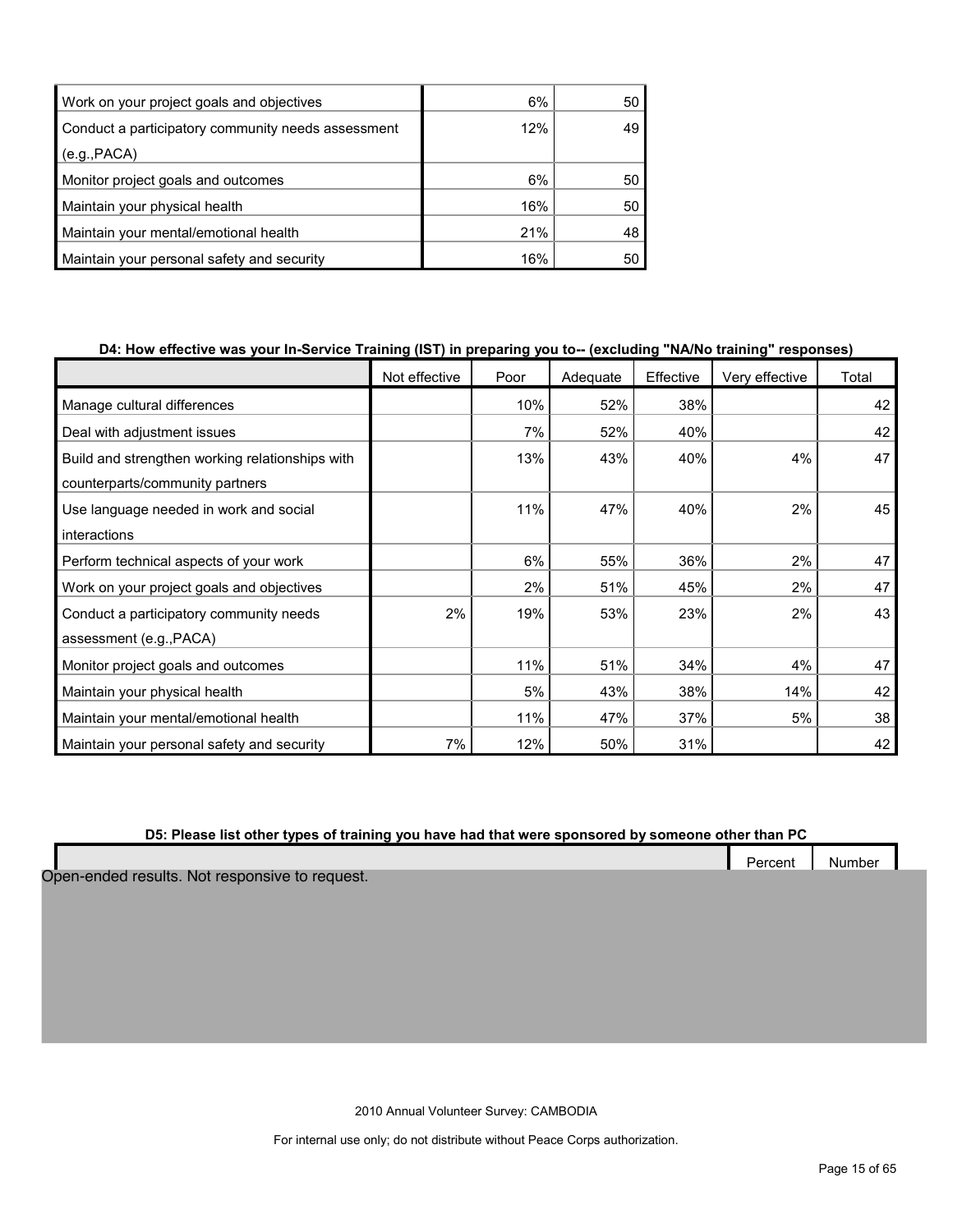| | | |
|---|---|---|
| Work on your project goals and objectives | 6% | 50 |
| Conduct a participatory community needs assessment (e.g.,PACA) | 12% | 49 |
| Monitor project goals and outcomes | 6% | 50 |
| Maintain your physical health | 16% | 50 |
| Maintain your mental/emotional health | 21% | 48 |
| Maintain your personal safety and security | 16% | 50 |

**D4: How effective was your In-Service Training (IST) in preparing you to-- (excluding "NA/No training" responses)**

| | Not effective | Poor | Adequate | Effective | Very effective | Total |
|---|---|---|---|---|---|---|
| Manage cultural differences | | 10% | 52% | 38% | | 42 |
| Deal with adjustment issues | | 7% | 52% | 40% | | 42 |
| Build and strengthen working relationships with counterparts/community partners | | 13% | 43% | 40% | 4% | 47 |
| Use language needed in work and social interactions | | 11% | 47% | 40% | 2% | 45 |
| Perform technical aspects of your work | | 6% | 55% | 36% | 2% | 47 |
| Work on your project goals and objectives | | 2% | 51% | 45% | 2% | 47 |
| Conduct a participatory community needs assessment (e.g.,PACA) | 2% | 19% | 53% | 23% | 2% | 43 |
| Monitor project goals and outcomes | | 11% | 51% | 34% | 4% | 47 |
| Maintain your physical health | | 5% | 43% | 38% | 14% | 42 |
| Maintain your mental/emotional health | | 11% | 47% | 37% | 5% | 38 |
| Maintain your personal safety and security | 7% | 12% | 50% | 31% | | 42 |

**D5: Please list other types of training you have had that were sponsored by someone other than PC**

| | Percent | Number |
|---|---|---|

Open-ended results. Not responsive to request.

2010 Annual Volunteer Survey: CAMBODIA

For internal use only; do not distribute without Peace Corps authorization.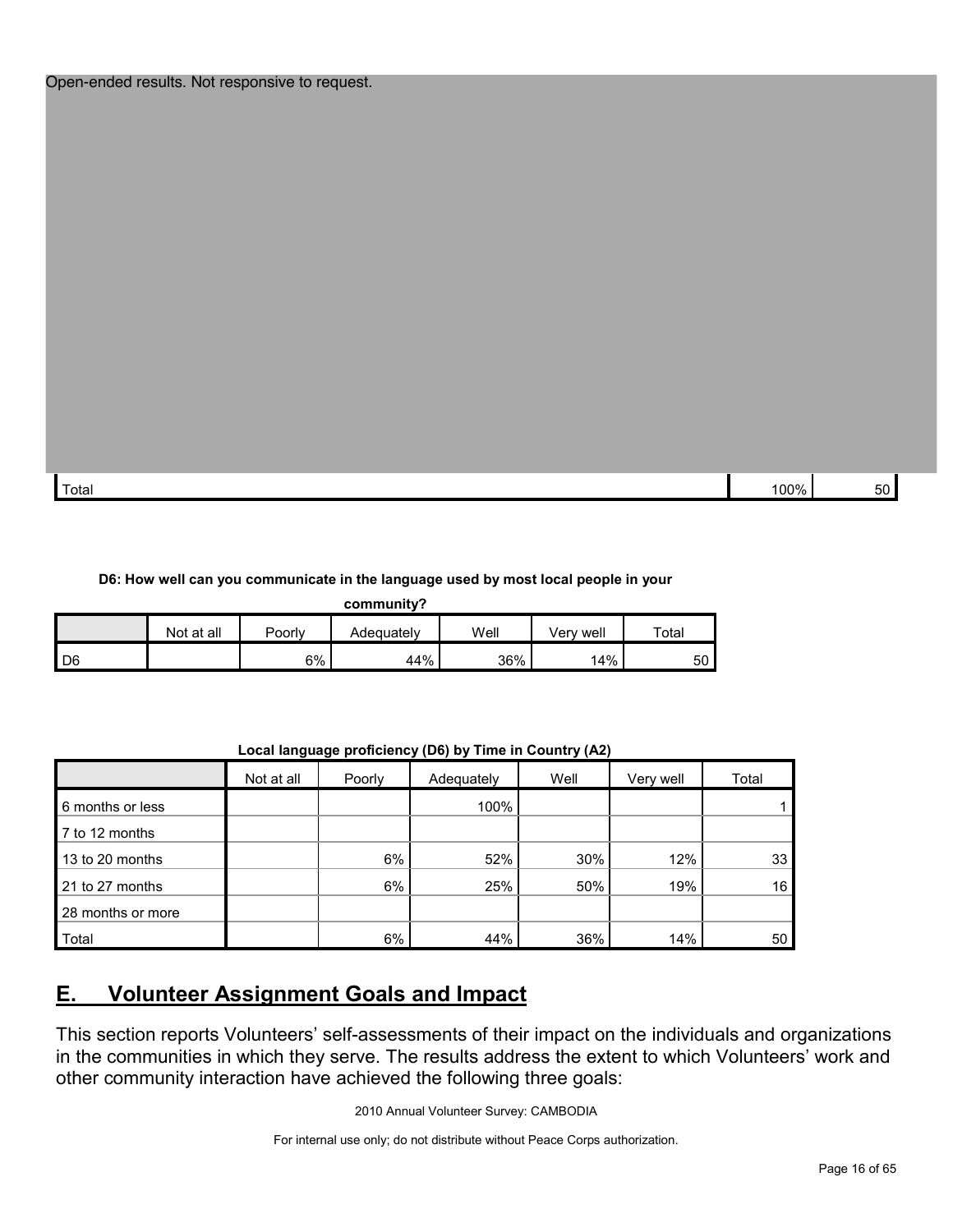Open-ended results. Not responsive to request.

| | | |
|---|---|---|
| Total | 100% | 50 |

**D6: How well can you communicate in the language used by most local people in your community?**

| | Not at all | Poorly | Adequately | Well | Very well | Total |
|---|---|---|---|---|---|---|
| D6 | | 6% | 44% | 36% | 14% | 50 |

**Local language proficiency (D6) by Time in Country (A2)**

| | Not at all | Poorly | Adequately | Well | Very well | Total |
|---|---|---|---|---|---|---|
| 6 months or less | | | 100% | | | 1 |
| 7 to 12 months | | | | | | |
| 13 to 20 months | | 6% | 52% | 30% | 12% | 33 |
| 21 to 27 months | | 6% | 25% | 50% | 19% | 16 |
| 28 months or more | | | | | | |
| Total | | 6% | 44% | 36% | 14% | 50 |

## E. Volunteer Assignment Goals and Impact

This section reports Volunteers' self-assessments of their impact on the individuals and organizations in the communities in which they serve. The results address the extent to which Volunteers' work and other community interaction have achieved the following three goals:

2010 Annual Volunteer Survey: CAMBODIA

For internal use only; do not distribute without Peace Corps authorization.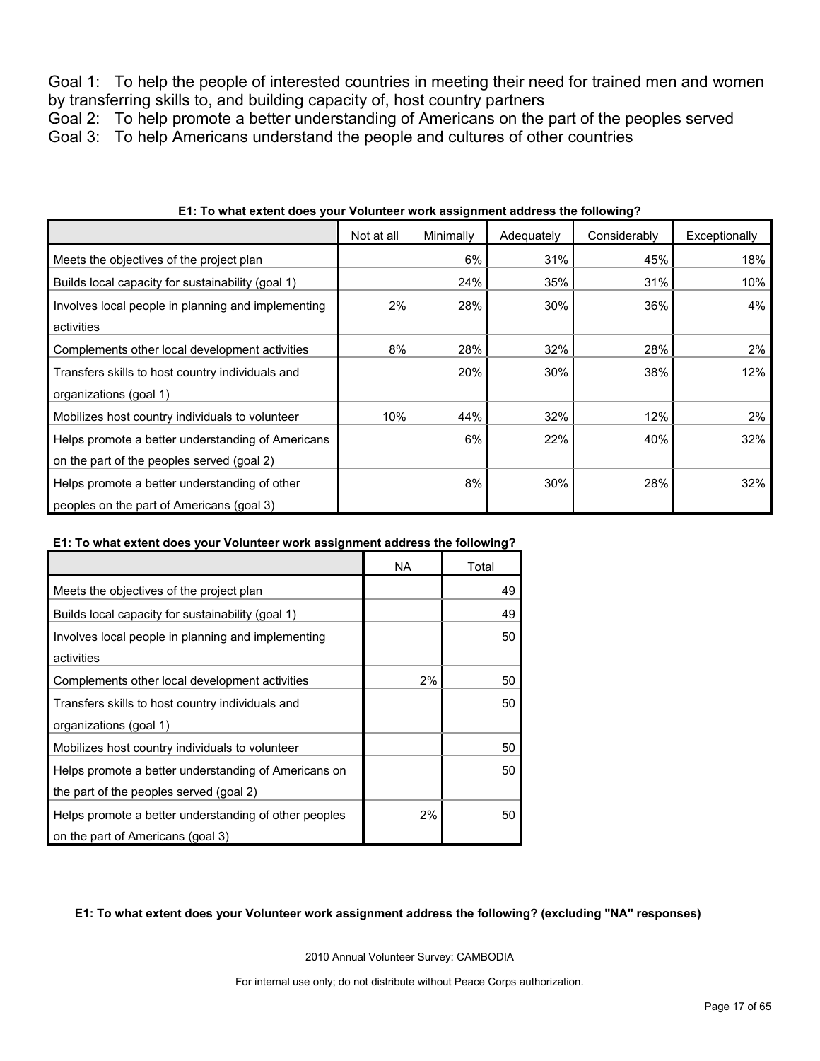Goal 1: To help the people of interested countries in meeting their need for trained men and women by transferring skills to, and building capacity of, host country partners

Goal 2: To help promote a better understanding of Americans on the part of the peoples served

Goal 3: To help Americans understand the people and cultures of other countries

**E1: To what extent does your Volunteer work assignment address the following?**

| | Not at all | Minimally | Adequately | Considerably | Exceptionally |
|---|---|---|---|---|---|
| Meets the objectives of the project plan | | 6% | 31% | 45% | 18% |
| Builds local capacity for sustainability (goal 1) | | 24% | 35% | 31% | 10% |
| Involves local people in planning and implementing activities | 2% | 28% | 30% | 36% | 4% |
| Complements other local development activities | 8% | 28% | 32% | 28% | 2% |
| Transfers skills to host country individuals and organizations (goal 1) | | 20% | 30% | 38% | 12% |
| Mobilizes host country individuals to volunteer | 10% | 44% | 32% | 12% | 2% |
| Helps promote a better understanding of Americans on the part of the peoples served (goal 2) | | 6% | 22% | 40% | 32% |
| Helps promote a better understanding of other peoples on the part of Americans (goal 3) | | 8% | 30% | 28% | 32% |

**E1: To what extent does your Volunteer work assignment address the following?**

| | NA | Total |
|---|---|---|
| Meets the objectives of the project plan | | 49 |
| Builds local capacity for sustainability (goal 1) | | 49 |
| Involves local people in planning and implementing activities | | 50 |
| Complements other local development activities | 2% | 50 |
| Transfers skills to host country individuals and organizations (goal 1) | | 50 |
| Mobilizes host country individuals to volunteer | | 50 |
| Helps promote a better understanding of Americans on the part of the peoples served (goal 2) | | 50 |
| Helps promote a better understanding of other peoples on the part of Americans (goal 3) | 2% | 50 |

**E1: To what extent does your Volunteer work assignment address the following? (excluding "NA" responses)**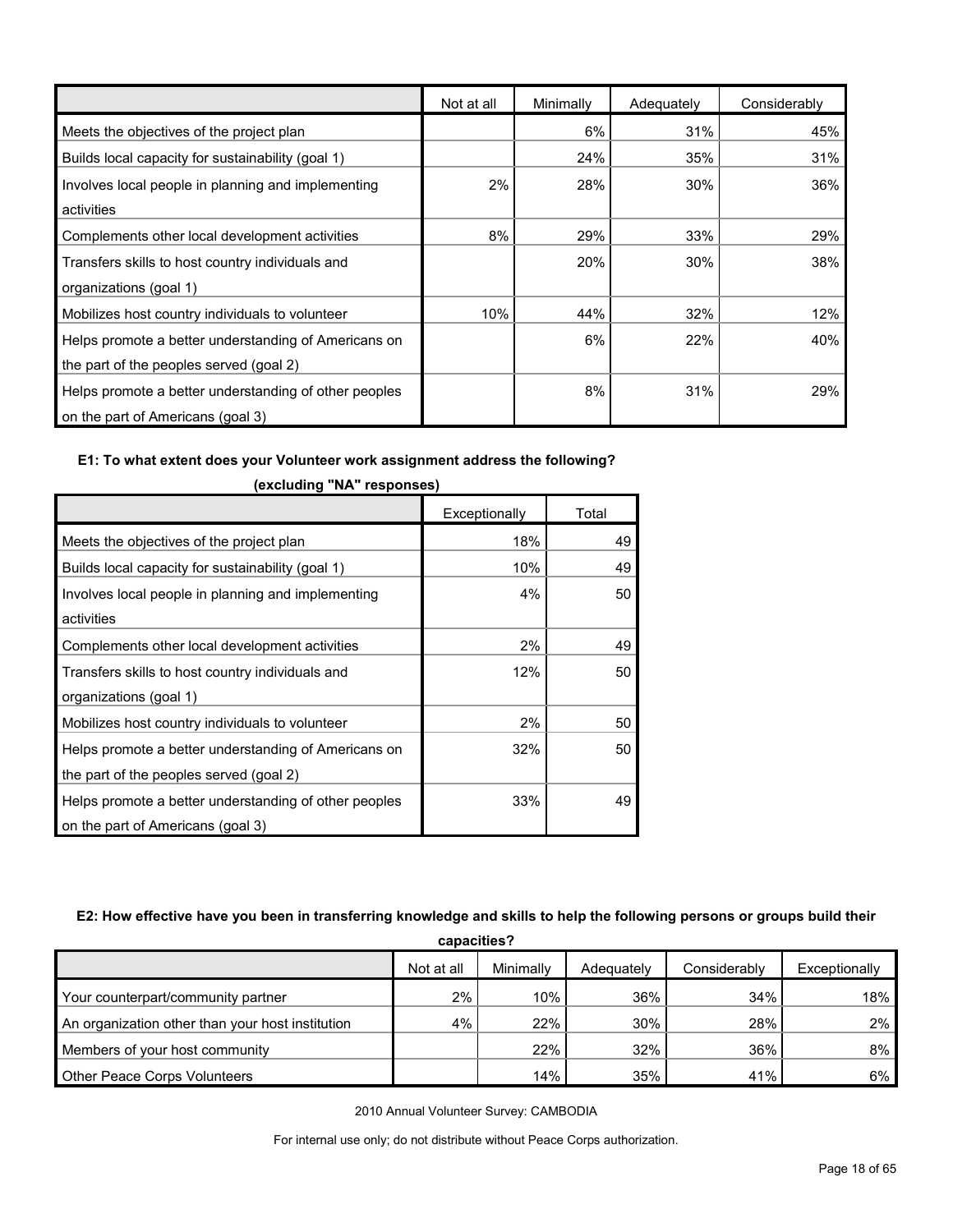|  | Not at all | Minimally | Adequately | Considerably | Exceptionally | Total |
|---|---|---|---|---|---|---|
| Meets the objectives of the project plan |  | 6% | 31% | 45% | 18% | 49 |
| Builds local capacity for sustainability (goal 1) |  | 24% | 35% | 31% | 10% | 49 |
| Involves local people in planning and implementing activities | 2% | 28% | 30% | 36% | 4% | 50 |
| Complements other local development activities | 8% | 29% | 33% | 29% | 2% | 49 |
| Transfers skills to host country individuals and organizations (goal 1) |  | 20% | 30% | 38% | 12% | 50 |
| Mobilizes host country individuals to volunteer | 10% | 44% | 32% | 12% | 2% | 50 |
| Helps promote a better understanding of Americans on the part of the peoples served (goal 2) |  | 6% | 22% | 40% | 32% | 50 |
| Helps promote a better understanding of other peoples on the part of Americans (goal 3) |  | 8% | 31% | 29% | 33% | 49 |

**E1: To what extent does your Volunteer work assignment address the following? (excluding "NA" responses)**

**E2: How effective have you been in transferring knowledge and skills to help the following persons or groups build their capacities?**

|  | Not at all | Minimally | Adequately | Considerably | Exceptionally |
|---|---|---|---|---|---|
| Your counterpart/community partner | 2% | 10% | 36% | 34% | 18% |
| An organization other than your host institution | 4% | 22% | 30% | 28% | 2% |
| Members of your host community |  | 22% | 32% | 36% | 8% |
| Other Peace Corps Volunteers |  | 14% | 35% | 41% | 6% |

2010 Annual Volunteer Survey: CAMBODIA

For internal use only; do not distribute without Peace Corps authorization.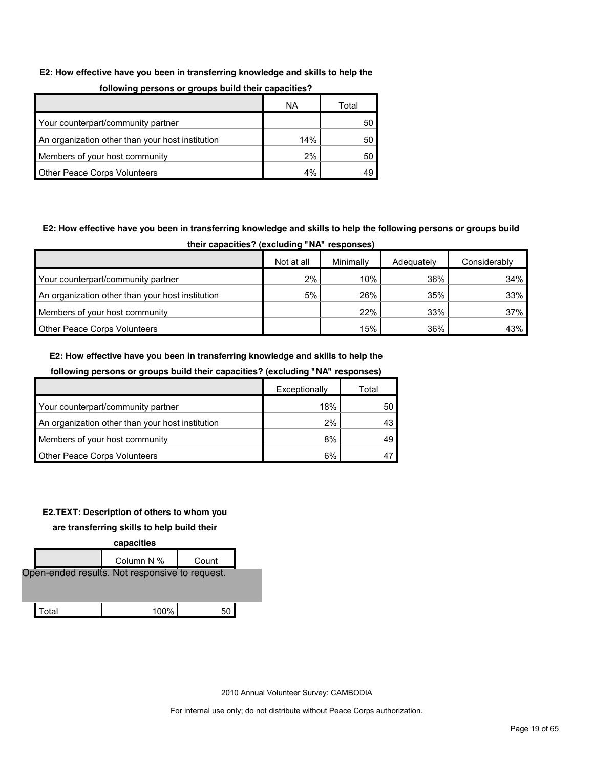**E2: How effective have you been in transferring knowledge and skills to help the following persons or groups build their capacities?**

| | NA | Total |
|---|---|---|
| Your counterpart/community partner | | 50 |
| An organization other than your host institution | 14% | 50 |
| Members of your host community | 2% | 50 |
| Other Peace Corps Volunteers | 4% | 49 |

**E2: How effective have you been in transferring knowledge and skills to help the following persons or groups build their capacities? (excluding "NA" responses)**

| | Not at all | Minimally | Adequately | Considerably |
|---|---|---|---|---|
| Your counterpart/community partner | 2% | 10% | 36% | 34% |
| An organization other than your host institution | 5% | 26% | 35% | 33% |
| Members of your host community | | 22% | 33% | 37% |
| Other Peace Corps Volunteers | | 15% | 36% | 43% |

**E2: How effective have you been in transferring knowledge and skills to help the following persons or groups build their capacities? (excluding "NA" responses)**

| | Exceptionally | Total |
|---|---|---|
| Your counterpart/community partner | 18% | 50 |
| An organization other than your host institution | 2% | 43 |
| Members of your host community | 8% | 49 |
| Other Peace Corps Volunteers | 6% | 47 |

**E2.TEXT: Description of others to whom you are transferring skills to help build their capacities**

| | Column N % | Count |
|---|---|---|
| Open-ended results. Not responsive to request. | | |
| Total | 100% | 50 |

2010 Annual Volunteer Survey: CAMBODIA

For internal use only; do not distribute without Peace Corps authorization.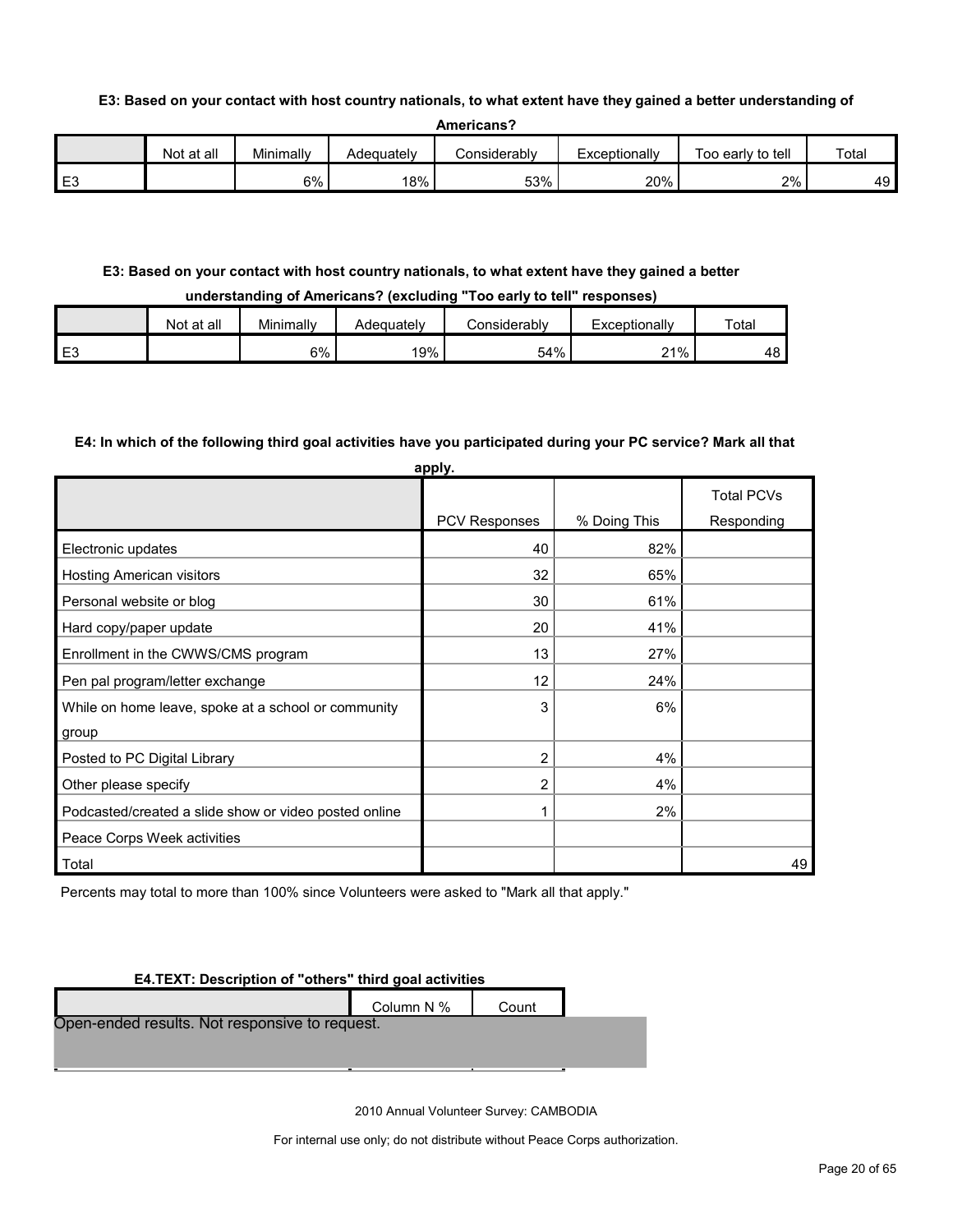**E3: Based on your contact with host country nationals, to what extent have they gained a better understanding of Americans?**

| | Not at all | Minimally | Adequately | Considerably | Exceptionally | Too early to tell | Total |
|---|---|---|---|---|---|---|---|
| E3 | | 6% | 18% | 53% | 20% | 2% | 49 |

**E3: Based on your contact with host country nationals, to what extent have they gained a better understanding of Americans? (excluding "Too early to tell" responses)**

| | Not at all | Minimally | Adequately | Considerably | Exceptionally | Total |
|---|---|---|---|---|---|---|
| E3 | | 6% | 19% | 54% | 21% | 48 |

**E4: In which of the following third goal activities have you participated during your PC service? Mark all that apply.**

| | PCV Responses | % Doing This | Total PCVs Responding |
|---|---|---|---|
| Electronic updates | 40 | 82% | |
| Hosting American visitors | 32 | 65% | |
| Personal website or blog | 30 | 61% | |
| Hard copy/paper update | 20 | 41% | |
| Enrollment in the CWWS/CMS program | 13 | 27% | |
| Pen pal program/letter exchange | 12 | 24% | |
| While on home leave, spoke at a school or community group | 3 | 6% | |
| Posted to PC Digital Library | 2 | 4% | |
| Other please specify | 2 | 4% | |
| Podcasted/created a slide show or video posted online | 1 | 2% | |
| Peace Corps Week activities | | | |
| Total | | | 49 |

Percents may total to more than 100% since Volunteers were asked to "Mark all that apply."

**E4.TEXT: Description of "others" third goal activities**

| | Column N % | Count |
|---|---|---|

Open-ended results. Not responsive to request.

2010 Annual Volunteer Survey: CAMBODIA

For internal use only; do not distribute without Peace Corps authorization.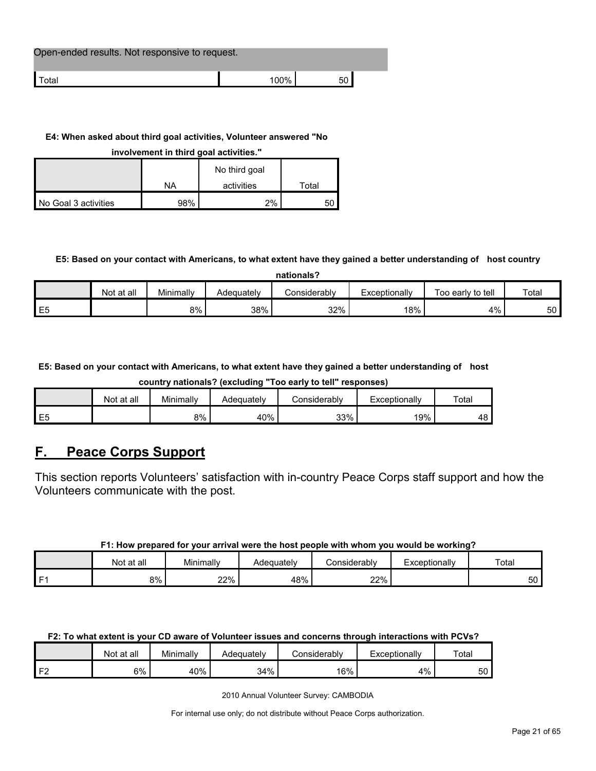| Open-ended results. Not responsive to request. | | |
|---|---|---|
| Total | 100% | 50 |

**E4: When asked about third goal activities, Volunteer answered "No involvement in third goal activities."**

| | NA | No third goal activities | Total |
|---|---|---|---|
| No Goal 3 activities | 98% | 2% | 50 |

**E5: Based on your contact with Americans, to what extent have they gained a better understanding of host country nationals?**

| | Not at all | Minimally | Adequately | Considerably | Exceptionally | Too early to tell | Total |
|---|---|---|---|---|---|---|---|
| E5 | | 8% | 38% | 32% | 18% | 4% | 50 |

**E5: Based on your contact with Americans, to what extent have they gained a better understanding of host country nationals? (excluding "Too early to tell" responses)**

| | Not at all | Minimally | Adequately | Considerably | Exceptionally | Total |
|---|---|---|---|---|---|---|
| E5 | | 8% | 40% | 33% | 19% | 48 |

## F. Peace Corps Support

This section reports Volunteers' satisfaction with in-country Peace Corps staff support and how the Volunteers communicate with the post.

**F1: How prepared for your arrival were the host people with whom you would be working?**

| | Not at all | Minimally | Adequately | Considerably | Exceptionally | Total |
|---|---|---|---|---|---|---|
| F1 | 8% | 22% | 48% | 22% | | 50 |

**F2: To what extent is your CD aware of Volunteer issues and concerns through interactions with PCVs?**

| | Not at all | Minimally | Adequately | Considerably | Exceptionally | Total |
|---|---|---|---|---|---|---|
| F2 | 6% | 40% | 34% | 16% | 4% | 50 |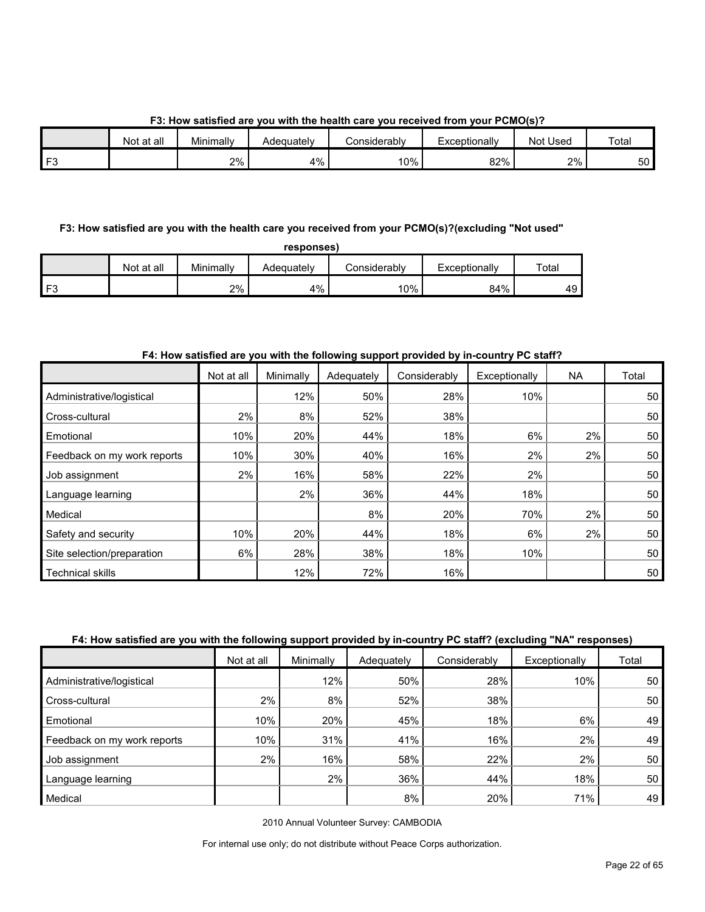**F3: How satisfied are you with the health care you received from your PCMO(s)?**

| | Not at all | Minimally | Adequately | Considerably | Exceptionally | Not Used | Total |
|---|---|---|---|---|---|---|---|
| F3 | | 2% | 4% | 10% | 82% | 2% | 50 |

**F3: How satisfied are you with the health care you received from your PCMO(s)?(excluding "Not used" responses)**

| | Not at all | Minimally | Adequately | Considerably | Exceptionally | Total |
|---|---|---|---|---|---|---|
| F3 | | 2% | 4% | 10% | 84% | 49 |

**F4: How satisfied are you with the following support provided by in-country PC staff?**

| | Not at all | Minimally | Adequately | Considerably | Exceptionally | NA | Total |
|---|---|---|---|---|---|---|---|
| Administrative/logistical | | 12% | 50% | 28% | 10% | | 50 |
| Cross-cultural | 2% | 8% | 52% | 38% | | | 50 |
| Emotional | 10% | 20% | 44% | 18% | 6% | 2% | 50 |
| Feedback on my work reports | 10% | 30% | 40% | 16% | 2% | 2% | 50 |
| Job assignment | 2% | 16% | 58% | 22% | 2% | | 50 |
| Language learning | | 2% | 36% | 44% | 18% | | 50 |
| Medical | | | 8% | 20% | 70% | 2% | 50 |
| Safety and security | 10% | 20% | 44% | 18% | 6% | 2% | 50 |
| Site selection/preparation | 6% | 28% | 38% | 18% | 10% | | 50 |
| Technical skills | | 12% | 72% | 16% | | | 50 |

**F4: How satisfied are you with the following support provided by in-country PC staff? (excluding "NA" responses)**

| | Not at all | Minimally | Adequately | Considerably | Exceptionally | Total |
|---|---|---|---|---|---|---|
| Administrative/logistical | | 12% | 50% | 28% | 10% | 50 |
| Cross-cultural | 2% | 8% | 52% | 38% | | 50 |
| Emotional | 10% | 20% | 45% | 18% | 6% | 49 |
| Feedback on my work reports | 10% | 31% | 41% | 16% | 2% | 49 |
| Job assignment | 2% | 16% | 58% | 22% | 2% | 50 |
| Language learning | | 2% | 36% | 44% | 18% | 50 |
| Medical | | | 8% | 20% | 71% | 49 |

2010 Annual Volunteer Survey: CAMBODIA

For internal use only; do not distribute without Peace Corps authorization.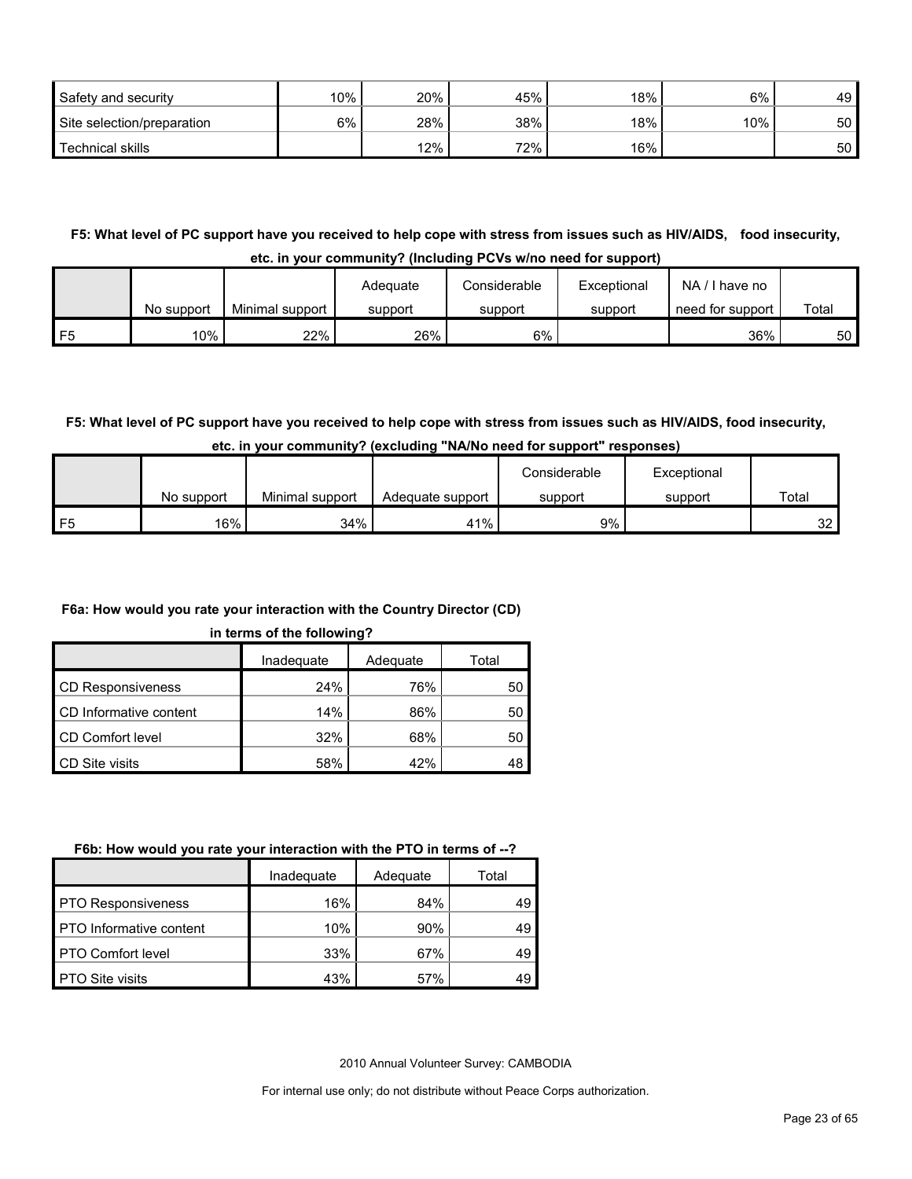| Safety and security | 10% | 20% | 45% | 18% | 6% | 49 |
|---|---|---|---|---|---|---|
| Site selection/preparation | 6% | 28% | 38% | 18% | 10% | 50 |
| Technical skills | | 12% | 72% | 16% | | 50 |

**F5: What level of PC support have you received to help cope with stress from issues such as HIV/AIDS, food insecurity, etc. in your community? (Including PCVs w/no need for support)**

| | No support | Minimal support | Adequate support | Considerable support | Exceptional support | NA / I have no need for support | Total |
|---|---|---|---|---|---|---|---|
| F5 | 10% | 22% | 26% | 6% | | 36% | 50 |

**F5: What level of PC support have you received to help cope with stress from issues such as HIV/AIDS, food insecurity, etc. in your community? (excluding "NA/No need for support" responses)**

| | No support | Minimal support | Adequate support | Considerable support | Exceptional support | Total |
|---|---|---|---|---|---|---|
| F5 | 16% | 34% | 41% | 9% | | 32 |

**F6a: How would you rate your interaction with the Country Director (CD) in terms of the following?**

| | Inadequate | Adequate | Total |
|---|---|---|---|
| CD Responsiveness | 24% | 76% | 50 |
| CD Informative content | 14% | 86% | 50 |
| CD Comfort level | 32% | 68% | 50 |
| CD Site visits | 58% | 42% | 48 |

**F6b: How would you rate your interaction with the PTO in terms of --?**

| | Inadequate | Adequate | Total |
|---|---|---|---|
| PTO Responsiveness | 16% | 84% | 49 |
| PTO Informative content | 10% | 90% | 49 |
| PTO Comfort level | 33% | 67% | 49 |
| PTO Site visits | 43% | 57% | 49 |

2010 Annual Volunteer Survey: CAMBODIA

For internal use only; do not distribute without Peace Corps authorization.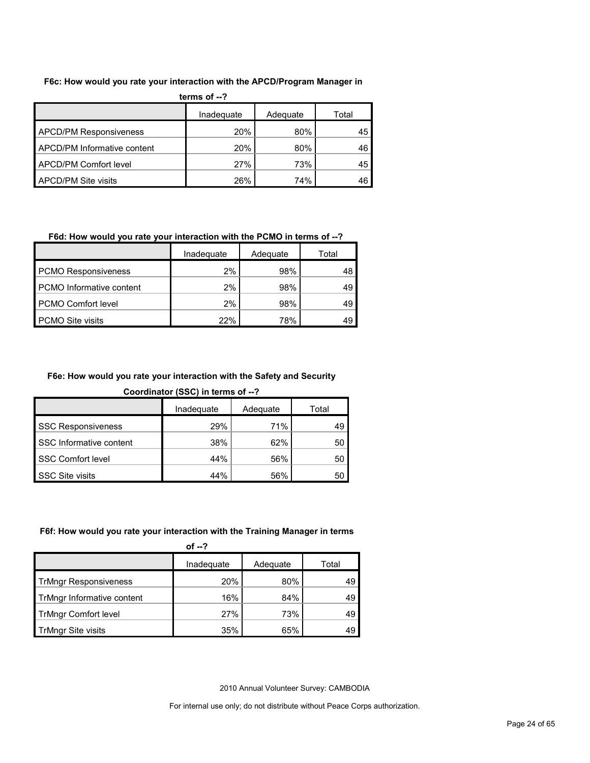**F6c: How would you rate your interaction with the APCD/Program Manager in terms of --?**

| | Inadequate | Adequate | Total |
|---|---|---|---|
| APCD/PM Responsiveness | 20% | 80% | 45 |
| APCD/PM Informative content | 20% | 80% | 46 |
| APCD/PM Comfort level | 27% | 73% | 45 |
| APCD/PM Site visits | 26% | 74% | 46 |

**F6d: How would you rate your interaction with the PCMO in terms of --?**

| | Inadequate | Adequate | Total |
|---|---|---|---|
| PCMO Responsiveness | 2% | 98% | 48 |
| PCMO Informative content | 2% | 98% | 49 |
| PCMO Comfort level | 2% | 98% | 49 |
| PCMO Site visits | 22% | 78% | 49 |

**F6e: How would you rate your interaction with the Safety and Security Coordinator (SSC) in terms of --?**

| | Inadequate | Adequate | Total |
|---|---|---|---|
| SSC Responsiveness | 29% | 71% | 49 |
| SSC Informative content | 38% | 62% | 50 |
| SSC Comfort level | 44% | 56% | 50 |
| SSC Site visits | 44% | 56% | 50 |

**F6f: How would you rate your interaction with the Training Manager in terms of --?**

| | Inadequate | Adequate | Total |
|---|---|---|---|
| TrMngr Responsiveness | 20% | 80% | 49 |
| TrMngr Informative content | 16% | 84% | 49 |
| TrMngr Comfort level | 27% | 73% | 49 |
| TrMngr Site visits | 35% | 65% | 49 |

2010 Annual Volunteer Survey: CAMBODIA

For internal use only; do not distribute without Peace Corps authorization.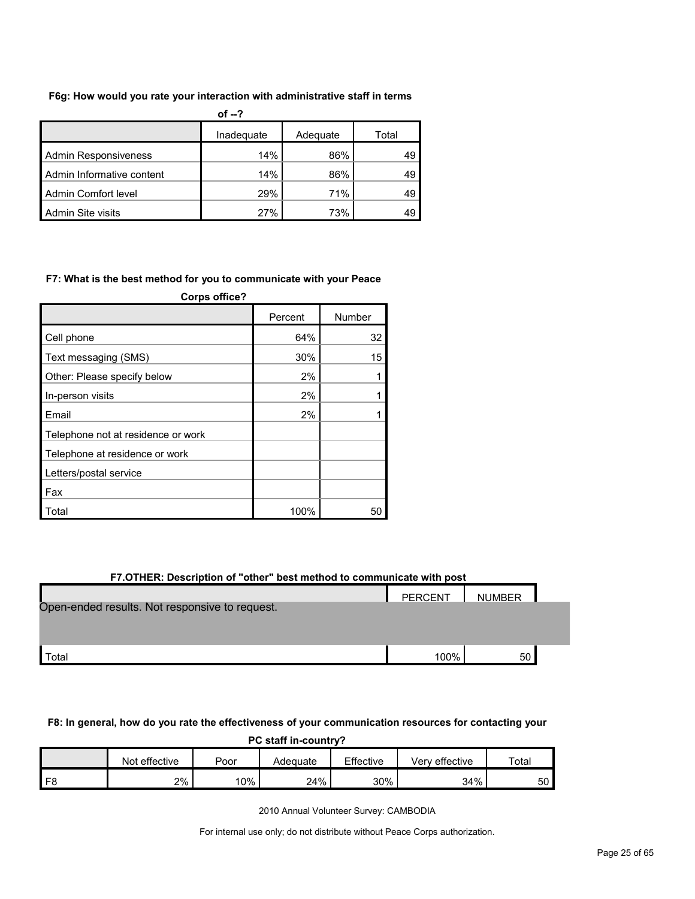**F6g: How would you rate your interaction with administrative staff in terms of --?**

| | Inadequate | Adequate | Total |
|---|---|---|---|
| Admin Responsiveness | 14% | 86% | 49 |
| Admin Informative content | 14% | 86% | 49 |
| Admin Comfort level | 29% | 71% | 49 |
| Admin Site visits | 27% | 73% | 49 |

**F7: What is the best method for you to communicate with your Peace Corps office?**

| | Percent | Number |
|---|---|---|
| Cell phone | 64% | 32 |
| Text messaging (SMS) | 30% | 15 |
| Other: Please specify below | 2% | 1 |
| In-person visits | 2% | 1 |
| Email | 2% | 1 |
| Telephone not at residence or work | | |
| Telephone at residence or work | | |
| Letters/postal service | | |
| Fax | | |
| Total | 100% | 50 |

**F7.OTHER: Description of "other" best method to communicate with post**

| | PERCENT | NUMBER |
|---|---|---|
| Open-ended results. Not responsive to request. | | |
| Total | 100% | 50 |

**F8: In general, how do you rate the effectiveness of your communication resources for contacting your PC staff in-country?**

| | Not effective | Poor | Adequate | Effective | Very effective | Total |
|---|---|---|---|---|---|---|
| F8 | 2% | 10% | 24% | 30% | 34% | 50 |

2010 Annual Volunteer Survey: CAMBODIA

For internal use only; do not distribute without Peace Corps authorization.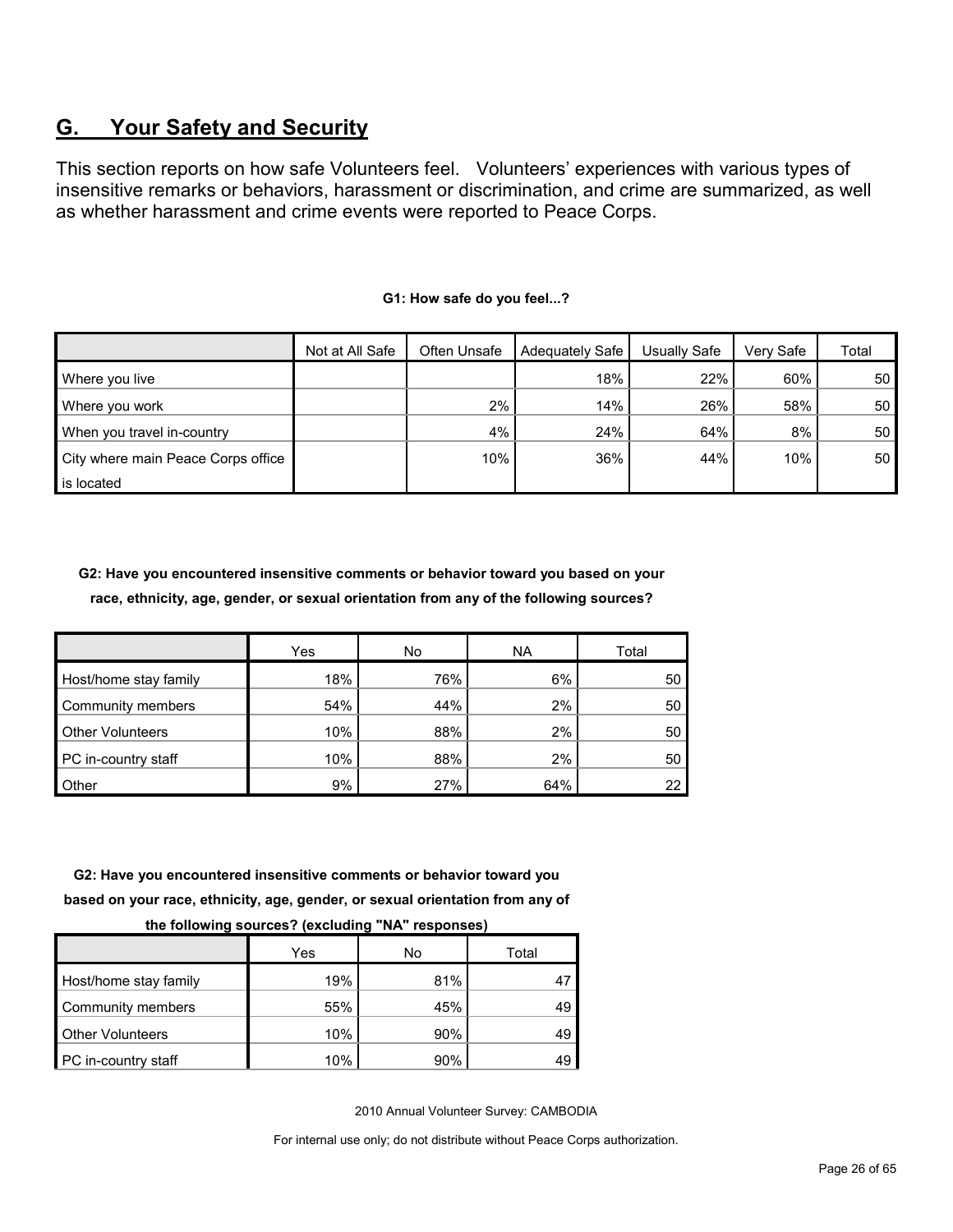## G. Your Safety and Security

This section reports on how safe Volunteers feel. Volunteers' experiences with various types of insensitive remarks or behaviors, harassment or discrimination, and crime are summarized, as well as whether harassment and crime events were reported to Peace Corps.

**G1: How safe do you feel...?**

| | Not at All Safe | Often Unsafe | Adequately Safe | Usually Safe | Very Safe | Total |
|---|---|---|---|---|---|---|
| Where you live | | | 18% | 22% | 60% | 50 |
| Where you work | | 2% | 14% | 26% | 58% | 50 |
| When you travel in-country | | 4% | 24% | 64% | 8% | 50 |
| City where main Peace Corps office is located | | 10% | 36% | 44% | 10% | 50 |

**G2: Have you encountered insensitive comments or behavior toward you based on your race, ethnicity, age, gender, or sexual orientation from any of the following sources?**

| | Yes | No | NA | Total |
|---|---|---|---|---|
| Host/home stay family | 18% | 76% | 6% | 50 |
| Community members | 54% | 44% | 2% | 50 |
| Other Volunteers | 10% | 88% | 2% | 50 |
| PC in-country staff | 10% | 88% | 2% | 50 |
| Other | 9% | 27% | 64% | 22 |

**G2: Have you encountered insensitive comments or behavior toward you based on your race, ethnicity, age, gender, or sexual orientation from any of the following sources? (excluding "NA" responses)**

| | Yes | No | Total |
|---|---|---|---|
| Host/home stay family | 19% | 81% | 47 |
| Community members | 55% | 45% | 49 |
| Other Volunteers | 10% | 90% | 49 |
| PC in-country staff | 10% | 90% | 49 |

2010 Annual Volunteer Survey: CAMBODIA

For internal use only; do not distribute without Peace Corps authorization.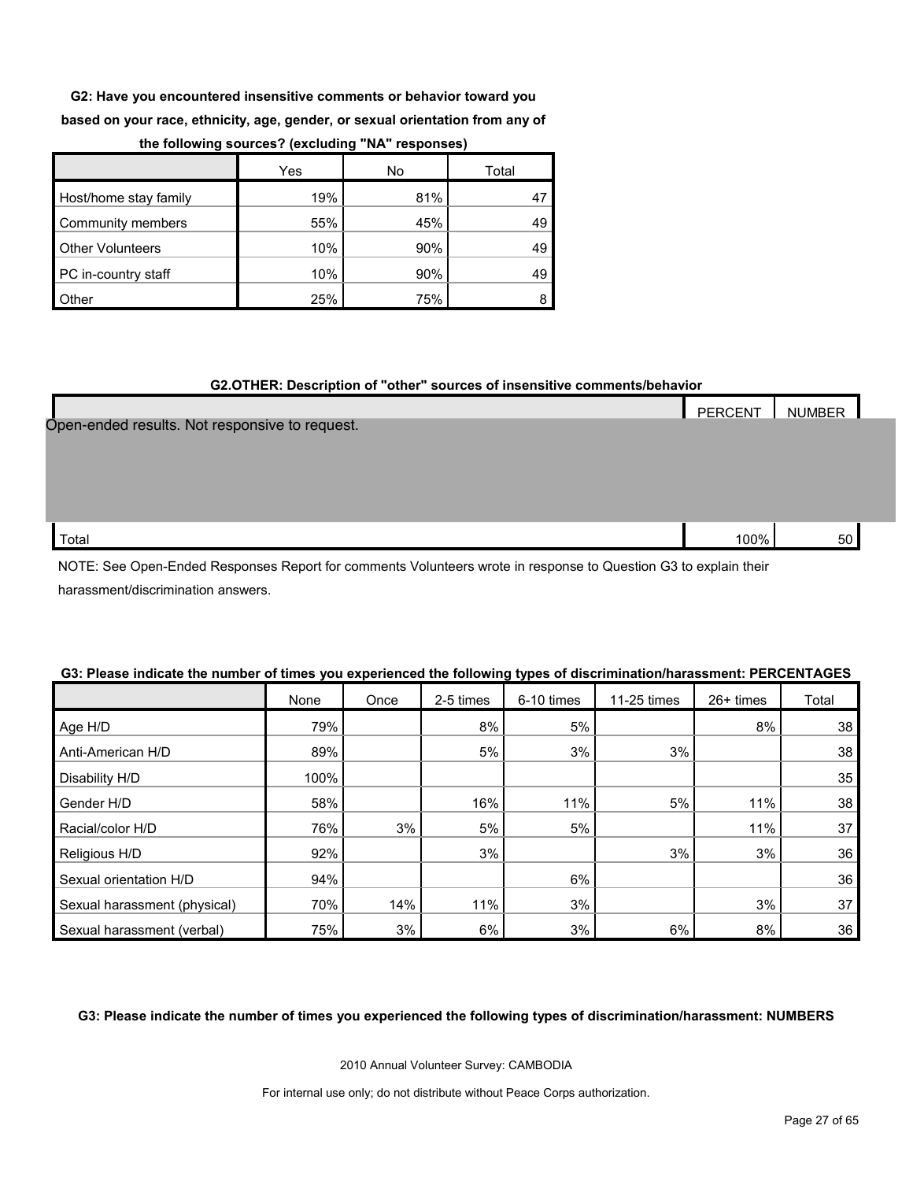**G2: Have you encountered insensitive comments or behavior toward you based on your race, ethnicity, age, gender, or sexual orientation from any of the following sources? (excluding "NA" responses)**

| | Yes | No | Total |
|---|---|---|---|
| Host/home stay family | 19% | 81% | 47 |
| Community members | 55% | 45% | 49 |
| Other Volunteers | 10% | 90% | 49 |
| PC in-country staff | 10% | 90% | 49 |
| Other | 25% | 75% | 8 |

**G2.OTHER: Description of "other" sources of insensitive comments/behavior**

| | PERCENT | NUMBER |
|---|---|---|
| Open-ended results. Not responsive to request. | | |
| Total | 100% | 50 |

NOTE: See Open-Ended Responses Report for comments Volunteers wrote in response to Question G3 to explain their harassment/discrimination answers.

**G3: Please indicate the number of times you experienced the following types of discrimination/harassment: PERCENTAGES**

| | None | Once | 2-5 times | 6-10 times | 11-25 times | 26+ times | Total |
|---|---|---|---|---|---|---|---|
| Age H/D | 79% | | 8% | 5% | | 8% | 38 |
| Anti-American H/D | 89% | | 5% | 3% | 3% | | 38 |
| Disability H/D | 100% | | | | | | 35 |
| Gender H/D | 58% | | 16% | 11% | 5% | 11% | 38 |
| Racial/color H/D | 76% | 3% | 5% | 5% | | 11% | 37 |
| Religious H/D | 92% | | 3% | | 3% | 3% | 36 |
| Sexual orientation H/D | 94% | | | 6% | | | 36 |
| Sexual harassment (physical) | 70% | 14% | 11% | 3% | | 3% | 37 |
| Sexual harassment (verbal) | 75% | 3% | 6% | 3% | 6% | 8% | 36 |

**G3: Please indicate the number of times you experienced the following types of discrimination/harassment: NUMBERS**

2010 Annual Volunteer Survey: CAMBODIA

For internal use only; do not distribute without Peace Corps authorization.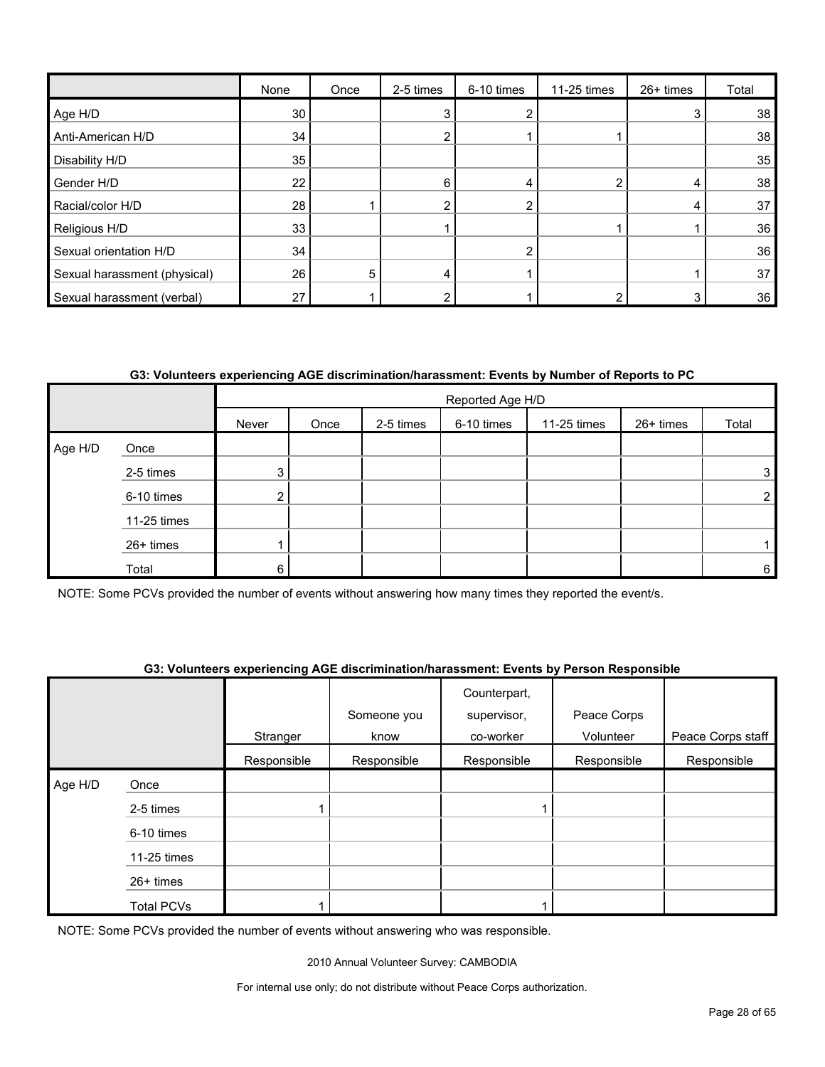| | None | Once | 2-5 times | 6-10 times | 11-25 times | 26+ times | Total |
|---|---|---|---|---|---|---|---|
| Age H/D | 30 | | 3 | 2 | | 3 | 38 |
| Anti-American H/D | 34 | | 2 | 1 | 1 | | 38 |
| Disability H/D | 35 | | | | | | 35 |
| Gender H/D | 22 | | 6 | 4 | 2 | 4 | 38 |
| Racial/color H/D | 28 | 1 | 2 | 2 | | 4 | 37 |
| Religious H/D | 33 | | 1 | | 1 | 1 | 36 |
| Sexual orientation H/D | 34 | | | 2 | | | 36 |
| Sexual harassment (physical) | 26 | 5 | 4 | 1 | | 1 | 37 |
| Sexual harassment (verbal) | 27 | 1 | 2 | 1 | 2 | 3 | 36 |

**G3: Volunteers experiencing AGE discrimination/harassment: Events by Number of Reports to PC**

| | | Reported Age H/D | | | | | | |
|---|---|---|---|---|---|---|---|---|
| | | Never | Once | 2-5 times | 6-10 times | 11-25 times | 26+ times | Total |
| Age H/D | Once | | | | | | | |
| | 2-5 times | 3 | | | | | | 3 |
| | 6-10 times | 2 | | | | | | 2 |
| | 11-25 times | | | | | | | |
| | 26+ times | 1 | | | | | | 1 |
| | Total | 6 | | | | | | 6 |

NOTE: Some PCVs provided the number of events without answering how many times they reported the event/s.

**G3: Volunteers experiencing AGE discrimination/harassment: Events by Person Responsible**

| | | Stranger | Someone you know | Counterpart, supervisor, co-worker | Peace Corps Volunteer | Peace Corps staff |
|---|---|---|---|---|---|---|
| | | Responsible | Responsible | Responsible | Responsible | Responsible |
| Age H/D | Once | | | | | |
| | 2-5 times | 1 | | 1 | | |
| | 6-10 times | | | | | |
| | 11-25 times | | | | | |
| | 26+ times | | | | | |
| | Total PCVs | 1 | | 1 | | |

NOTE: Some PCVs provided the number of events without answering who was responsible.

2010 Annual Volunteer Survey: CAMBODIA

For internal use only; do not distribute without Peace Corps authorization.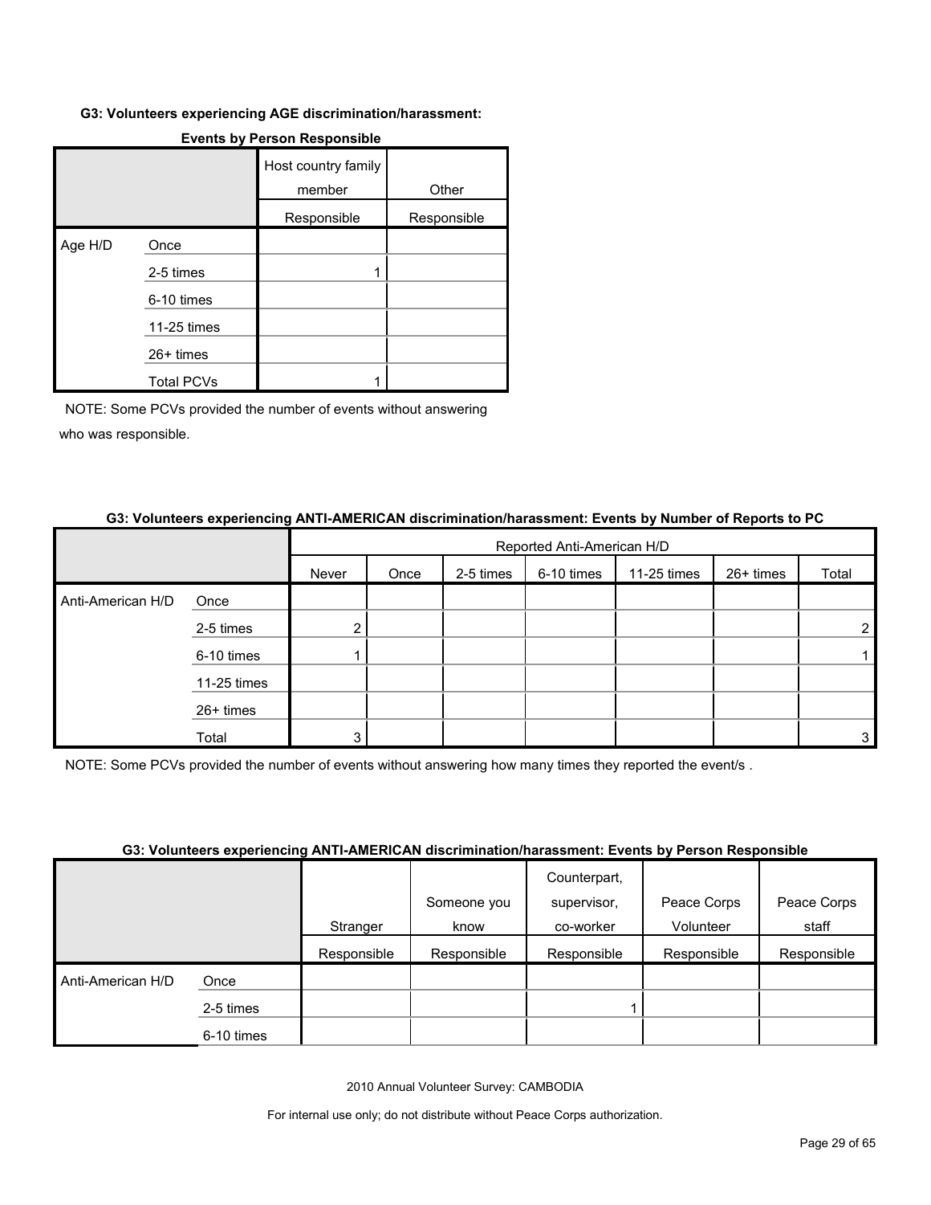#### G3: Volunteers experiencing AGE discrimination/harassment:

**Events by Person Responsible**

| | | Host country family member | Other |
|---|---|---|---|
| | | Responsible | Responsible |
| Age H/D | Once | | |
| | 2-5 times | 1 | |
| | 6-10 times | | |
| | 11-25 times | | |
| | 26+ times | | |
| | Total PCVs | 1 | |

NOTE: Some PCVs provided the number of events without answering who was responsible.

#### G3: Volunteers experiencing ANTI-AMERICAN discrimination/harassment: Events by Number of Reports to PC

| | | Reported Anti-American H/D | | | | | | |
|---|---|---|---|---|---|---|---|---|
| | | Never | Once | 2-5 times | 6-10 times | 11-25 times | 26+ times | Total |
| Anti-American H/D | Once | | | | | | | |
| | 2-5 times | 2 | | | | | | 2 |
| | 6-10 times | 1 | | | | | | 1 |
| | 11-25 times | | | | | | | |
| | 26+ times | | | | | | | |
| | Total | 3 | | | | | | 3 |

NOTE: Some PCVs provided the number of events without answering how many times they reported the event/s .

#### G3: Volunteers experiencing ANTI-AMERICAN discrimination/harassment: Events by Person Responsible

| | | Stranger | Someone you know | Counterpart, supervisor, co-worker | Peace Corps Volunteer | Peace Corps staff |
|---|---|---|---|---|---|---|
| | | Responsible | Responsible | Responsible | Responsible | Responsible |
| Anti-American H/D | Once | | | | | |
| | 2-5 times | | | 1 | | |
| | 6-10 times | | | | | |

2010 Annual Volunteer Survey: CAMBODIA

For internal use only; do not distribute without Peace Corps authorization.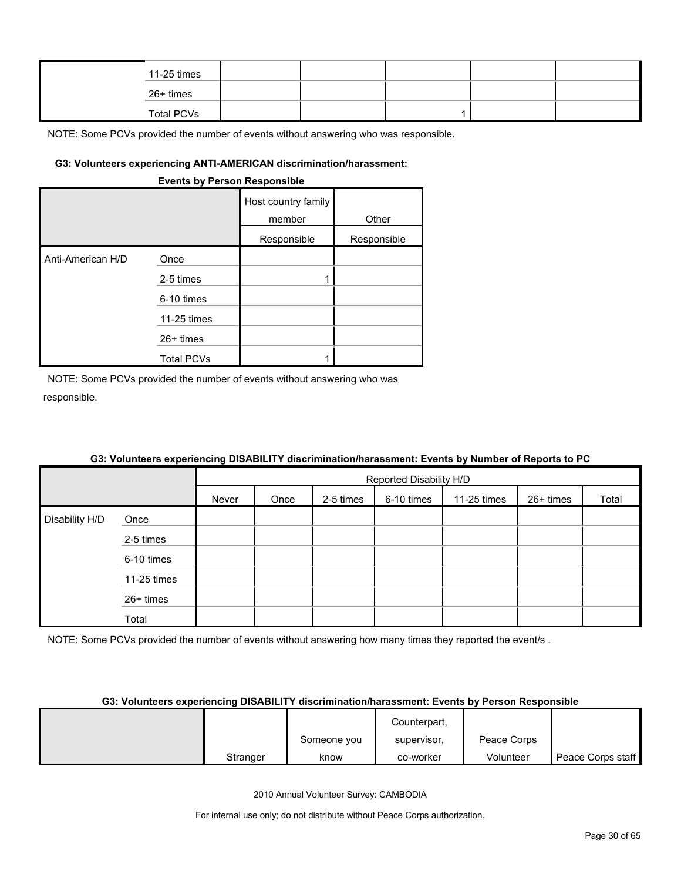| | | | | | | |
|---|---|---|---|---|---|---|
| | 11-25 times | | | | | |
| | 26+ times | | | | | |
| | Total PCVs | | | 1 | | |

NOTE: Some PCVs provided the number of events without answering who was responsible.

#### G3: Volunteers experiencing ANTI-AMERICAN discrimination/harassment: Events by Person Responsible

| | | Host country family member | Other |
|---|---|---|---|
| | | Responsible | Responsible |
| Anti-American H/D | Once | | |
| | 2-5 times | 1 | |
| | 6-10 times | | |
| | 11-25 times | | |
| | 26+ times | | |
| | Total PCVs | 1 | |

NOTE: Some PCVs provided the number of events without answering who was responsible.

#### G3: Volunteers experiencing DISABILITY discrimination/harassment: Events by Number of Reports to PC

| | | Reported Disability H/D | | | | | | |
|---|---|---|---|---|---|---|---|---|
| | | Never | Once | 2-5 times | 6-10 times | 11-25 times | 26+ times | Total |
| Disability H/D | Once | | | | | | | |
| | 2-5 times | | | | | | | |
| | 6-10 times | | | | | | | |
| | 11-25 times | | | | | | | |
| | 26+ times | | | | | | | |
| | Total | | | | | | | |

NOTE: Some PCVs provided the number of events without answering how many times they reported the event/s .

#### G3: Volunteers experiencing DISABILITY discrimination/harassment: Events by Person Responsible

| | Stranger | Someone you know | Counterpart, supervisor, co-worker | Peace Corps Volunteer | Peace Corps staff |
|---|---|---|---|---|---|

2010 Annual Volunteer Survey: CAMBODIA

For internal use only; do not distribute without Peace Corps authorization.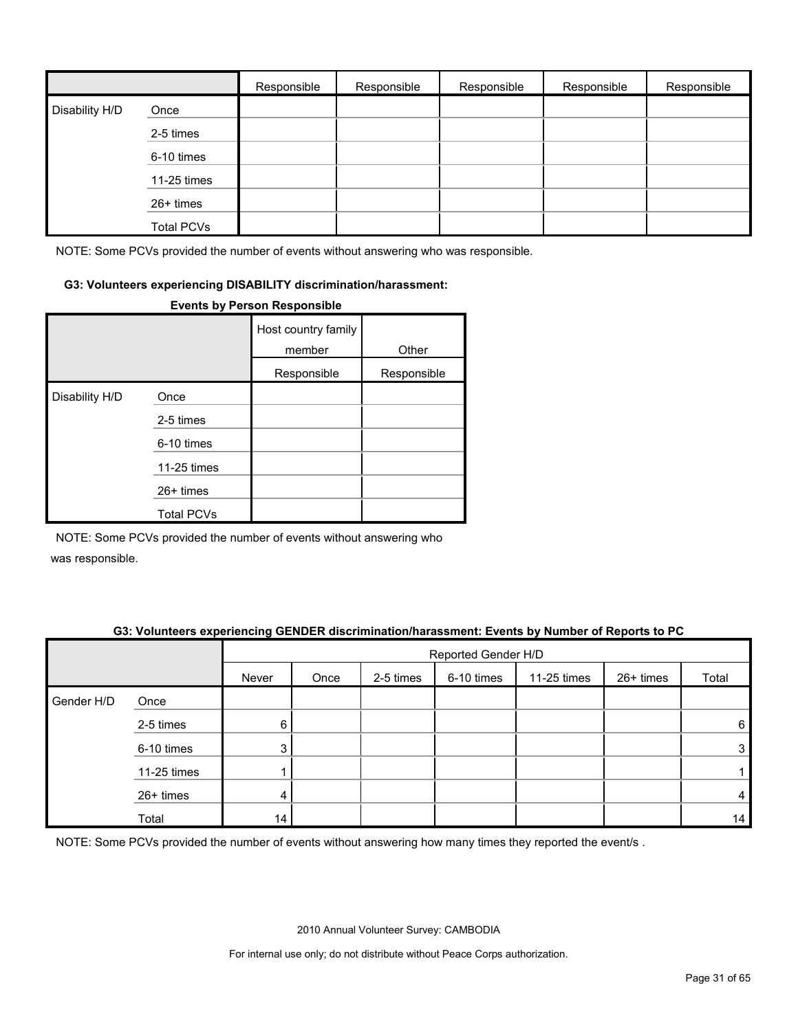| | | Responsible | Responsible | Responsible | Responsible | Responsible |
|---|---|---|---|---|---|---|
| Disability H/D | Once | | | | | |
| | 2-5 times | | | | | |
| | 6-10 times | | | | | |
| | 11-25 times | | | | | |
| | 26+ times | | | | | |
| | Total PCVs | | | | | |

NOTE: Some PCVs provided the number of events without answering who was responsible.

**G3: Volunteers experiencing DISABILITY discrimination/harassment: Events by Person Responsible**

| | | Host country family member | Other |
|---|---|---|---|
| | | Responsible | Responsible |
| Disability H/D | Once | | |
| | 2-5 times | | |
| | 6-10 times | | |
| | 11-25 times | | |
| | 26+ times | | |
| | Total PCVs | | |

NOTE: Some PCVs provided the number of events without answering who was responsible.

**G3: Volunteers experiencing GENDER discrimination/harassment: Events by Number of Reports to PC**

| | | Reported Gender H/D | | | | | | |
|---|---|---|---|---|---|---|---|---|
| | | Never | Once | 2-5 times | 6-10 times | 11-25 times | 26+ times | Total |
| Gender H/D | Once | | | | | | | |
| | 2-5 times | 6 | | | | | | 6 |
| | 6-10 times | 3 | | | | | | 3 |
| | 11-25 times | 1 | | | | | | 1 |
| | 26+ times | 4 | | | | | | 4 |
| | Total | 14 | | | | | | 14 |

NOTE: Some PCVs provided the number of events without answering how many times they reported the event/s .

2010 Annual Volunteer Survey: CAMBODIA

For internal use only; do not distribute without Peace Corps authorization.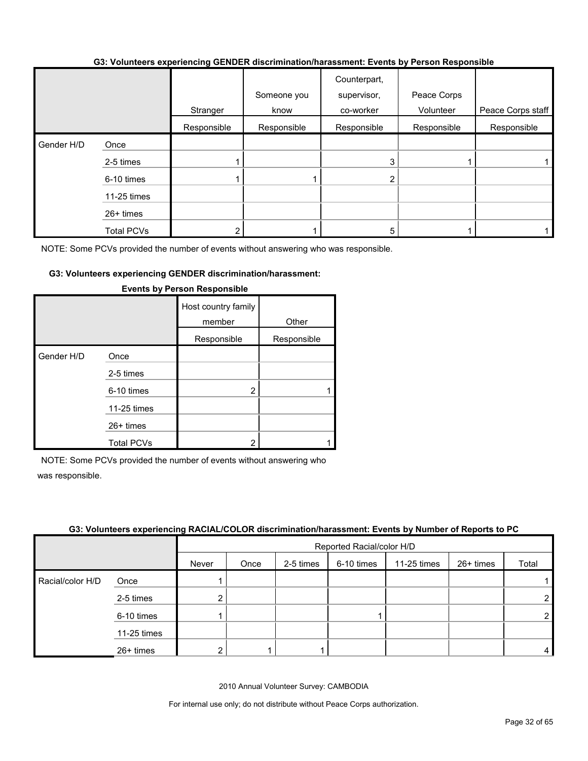**G3: Volunteers experiencing GENDER discrimination/harassment: Events by Person Responsible**

| | | Stranger | Someone you know | Counterpart, supervisor, co-worker | Peace Corps Volunteer | Peace Corps staff |
|---|---|---|---|---|---|---|
| | | Responsible | Responsible | Responsible | Responsible | Responsible |
| Gender H/D | Once | | | | | |
| | 2-5 times | 1 | | 3 | 1 | 1 |
| | 6-10 times | 1 | 1 | 2 | | |
| | 11-25 times | | | | | |
| | 26+ times | | | | | |
| | Total PCVs | 2 | 1 | 5 | 1 | 1 |

NOTE: Some PCVs provided the number of events without answering who was responsible.

**G3: Volunteers experiencing GENDER discrimination/harassment: Events by Person Responsible**

| | | Host country family member | Other |
|---|---|---|---|
| | | Responsible | Responsible |
| Gender H/D | Once | | |
| | 2-5 times | | |
| | 6-10 times | 2 | 1 |
| | 11-25 times | | |
| | 26+ times | | |
| | Total PCVs | 2 | 1 |

NOTE: Some PCVs provided the number of events without answering who was responsible.

**G3: Volunteers experiencing RACIAL/COLOR discrimination/harassment: Events by Number of Reports to PC**

| | | Reported Racial/color H/D | | | | | | |
|---|---|---|---|---|---|---|---|---|
| | | Never | Once | 2-5 times | 6-10 times | 11-25 times | 26+ times | Total |
| Racial/color H/D | Once | 1 | | | | | | 1 |
| | 2-5 times | 2 | | | | | | 2 |
| | 6-10 times | 1 | | | 1 | | | 2 |
| | 11-25 times | | | | | | | |
| | 26+ times | 2 | 1 | 1 | | | | 4 |

2010 Annual Volunteer Survey: CAMBODIA

For internal use only; do not distribute without Peace Corps authorization.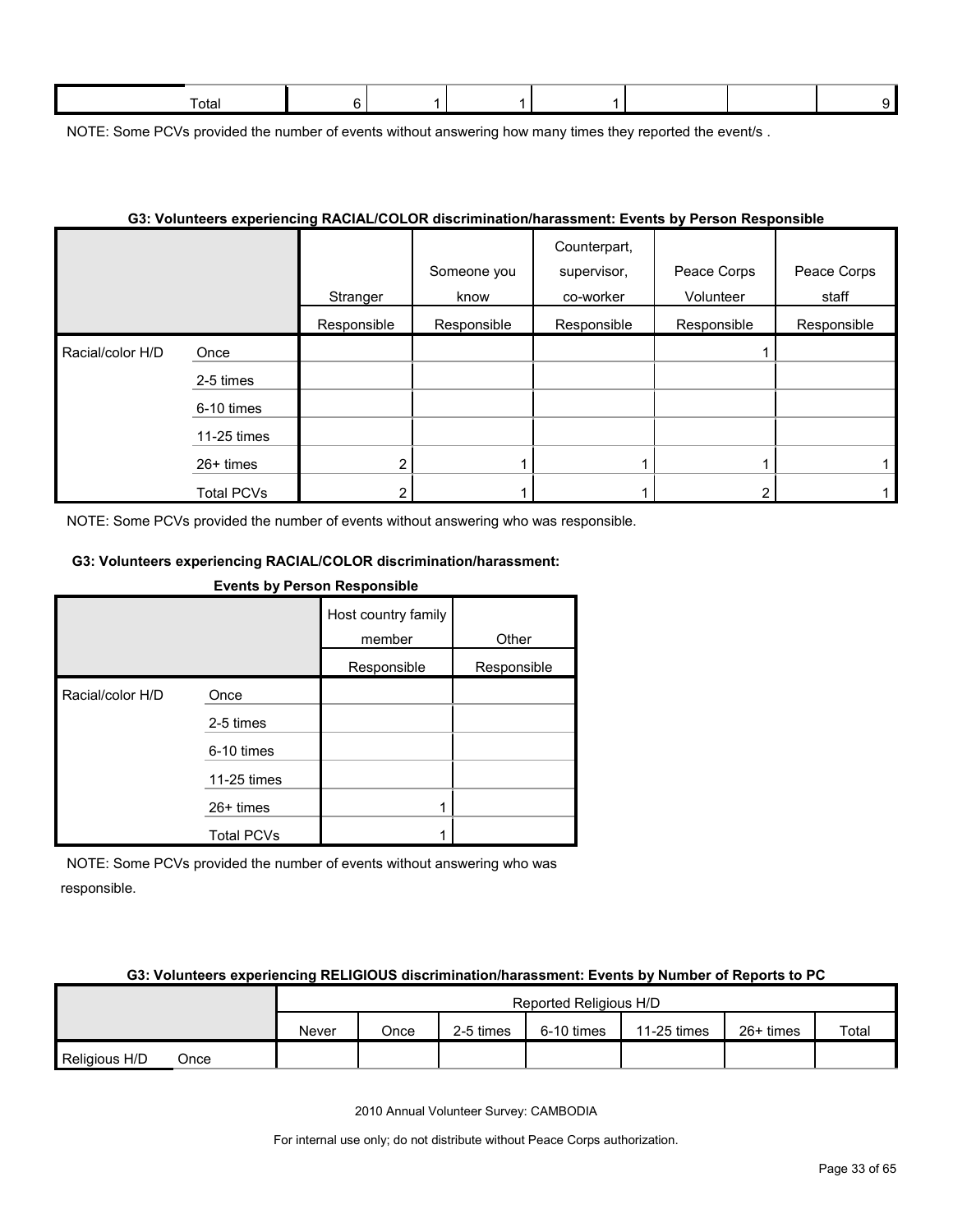| Total | 6 | 1 | 1 | 1 | | | 9 |
|---|---|---|---|---|---|---|---|

NOTE: Some PCVs provided the number of events without answering how many times they reported the event/s .

**G3: Volunteers experiencing RACIAL/COLOR discrimination/harassment: Events by Person Responsible**

| | | Stranger | Someone you know | Counterpart, supervisor, co-worker | Peace Corps Volunteer | Peace Corps staff |
|---|---|---|---|---|---|---|
| | | Responsible | Responsible | Responsible | Responsible | Responsible |
| Racial/color H/D | Once | | | | 1 | |
| | 2-5 times | | | | | |
| | 6-10 times | | | | | |
| | 11-25 times | | | | | |
| | 26+ times | 2 | 1 | 1 | 1 | 1 |
| | Total PCVs | 2 | 1 | 1 | 2 | 1 |

NOTE: Some PCVs provided the number of events without answering who was responsible.

**G3: Volunteers experiencing RACIAL/COLOR discrimination/harassment: Events by Person Responsible**

| | | Host country family member | Other |
|---|---|---|---|
| | | Responsible | Responsible |
| Racial/color H/D | Once | | |
| | 2-5 times | | |
| | 6-10 times | | |
| | 11-25 times | | |
| | 26+ times | 1 | |
| | Total PCVs | 1 | |

NOTE: Some PCVs provided the number of events without answering who was responsible.

**G3: Volunteers experiencing RELIGIOUS discrimination/harassment: Events by Number of Reports to PC**

| | | Reported Religious H/D | | | | | | |
|---|---|---|---|---|---|---|---|---|
| | | Never | Once | 2-5 times | 6-10 times | 11-25 times | 26+ times | Total |
| Religious H/D | Once | | | | | | | |

2010 Annual Volunteer Survey: CAMBODIA

For internal use only; do not distribute without Peace Corps authorization.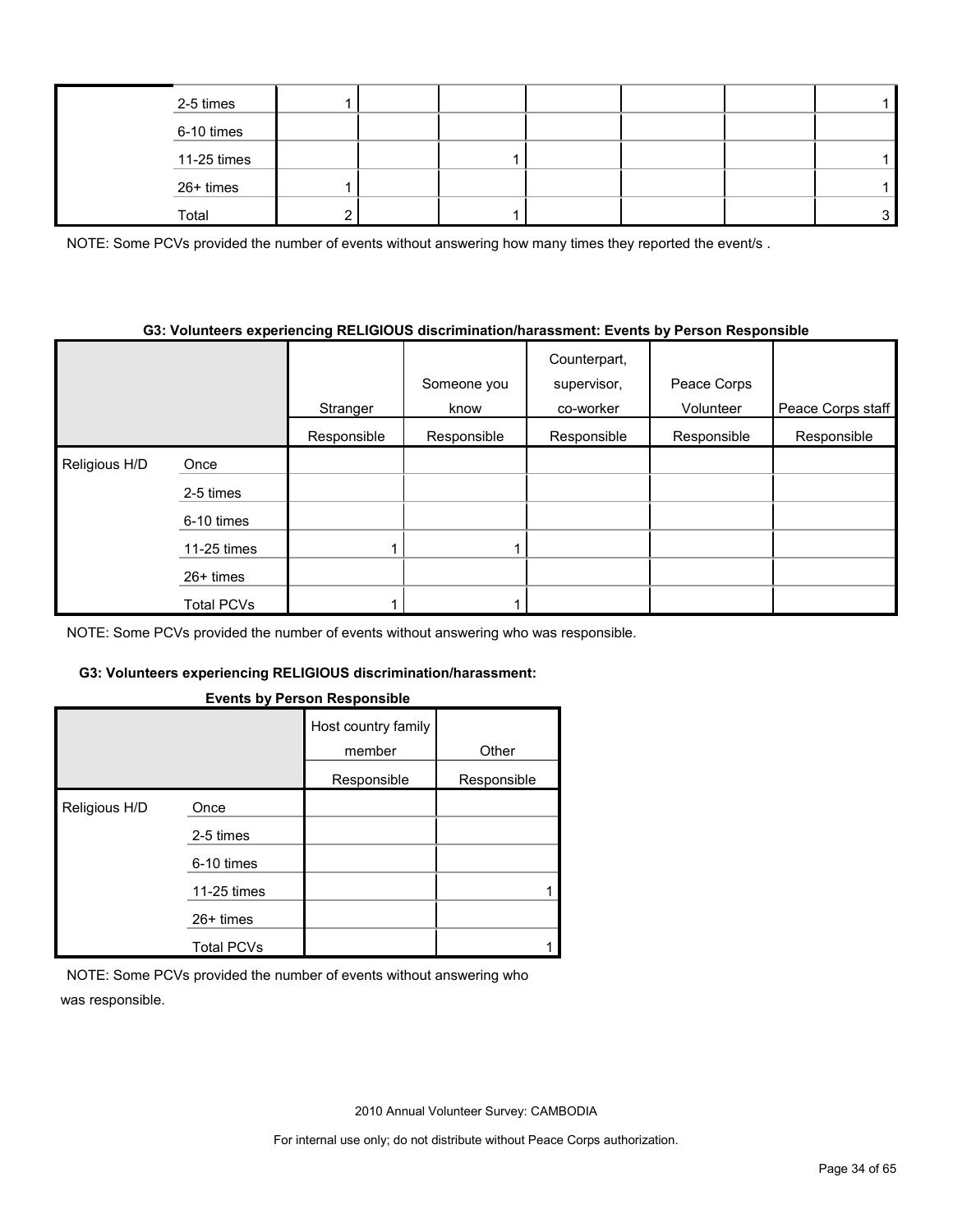| | | | | | | | | |
|---|---|---|---|---|---|---|---|---|
| | 2-5 times | 1 | | | | | | 1 |
| | 6-10 times | | | | | | | |
| | 11-25 times | | | 1 | | | | 1 |
| | 26+ times | 1 | | | | | | 1 |
| | Total | 2 | | 1 | | | | 3 |

NOTE: Some PCVs provided the number of events without answering how many times they reported the event/s .

**G3: Volunteers experiencing RELIGIOUS discrimination/harassment: Events by Person Responsible**

| | | Stranger | Someone you know | Counterpart, supervisor, co-worker | Peace Corps Volunteer | Peace Corps staff |
|---|---|---|---|---|---|---|
| | | Responsible | Responsible | Responsible | Responsible | Responsible |
| Religious H/D | Once | | | | | |
| | 2-5 times | | | | | |
| | 6-10 times | | | | | |
| | 11-25 times | 1 | 1 | | | |
| | 26+ times | | | | | |
| | Total PCVs | 1 | 1 | | | |

NOTE: Some PCVs provided the number of events without answering who was responsible.

**G3: Volunteers experiencing RELIGIOUS discrimination/harassment: Events by Person Responsible**

| | | Host country family member | Other |
|---|---|---|---|
| | | Responsible | Responsible |
| Religious H/D | Once | | |
| | 2-5 times | | |
| | 6-10 times | | |
| | 11-25 times | | 1 |
| | 26+ times | | |
| | Total PCVs | | 1 |

NOTE: Some PCVs provided the number of events without answering who was responsible.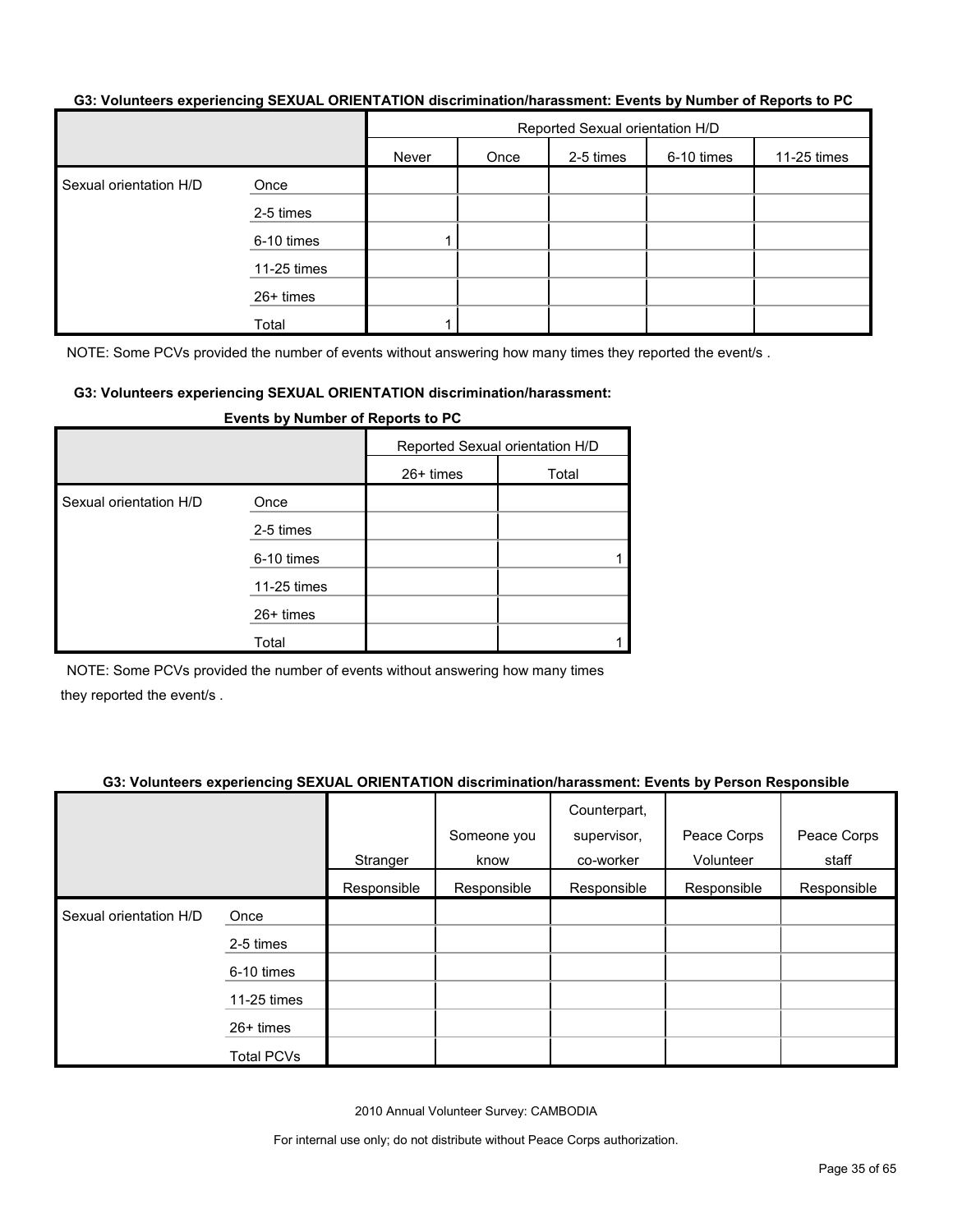**G3: Volunteers experiencing SEXUAL ORIENTATION discrimination/harassment: Events by Number of Reports to PC**

| | | Reported Sexual orientation H/D | | | | |
|---|---|---|---|---|---|---|
| | | Never | Once | 2-5 times | 6-10 times | 11-25 times |
| Sexual orientation H/D | Once | | | | | |
| | 2-5 times | | | | | |
| | 6-10 times | 1 | | | | |
| | 11-25 times | | | | | |
| | 26+ times | | | | | |
| | Total | 1 | | | | |

NOTE: Some PCVs provided the number of events without answering how many times they reported the event/s .

**G3: Volunteers experiencing SEXUAL ORIENTATION discrimination/harassment: Events by Number of Reports to PC**

| | | Reported Sexual orientation H/D | |
|---|---|---|---|
| | | 26+ times | Total |
| Sexual orientation H/D | Once | | |
| | 2-5 times | | |
| | 6-10 times | | 1 |
| | 11-25 times | | |
| | 26+ times | | |
| | Total | | 1 |

NOTE: Some PCVs provided the number of events without answering how many times they reported the event/s .

**G3: Volunteers experiencing SEXUAL ORIENTATION discrimination/harassment: Events by Person Responsible**

| | | Stranger | Someone you know | Counterpart, supervisor, co-worker | Peace Corps Volunteer | Peace Corps staff |
|---|---|---|---|---|---|---|
| | | Responsible | Responsible | Responsible | Responsible | Responsible |
| Sexual orientation H/D | Once | | | | | |
| | 2-5 times | | | | | |
| | 6-10 times | | | | | |
| | 11-25 times | | | | | |
| | 26+ times | | | | | |
| | Total PCVs | | | | | |

2010 Annual Volunteer Survey: CAMBODIA

For internal use only; do not distribute without Peace Corps authorization.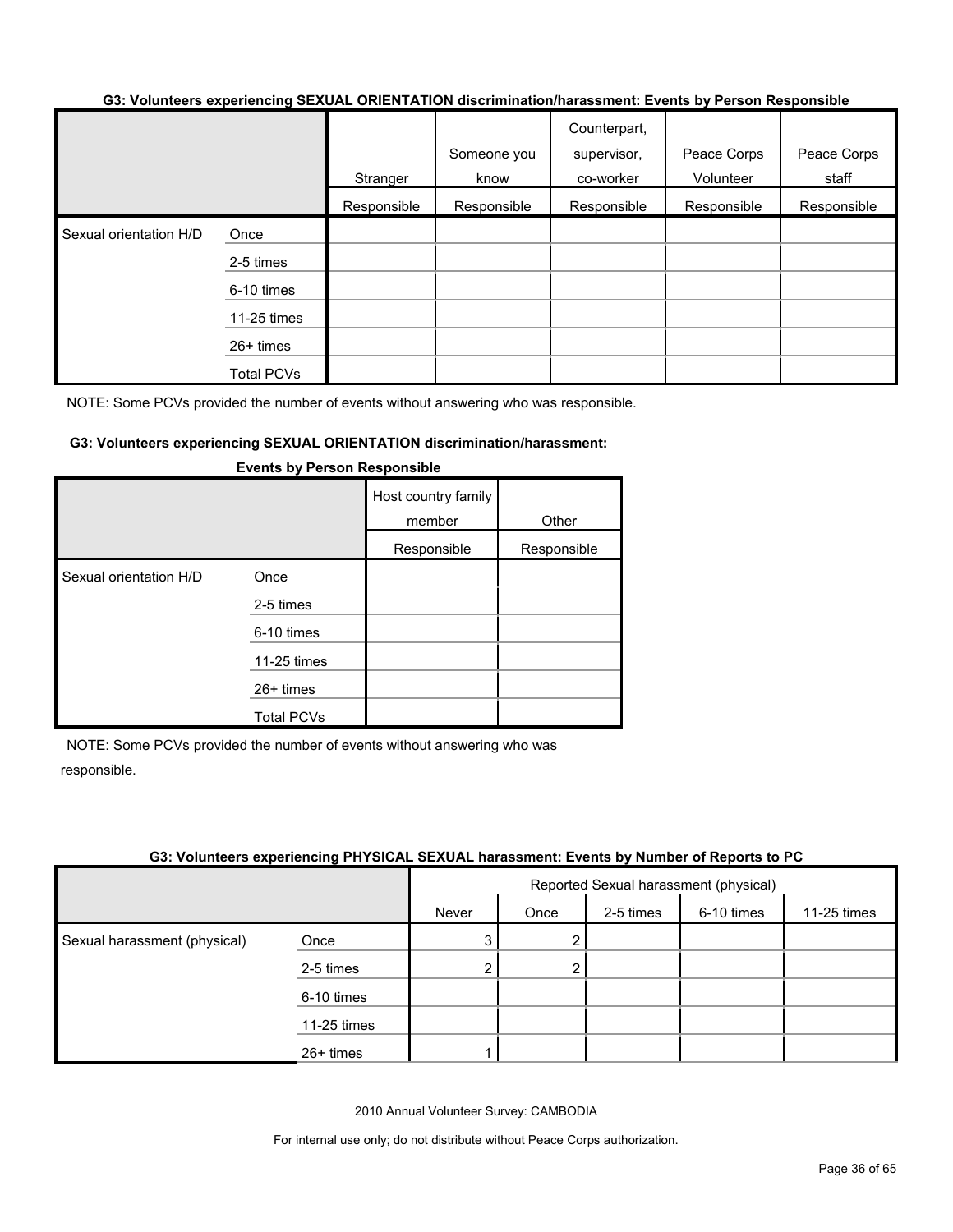**G3: Volunteers experiencing SEXUAL ORIENTATION discrimination/harassment: Events by Person Responsible**

| | | Stranger | Someone you know | Counterpart, supervisor, co-worker | Peace Corps Volunteer | Peace Corps staff |
|---|---|---|---|---|---|---|
| | | Responsible | Responsible | Responsible | Responsible | Responsible |
| Sexual orientation H/D | Once | | | | | |
| | 2-5 times | | | | | |
| | 6-10 times | | | | | |
| | 11-25 times | | | | | |
| | 26+ times | | | | | |
| | Total PCVs | | | | | |

NOTE: Some PCVs provided the number of events without answering who was responsible.

**G3: Volunteers experiencing SEXUAL ORIENTATION discrimination/harassment: Events by Person Responsible**

| | | Host country family member | Other |
|---|---|---|---|
| | | Responsible | Responsible |
| Sexual orientation H/D | Once | | |
| | 2-5 times | | |
| | 6-10 times | | |
| | 11-25 times | | |
| | 26+ times | | |
| | Total PCVs | | |

NOTE: Some PCVs provided the number of events without answering who was responsible.

**G3: Volunteers experiencing PHYSICAL SEXUAL harassment: Events by Number of Reports to PC**

| | | Reported Sexual harassment (physical) | | | | |
|---|---|---|---|---|---|---|
| | | Never | Once | 2-5 times | 6-10 times | 11-25 times |
| Sexual harassment (physical) | Once | 3 | 2 | | | |
| | 2-5 times | 2 | 2 | | | |
| | 6-10 times | | | | | |
| | 11-25 times | | | | | |
| | 26+ times | 1 | | | | |

2010 Annual Volunteer Survey: CAMBODIA

For internal use only; do not distribute without Peace Corps authorization.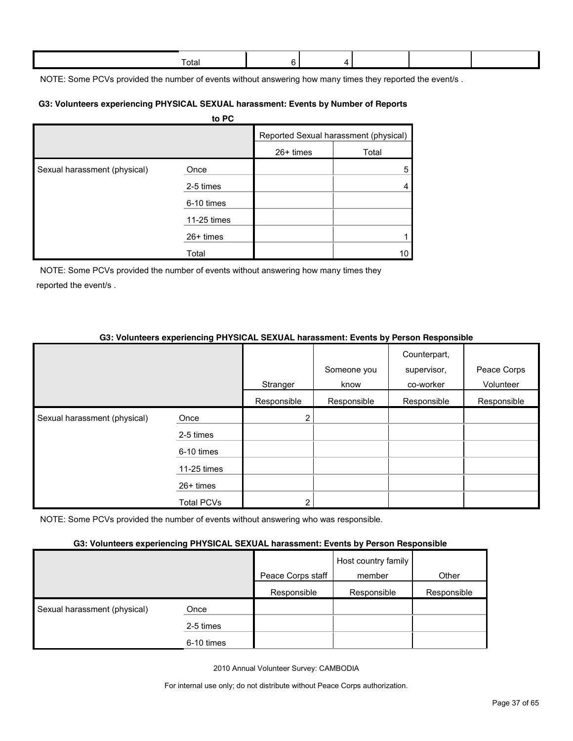| | Total | 6 | 4 | | | |
|---|---|---|---|---|---|---|

NOTE: Some PCVs provided the number of events without answering how many times they reported the event/s .

**G3: Volunteers experiencing PHYSICAL SEXUAL harassment: Events by Number of Reports to PC**

| | | Reported Sexual harassment (physical) | |
|---|---|---|---|
| | | 26+ times | Total |
| Sexual harassment (physical) | Once | | 5 |
| | 2-5 times | | 4 |
| | 6-10 times | | |
| | 11-25 times | | |
| | 26+ times | | 1 |
| | Total | | 10 |

NOTE: Some PCVs provided the number of events without answering how many times they reported the event/s .

**G3: Volunteers experiencing PHYSICAL SEXUAL harassment: Events by Person Responsible**

| | | Stranger | Someone you know | Counterpart, supervisor, co-worker | Peace Corps Volunteer |
|---|---|---|---|---|---|
| | | Responsible | Responsible | Responsible | Responsible |
| Sexual harassment (physical) | Once | 2 | | | |
| | 2-5 times | | | | |
| | 6-10 times | | | | |
| | 11-25 times | | | | |
| | 26+ times | | | | |
| | Total PCVs | 2 | | | |

NOTE: Some PCVs provided the number of events without answering who was responsible.

**G3: Volunteers experiencing PHYSICAL SEXUAL harassment: Events by Person Responsible**

| | | Peace Corps staff | Host country family member | Other |
|---|---|---|---|---|
| | | Responsible | Responsible | Responsible |
| Sexual harassment (physical) | Once | | | |
| | 2-5 times | | | |
| | 6-10 times | | | |

2010 Annual Volunteer Survey: CAMBODIA

For internal use only; do not distribute without Peace Corps authorization.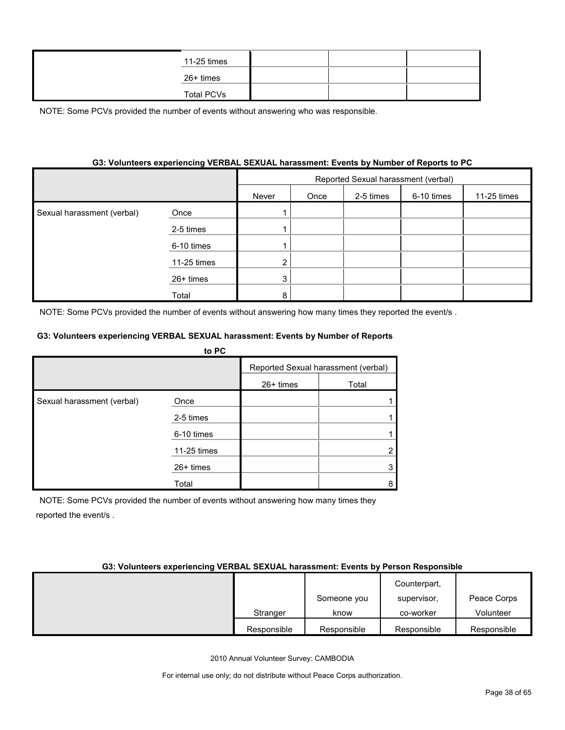| | | | | |
|---|---|---|---|---|
| | 11-25 times | | | |
| | 26+ times | | | |
| | Total PCVs | | | |

NOTE: Some PCVs provided the number of events without answering who was responsible.

**G3: Volunteers experiencing VERBAL SEXUAL harassment: Events by Number of Reports to PC**

| | | Reported Sexual harassment (verbal) | | | | | | |
|---|---|---|---|---|---|---|---|---|
| | | Never | Once | 2-5 times | 6-10 times | 11-25 times | 26+ times | Total |
| Sexual harassment (verbal) | Once | 1 | | | | | | 1 |
| | 2-5 times | 1 | | | | | | 1 |
| | 6-10 times | 1 | | | | | | 1 |
| | 11-25 times | 2 | | | | | | 2 |
| | 26+ times | 3 | | | | | | 3 |
| | Total | 8 | | | | | | 8 |

NOTE: Some PCVs provided the number of events without answering how many times they reported the event/s .

**G3: Volunteers experiencing VERBAL SEXUAL harassment: Events by Person Responsible**

| | Stranger | Someone you know | Counterpart, supervisor, co-worker | Peace Corps Volunteer |
|---|---|---|---|---|
| | Responsible | Responsible | Responsible | Responsible |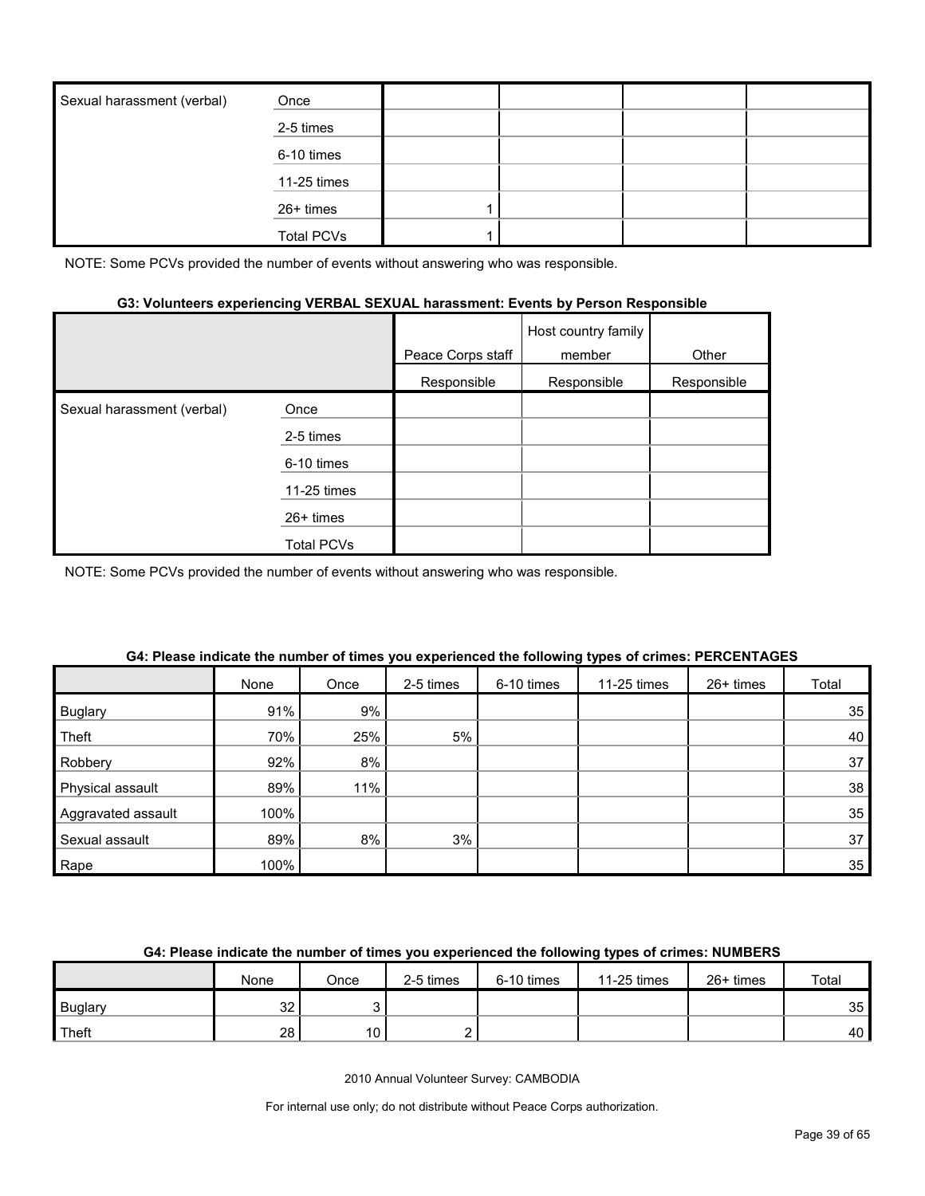| Sexual harassment (verbal) | Once | | | | |
|---|---|---|---|---|---|
| | 2-5 times | | | | |
| | 6-10 times | | | | |
| | 11-25 times | | | | |
| | 26+ times | 1 | | | |
| | Total PCVs | 1 | | | |

NOTE: Some PCVs provided the number of events without answering who was responsible.

#### G3: Volunteers experiencing VERBAL SEXUAL harassment: Events by Person Responsible

| | | Peace Corps staff | Host country family member | Other |
|---|---|---|---|---|
| | | Responsible | Responsible | Responsible |
| Sexual harassment (verbal) | Once | | | |
| | 2-5 times | | | |
| | 6-10 times | | | |
| | 11-25 times | | | |
| | 26+ times | | | |
| | Total PCVs | | | |

NOTE: Some PCVs provided the number of events without answering who was responsible.

#### G4: Please indicate the number of times you experienced the following types of crimes: PERCENTAGES

| | None | Once | 2-5 times | 6-10 times | 11-25 times | 26+ times | Total |
|---|---|---|---|---|---|---|---|
| Buglary | 91% | 9% | | | | | 35 |
| Theft | 70% | 25% | 5% | | | | 40 |
| Robbery | 92% | 8% | | | | | 37 |
| Physical assault | 89% | 11% | | | | | 38 |
| Aggravated assault | 100% | | | | | | 35 |
| Sexual assault | 89% | 8% | 3% | | | | 37 |
| Rape | 100% | | | | | | 35 |

#### G4: Please indicate the number of times you experienced the following types of crimes: NUMBERS

| | None | Once | 2-5 times | 6-10 times | 11-25 times | 26+ times | Total |
|---|---|---|---|---|---|---|---|
| Buglary | 32 | 3 | | | | | 35 |
| Theft | 28 | 10 | 2 | | | | 40 |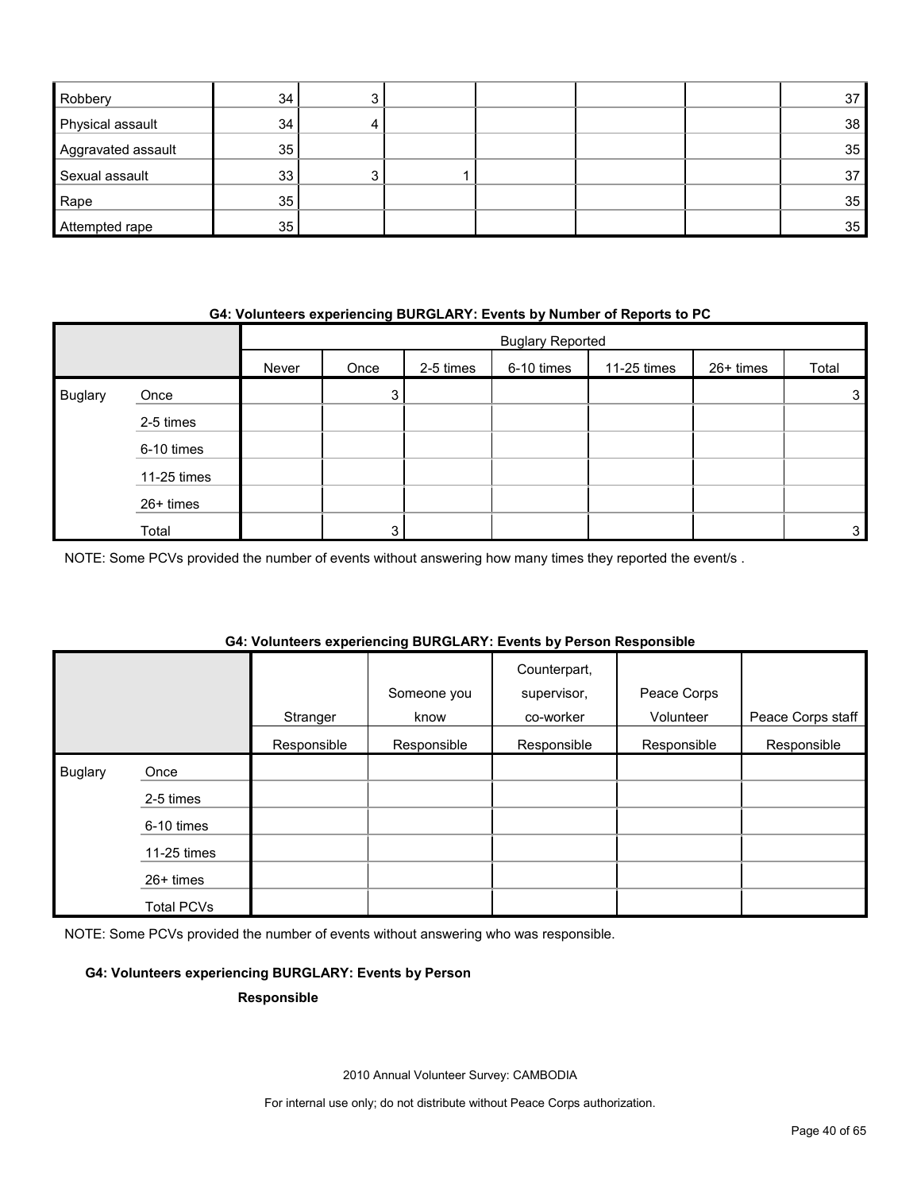| | | | | | | |
|---|---|---|---|---|---|---|
| Robbery | 34 | 3 | | | | 37 |
| Physical assault | 34 | 4 | | | | 38 |
| Aggravated assault | 35 | | | | | 35 |
| Sexual assault | 33 | 3 | 1 | | | 37 |
| Rape | 35 | | | | | 35 |
| Attempted rape | 35 | | | | | 35 |

**G4: Volunteers experiencing BURGLARY: Events by Number of Reports to PC**

| | | Buglary Reported | | | | | | |
|---|---|---|---|---|---|---|---|---|
| | | Never | Once | 2-5 times | 6-10 times | 11-25 times | 26+ times | Total |
| Buglary | Once | | 3 | | | | | 3 |
| | 2-5 times | | | | | | | |
| | 6-10 times | | | | | | | |
| | 11-25 times | | | | | | | |
| | 26+ times | | | | | | | |
| | Total | | 3 | | | | | 3 |

NOTE: Some PCVs provided the number of events without answering how many times they reported the event/s .

**G4: Volunteers experiencing BURGLARY: Events by Person Responsible**

| | | Stranger | Someone you know | Counterpart, supervisor, co-worker | Peace Corps Volunteer | Peace Corps staff |
|---|---|---|---|---|---|---|
| | | Responsible | Responsible | Responsible | Responsible | Responsible |
| Buglary | Once | | | | | |
| | 2-5 times | | | | | |
| | 6-10 times | | | | | |
| | 11-25 times | | | | | |
| | 26+ times | | | | | |
| | Total PCVs | | | | | |

NOTE: Some PCVs provided the number of events without answering who was responsible.

**G4: Volunteers experiencing BURGLARY: Events by Person Responsible**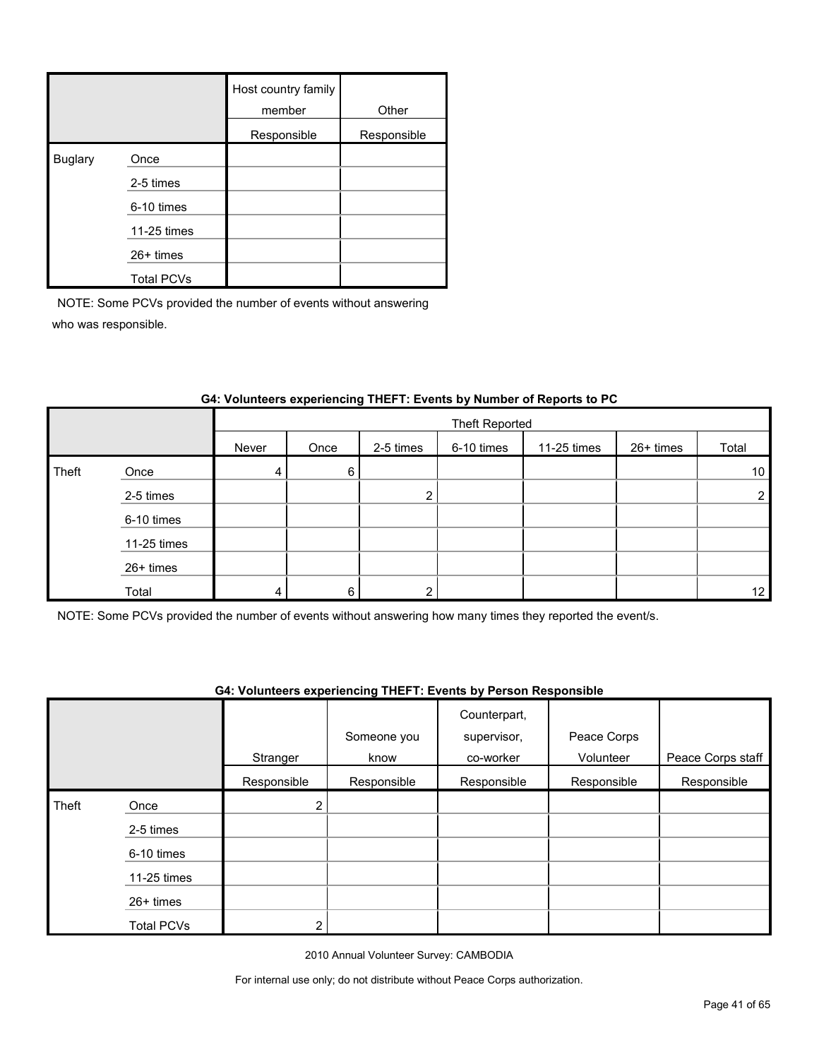| | | Host country family member | Other |
|---|---|---|---|
| | | Responsible | Responsible |
| Buglary | Once | | |
| | 2-5 times | | |
| | 6-10 times | | |
| | 11-25 times | | |
| | 26+ times | | |
| | Total PCVs | | |

NOTE: Some PCVs provided the number of events without answering who was responsible.

**G4: Volunteers experiencing THEFT: Events by Number of Reports to PC**

| | | Theft Reported | | | | | | |
|---|---|---|---|---|---|---|---|---|
| | | Never | Once | 2-5 times | 6-10 times | 11-25 times | 26+ times | Total |
| Theft | Once | 4 | 6 | | | | | 10 |
| | 2-5 times | | | 2 | | | | 2 |
| | 6-10 times | | | | | | | |
| | 11-25 times | | | | | | | |
| | 26+ times | | | | | | | |
| | Total | 4 | 6 | 2 | | | | 12 |

NOTE: Some PCVs provided the number of events without answering how many times they reported the event/s.

**G4: Volunteers experiencing THEFT: Events by Person Responsible**

| | | Stranger | Someone you know | Counterpart, supervisor, co-worker | Peace Corps Volunteer | Peace Corps staff |
|---|---|---|---|---|---|---|
| | | Responsible | Responsible | Responsible | Responsible | Responsible |
| Theft | Once | 2 | | | | |
| | 2-5 times | | | | | |
| | 6-10 times | | | | | |
| | 11-25 times | | | | | |
| | 26+ times | | | | | |
| | Total PCVs | 2 | | | | |

2010 Annual Volunteer Survey: CAMBODIA

For internal use only; do not distribute without Peace Corps authorization.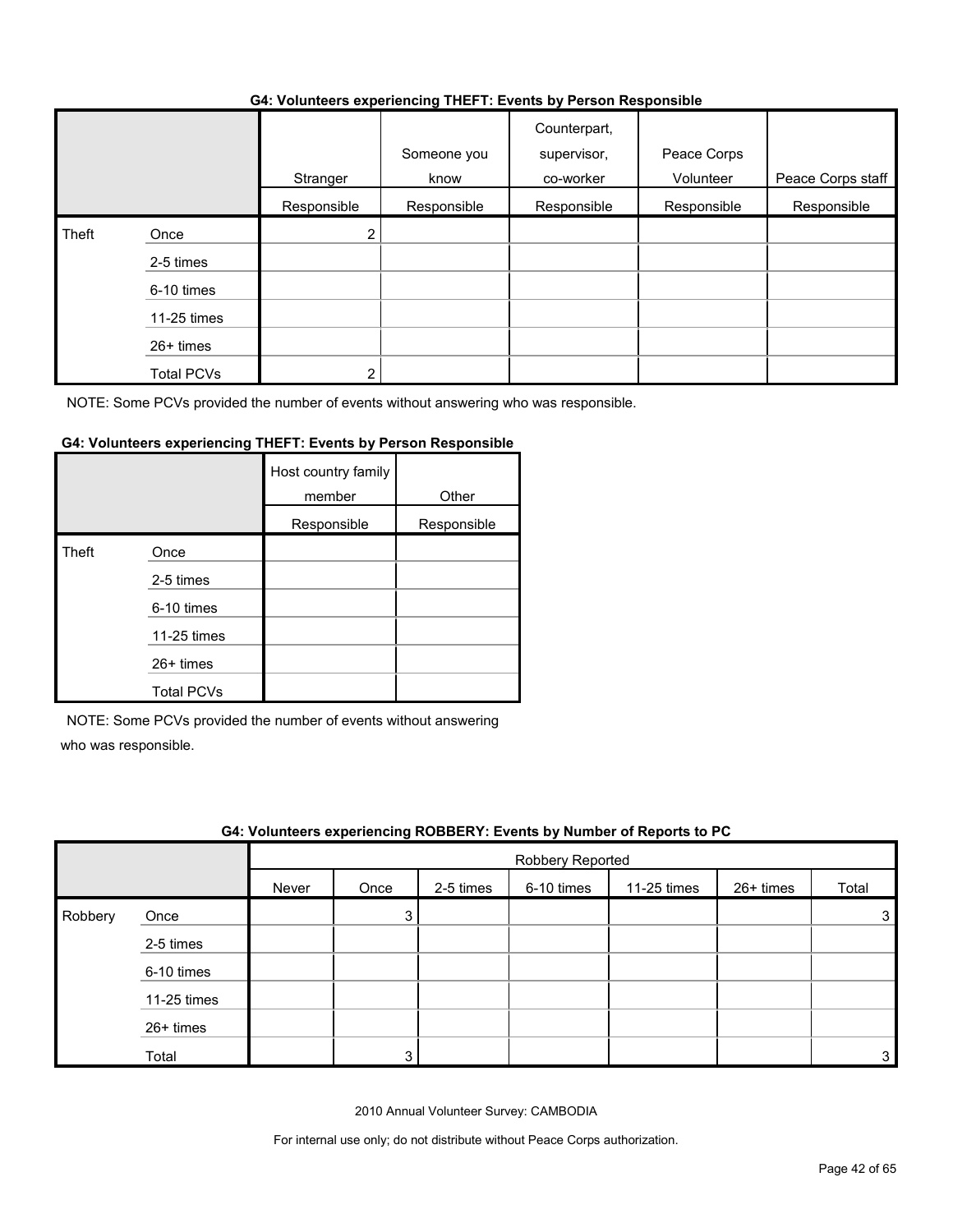**G4: Volunteers experiencing THEFT: Events by Person Responsible**

| | | Stranger | Someone you know | Counterpart, supervisor, co-worker | Peace Corps Volunteer | Peace Corps staff |
|---|---|---|---|---|---|---|
| | | Responsible | Responsible | Responsible | Responsible | Responsible |
| Theft | Once | 2 | | | | |
| | 2-5 times | | | | | |
| | 6-10 times | | | | | |
| | 11-25 times | | | | | |
| | 26+ times | | | | | |
| | Total PCVs | 2 | | | | |

NOTE: Some PCVs provided the number of events without answering who was responsible.

**G4: Volunteers experiencing THEFT: Events by Person Responsible**

| | | Host country family member | Other |
|---|---|---|---|
| | | Responsible | Responsible |
| Theft | Once | | |
| | 2-5 times | | |
| | 6-10 times | | |
| | 11-25 times | | |
| | 26+ times | | |
| | Total PCVs | | |

NOTE: Some PCVs provided the number of events without answering who was responsible.

**G4: Volunteers experiencing ROBBERY: Events by Number of Reports to PC**

| | | Robbery Reported | | | | | | |
|---|---|---|---|---|---|---|---|---|
| | | Never | Once | 2-5 times | 6-10 times | 11-25 times | 26+ times | Total |
| Robbery | Once | | 3 | | | | | 3 |
| | 2-5 times | | | | | | | |
| | 6-10 times | | | | | | | |
| | 11-25 times | | | | | | | |
| | 26+ times | | | | | | | |
| | Total | | 3 | | | | | 3 |

2010 Annual Volunteer Survey: CAMBODIA

For internal use only; do not distribute without Peace Corps authorization.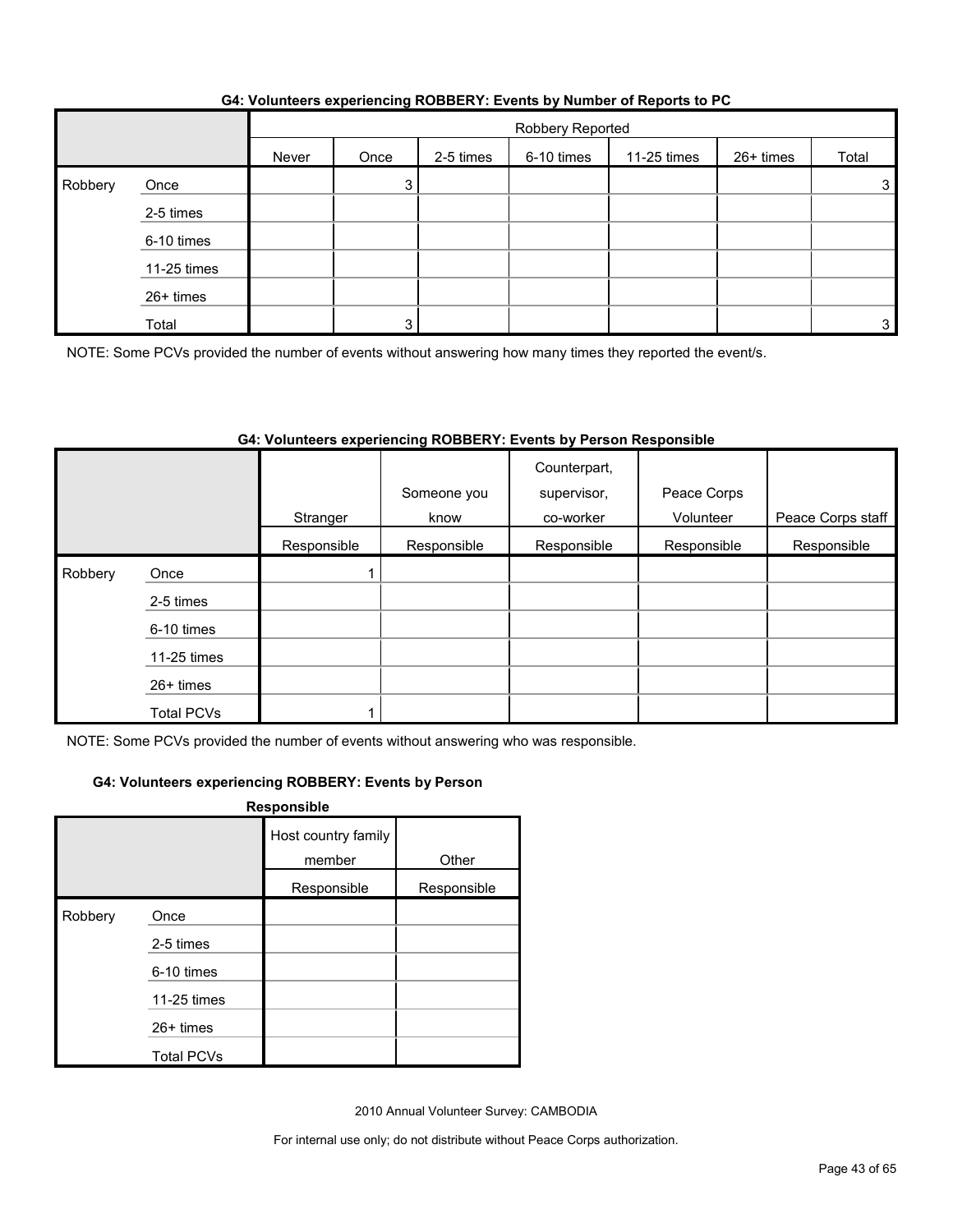### G4: Volunteers experiencing ROBBERY: Events by Number of Reports to PC

| | | Robbery Reported | | | | | | |
|---|---|---|---|---|---|---|---|---|
| | | Never | Once | 2-5 times | 6-10 times | 11-25 times | 26+ times | Total |
| Robbery | Once | | 3 | | | | | 3 |
| | 2-5 times | | | | | | | |
| | 6-10 times | | | | | | | |
| | 11-25 times | | | | | | | |
| | 26+ times | | | | | | | |
| | Total | | 3 | | | | | 3 |

NOTE: Some PCVs provided the number of events without answering how many times they reported the event/s.

### G4: Volunteers experiencing ROBBERY: Events by Person Responsible

| | | Stranger | Someone you know | Counterpart, supervisor, co-worker | Peace Corps Volunteer | Peace Corps staff |
|---|---|---|---|---|---|---|
| | | Responsible | Responsible | Responsible | Responsible | Responsible |
| Robbery | Once | 1 | | | | |
| | 2-5 times | | | | | |
| | 6-10 times | | | | | |
| | 11-25 times | | | | | |
| | 26+ times | | | | | |
| | Total PCVs | 1 | | | | |

NOTE: Some PCVs provided the number of events without answering who was responsible.

### G4: Volunteers experiencing ROBBERY: Events by Person Responsible

| | | Host country family member | Other |
|---|---|---|---|
| | | Responsible | Responsible |
| Robbery | Once | | |
| | 2-5 times | | |
| | 6-10 times | | |
| | 11-25 times | | |
| | 26+ times | | |
| | Total PCVs | | |

2010 Annual Volunteer Survey: CAMBODIA

For internal use only; do not distribute without Peace Corps authorization.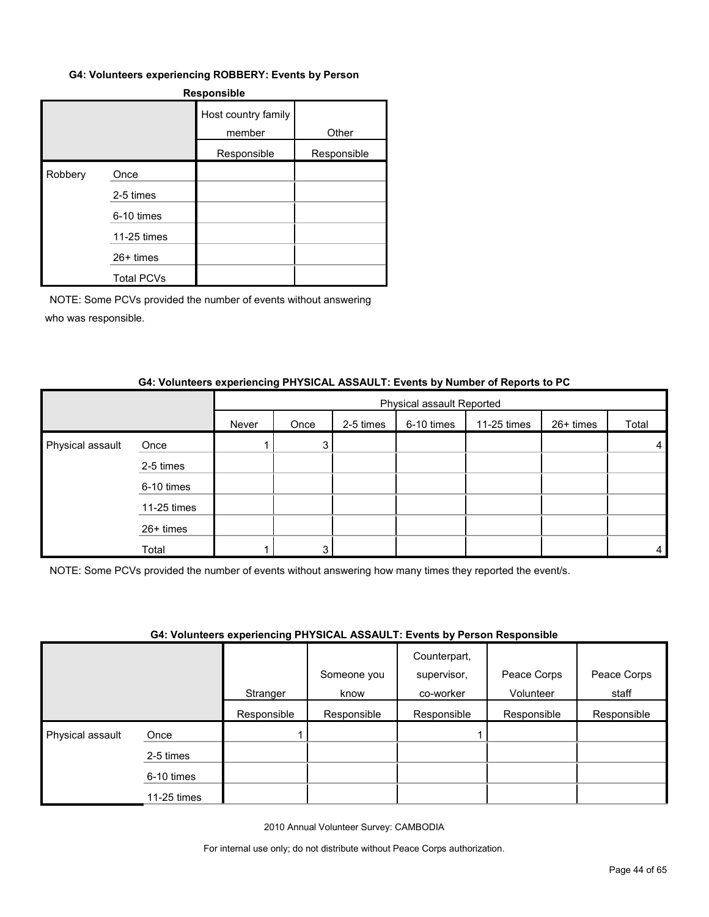#### G4: Volunteers experiencing ROBBERY: Events by Person Responsible

| | | Host country family member | Other |
|---|---|---|---|
| | | Responsible | Responsible |
| Robbery | Once | | |
| | 2-5 times | | |
| | 6-10 times | | |
| | 11-25 times | | |
| | 26+ times | | |
| | Total PCVs | | |

NOTE: Some PCVs provided the number of events without answering who was responsible.

#### G4: Volunteers experiencing PHYSICAL ASSAULT: Events by Number of Reports to PC

| | | Physical assault Reported | | | | | | |
|---|---|---|---|---|---|---|---|---|
| | | Never | Once | 2-5 times | 6-10 times | 11-25 times | 26+ times | Total |
| Physical assault | Once | 1 | 3 | | | | | 4 |
| | 2-5 times | | | | | | | |
| | 6-10 times | | | | | | | |
| | 11-25 times | | | | | | | |
| | 26+ times | | | | | | | |
| | Total | 1 | 3 | | | | | 4 |

NOTE: Some PCVs provided the number of events without answering how many times they reported the event/s.

#### G4: Volunteers experiencing PHYSICAL ASSAULT: Events by Person Responsible

| | | Stranger | Someone you know | Counterpart, supervisor, co-worker | Peace Corps Volunteer | Peace Corps staff |
|---|---|---|---|---|---|---|
| | | Responsible | Responsible | Responsible | Responsible | Responsible |
| Physical assault | Once | 1 | | 1 | | |
| | 2-5 times | | | | | |
| | 6-10 times | | | | | |
| | 11-25 times | | | | | |

2010 Annual Volunteer Survey: CAMBODIA

For internal use only; do not distribute without Peace Corps authorization.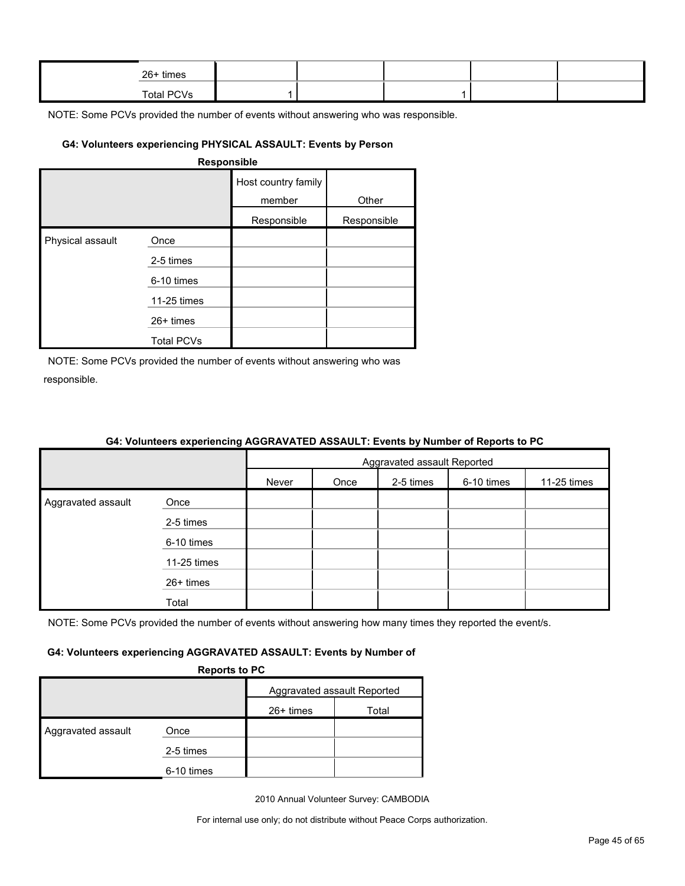| | | | | | | |
|---|---|---|---|---|---|---|
| | 26+ times | | | | | |
| | Total PCVs | 1 | | 1 | | |

NOTE: Some PCVs provided the number of events without answering who was responsible.

#### G4: Volunteers experiencing PHYSICAL ASSAULT: Events by Person Responsible

| | | Host country family member | Other |
|---|---|---|---|
| | | Responsible | Responsible |
| Physical assault | Once | | |
| | 2-5 times | | |
| | 6-10 times | | |
| | 11-25 times | | |
| | 26+ times | | |
| | Total PCVs | | |

NOTE: Some PCVs provided the number of events without answering who was responsible.

#### G4: Volunteers experiencing AGGRAVATED ASSAULT: Events by Number of Reports to PC

| | | Aggravated assault Reported | | | | |
|---|---|---|---|---|---|---|
| | | Never | Once | 2-5 times | 6-10 times | 11-25 times |
| Aggravated assault | Once | | | | | |
| | 2-5 times | | | | | |
| | 6-10 times | | | | | |
| | 11-25 times | | | | | |
| | 26+ times | | | | | |
| | Total | | | | | |

NOTE: Some PCVs provided the number of events without answering how many times they reported the event/s.

#### G4: Volunteers experiencing AGGRAVATED ASSAULT: Events by Number of Reports to PC

| | | Aggravated assault Reported | |
|---|---|---|---|
| | | 26+ times | Total |
| Aggravated assault | Once | | |
| | 2-5 times | | |
| | 6-10 times | | |

2010 Annual Volunteer Survey: CAMBODIA

For internal use only; do not distribute without Peace Corps authorization.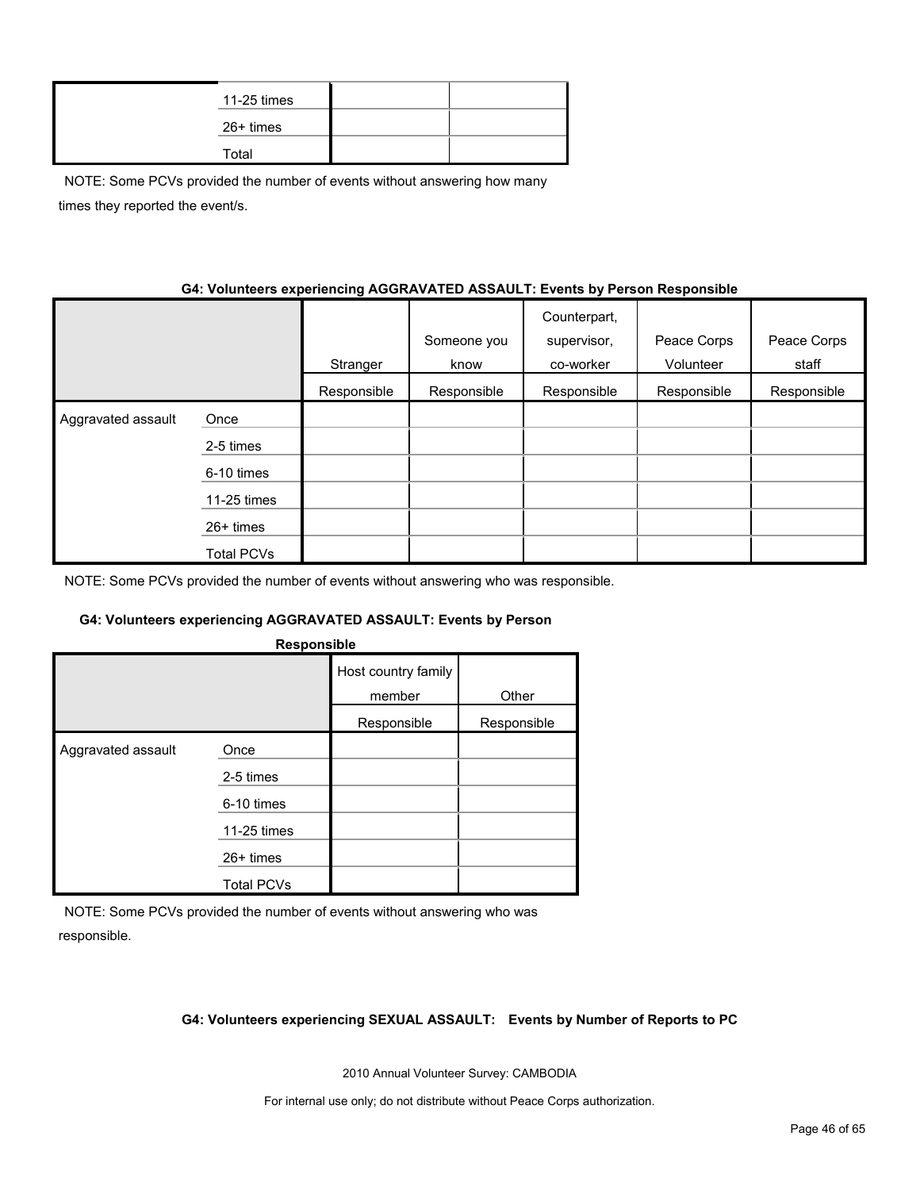| | | | |
|---|---|---|---|
| | 11-25 times | | |
| | 26+ times | | |
| | Total | | |

NOTE: Some PCVs provided the number of events without answering how many times they reported the event/s.

**G4: Volunteers experiencing AGGRAVATED ASSAULT: Events by Person Responsible**

| | | Stranger | Someone you know | Counterpart, supervisor, co-worker | Peace Corps Volunteer | Peace Corps staff | Host country family member | Other |
|---|---|---|---|---|---|---|---|---|
| | | Responsible | Responsible | Responsible | Responsible | Responsible | Responsible | Responsible |
| Aggravated assault | Once | | | | | | | |
| | 2-5 times | | | | | | | |
| | 6-10 times | | | | | | | |
| | 11-25 times | | | | | | | |
| | 26+ times | | | | | | | |
| | Total PCVs | | | | | | | |

NOTE: Some PCVs provided the number of events without answering who was responsible.

NOTE: Some PCVs provided the number of events without answering who was responsible.

**G4: Volunteers experiencing SEXUAL ASSAULT: Events by Number of Reports to PC**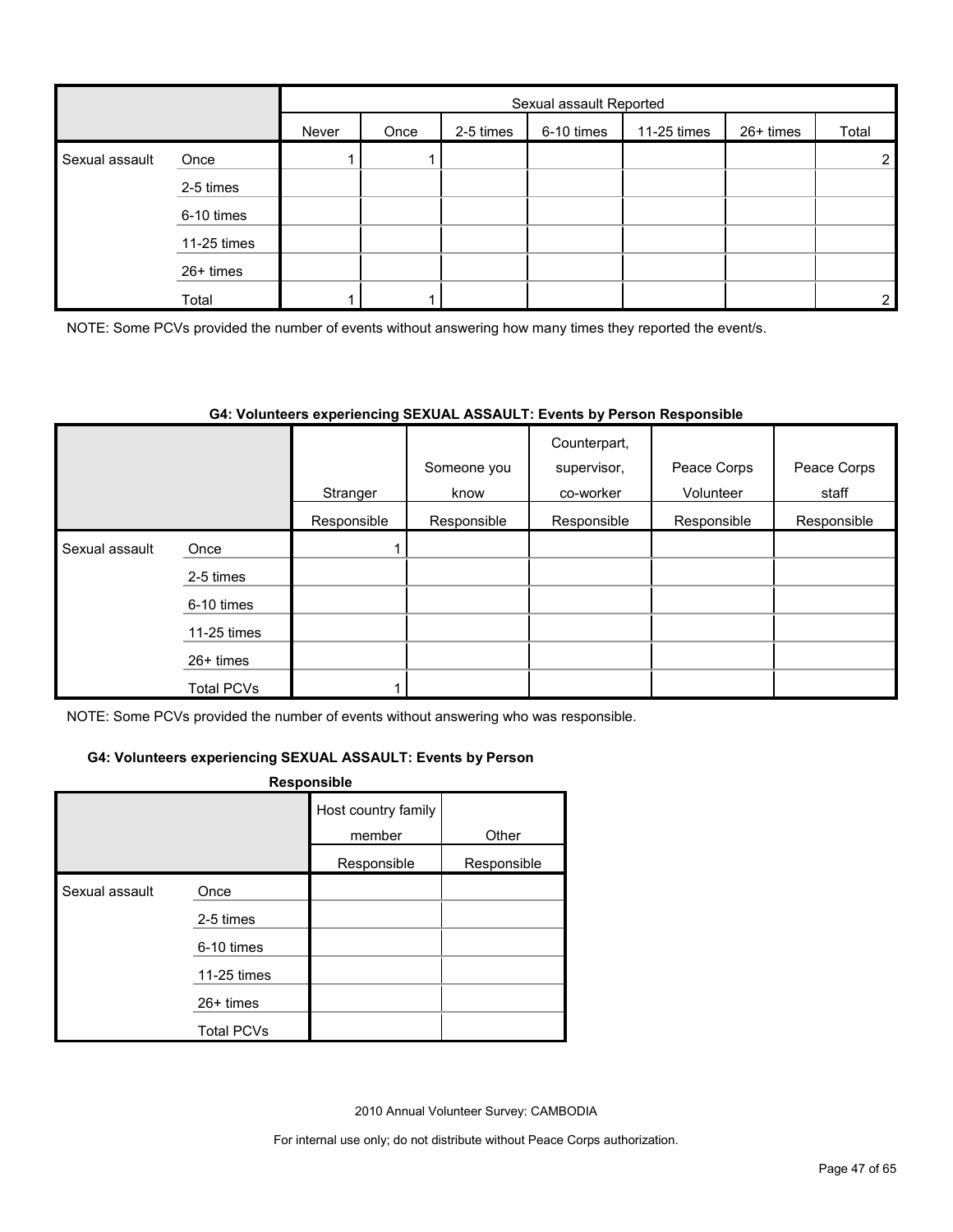| | | Sexual assault Reported | | | | | | |
|---|---|---|---|---|---|---|---|---|
| | | Never | Once | 2-5 times | 6-10 times | 11-25 times | 26+ times | Total |
| Sexual assault | Once | 1 | 1 | | | | | 2 |
| | 2-5 times | | | | | | | |
| | 6-10 times | | | | | | | |
| | 11-25 times | | | | | | | |
| | 26+ times | | | | | | | |
| | Total | 1 | 1 | | | | | 2 |

NOTE: Some PCVs provided the number of events without answering how many times they reported the event/s.

**G4: Volunteers experiencing SEXUAL ASSAULT: Events by Person Responsible**

| | | Stranger | Someone you know | Counterpart, supervisor, co-worker | Peace Corps Volunteer | Peace Corps staff |
|---|---|---|---|---|---|---|
| | | Responsible | Responsible | Responsible | Responsible | Responsible |
| Sexual assault | Once | 1 | | | | |
| | 2-5 times | | | | | |
| | 6-10 times | | | | | |
| | 11-25 times | | | | | |
| | 26+ times | | | | | |
| | Total PCVs | 1 | | | | |

NOTE: Some PCVs provided the number of events without answering who was responsible.

**G4: Volunteers experiencing SEXUAL ASSAULT: Events by Person Responsible**

| | | Host country family member | Other |
|---|---|---|---|
| | | Responsible | Responsible |
| Sexual assault | Once | | |
| | 2-5 times | | |
| | 6-10 times | | |
| | 11-25 times | | |
| | 26+ times | | |
| | Total PCVs | | |

2010 Annual Volunteer Survey: CAMBODIA

For internal use only; do not distribute without Peace Corps authorization.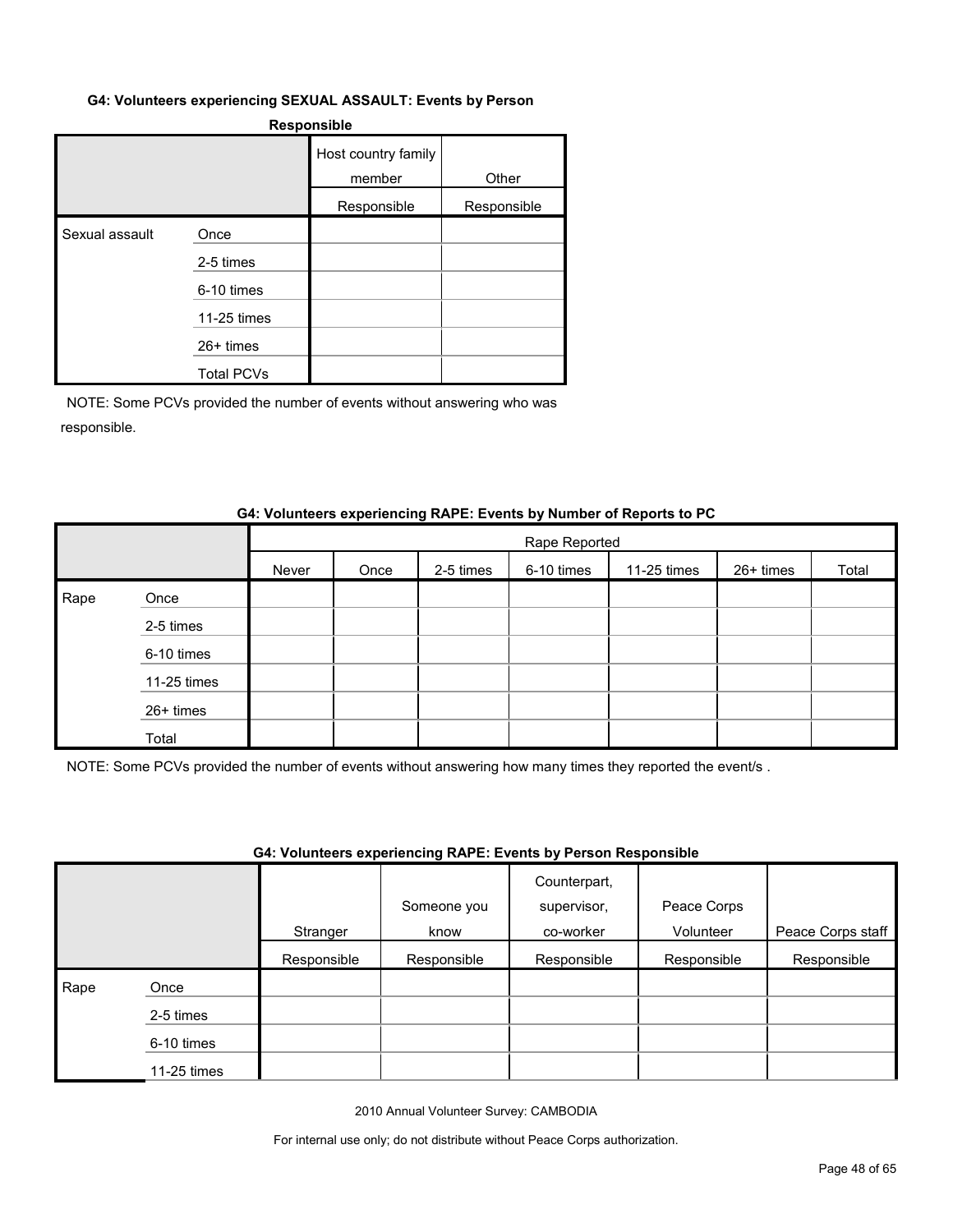#### G4: Volunteers experiencing SEXUAL ASSAULT: Events by Person Responsible

| | | Host country family member | Other |
|---|---|---|---|
| | | Responsible | Responsible |
| Sexual assault | Once | | |
| | 2-5 times | | |
| | 6-10 times | | |
| | 11-25 times | | |
| | 26+ times | | |
| | Total PCVs | | |

NOTE: Some PCVs provided the number of events without answering who was responsible.

#### G4: Volunteers experiencing RAPE: Events by Number of Reports to PC

| | | Rape Reported | | | | | | |
|---|---|---|---|---|---|---|---|---|
| | | Never | Once | 2-5 times | 6-10 times | 11-25 times | 26+ times | Total |
| Rape | Once | | | | | | | |
| | 2-5 times | | | | | | | |
| | 6-10 times | | | | | | | |
| | 11-25 times | | | | | | | |
| | 26+ times | | | | | | | |
| | Total | | | | | | | |

NOTE: Some PCVs provided the number of events without answering how many times they reported the event/s .

#### G4: Volunteers experiencing RAPE: Events by Person Responsible

| | | Stranger | Someone you know | Counterpart, supervisor, co-worker | Peace Corps Volunteer | Peace Corps staff |
|---|---|---|---|---|---|---|
| | | Responsible | Responsible | Responsible | Responsible | Responsible |
| Rape | Once | | | | | |
| | 2-5 times | | | | | |
| | 6-10 times | | | | | |
| | 11-25 times | | | | | |

2010 Annual Volunteer Survey: CAMBODIA

For internal use only; do not distribute without Peace Corps authorization.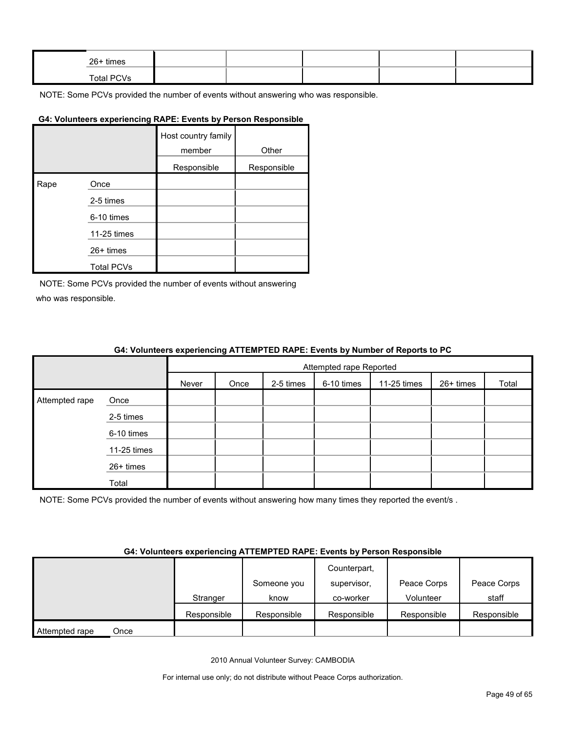| | | | | | | |
|---|---|---|---|---|---|---|
| | 26+ times | | | | | |
| | Total PCVs | | | | | |

NOTE: Some PCVs provided the number of events without answering who was responsible.

**G4: Volunteers experiencing RAPE: Events by Person Responsible**

| | | Host country family member | Other |
|---|---|---|---|
| | | Responsible | Responsible |
| Rape | Once | | |
| | 2-5 times | | |
| | 6-10 times | | |
| | 11-25 times | | |
| | 26+ times | | |
| | Total PCVs | | |

NOTE: Some PCVs provided the number of events without answering who was responsible.

**G4: Volunteers experiencing ATTEMPTED RAPE: Events by Number of Reports to PC**

| | | Attempted rape Reported | | | | | | |
|---|---|---|---|---|---|---|---|---|
| | | Never | Once | 2-5 times | 6-10 times | 11-25 times | 26+ times | Total |
| Attempted rape | Once | | | | | | | |
| | 2-5 times | | | | | | | |
| | 6-10 times | | | | | | | |
| | 11-25 times | | | | | | | |
| | 26+ times | | | | | | | |
| | Total | | | | | | | |

NOTE: Some PCVs provided the number of events without answering how many times they reported the event/s .

**G4: Volunteers experiencing ATTEMPTED RAPE: Events by Person Responsible**

| | | Stranger | Someone you know | Counterpart, supervisor, co-worker | Peace Corps Volunteer | Peace Corps staff |
|---|---|---|---|---|---|---|
| | | Responsible | Responsible | Responsible | Responsible | Responsible |
| Attempted rape | Once | | | | | |

2010 Annual Volunteer Survey: CAMBODIA

For internal use only; do not distribute without Peace Corps authorization.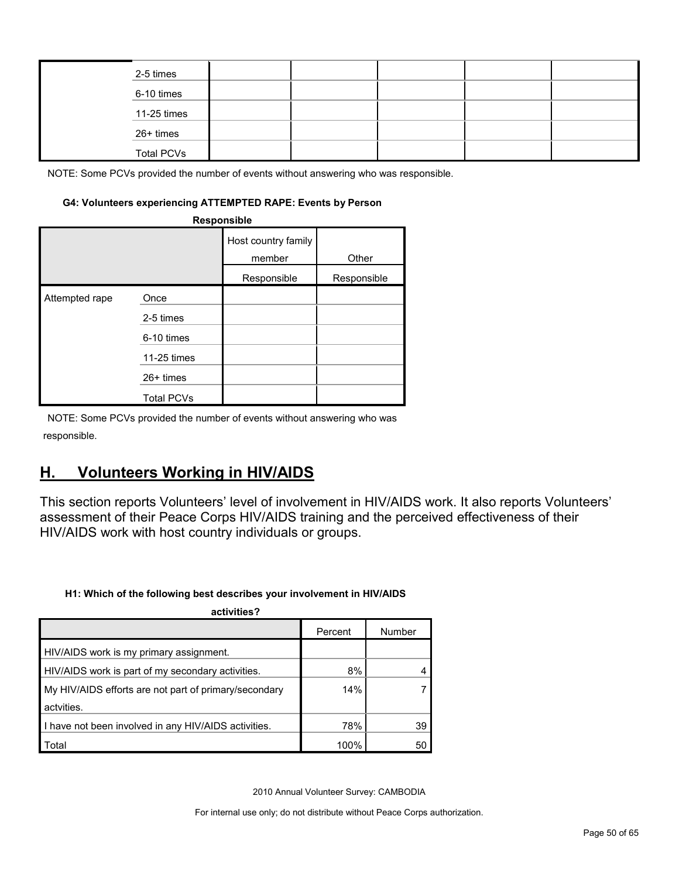|  |  |  |  |  |  |  |
|---|---|---|---|---|---|---|
|  | 2-5 times |  |  |  |  |  |
|  | 6-10 times |  |  |  |  |  |
|  | 11-25 times |  |  |  |  |  |
|  | 26+ times |  |  |  |  |  |
|  | Total PCVs |  |  |  |  |  |

NOTE: Some PCVs provided the number of events without answering who was responsible.

**G4: Volunteers experiencing ATTEMPTED RAPE: Events by Person Responsible**

|  |  | Host country family member | Other |
|---|---|---|---|
|  |  | Responsible | Responsible |
| Attempted rape | Once |  |  |
|  | 2-5 times |  |  |
|  | 6-10 times |  |  |
|  | 11-25 times |  |  |
|  | 26+ times |  |  |
|  | Total PCVs |  |  |

NOTE: Some PCVs provided the number of events without answering who was responsible.

## H. Volunteers Working in HIV/AIDS

This section reports Volunteers' level of involvement in HIV/AIDS work. It also reports Volunteers' assessment of their Peace Corps HIV/AIDS training and the perceived effectiveness of their HIV/AIDS work with host country individuals or groups.

**H1: Which of the following best describes your involvement in HIV/AIDS activities?**

|  | Percent | Number |
|---|---|---|
| HIV/AIDS work is my primary assignment. |  |  |
| HIV/AIDS work is part of my secondary activities. | 8% | 4 |
| My HIV/AIDS efforts are not part of primary/secondary actvities. | 14% | 7 |
| I have not been involved in any HIV/AIDS activities. | 78% | 39 |
| Total | 100% | 50 |

2010 Annual Volunteer Survey: CAMBODIA

For internal use only; do not distribute without Peace Corps authorization.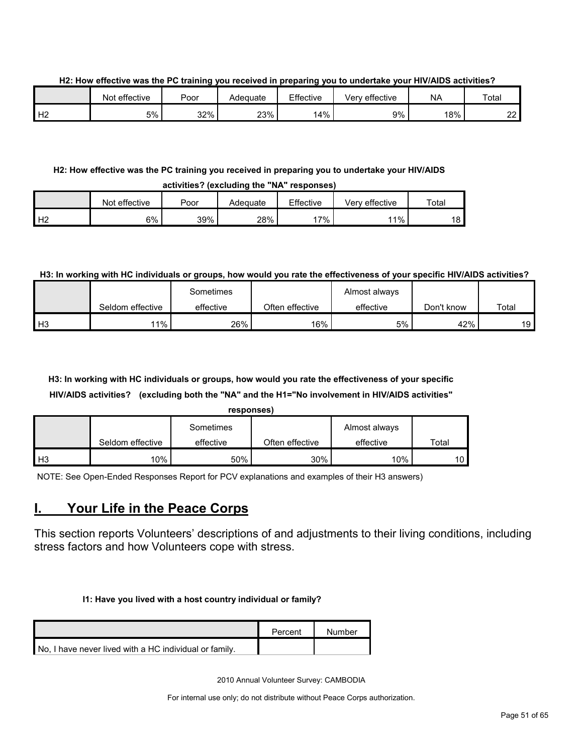**H2: How effective was the PC training you received in preparing you to undertake your HIV/AIDS activities?**

| | Not effective | Poor | Adequate | Effective | Very effective | NA | Total |
|---|---|---|---|---|---|---|---|
| H2 | 5% | 32% | 23% | 14% | 9% | 18% | 22 |

**H2: How effective was the PC training you received in preparing you to undertake your HIV/AIDS activities? (excluding the "NA" responses)**

| | Not effective | Poor | Adequate | Effective | Very effective | Total |
|---|---|---|---|---|---|---|
| H2 | 6% | 39% | 28% | 17% | 11% | 18 |

**H3: In working with HC individuals or groups, how would you rate the effectiveness of your specific HIV/AIDS activities?**

| | Seldom effective | Sometimes effective | Often effective | Almost always effective | Don't know | Total |
|---|---|---|---|---|---|---|
| H3 | 11% | 26% | 16% | 5% | 42% | 19 |

**H3: In working with HC individuals or groups, how would you rate the effectiveness of your specific HIV/AIDS activities? (excluding both the "NA" and the H1="No involvement in HIV/AIDS activities" responses)**

| | Seldom effective | Sometimes effective | Often effective | Almost always effective | Total |
|---|---|---|---|---|---|
| H3 | 10% | 50% | 30% | 10% | 10 |

NOTE: See Open-Ended Responses Report for PCV explanations and examples of their H3 answers)

## I. Your Life in the Peace Corps

This section reports Volunteers' descriptions of and adjustments to their living conditions, including stress factors and how Volunteers cope with stress.

**I1: Have you lived with a host country individual or family?**

| | Percent | Number |
|---|---|---|
| No, I have never lived with a HC individual or family. | | |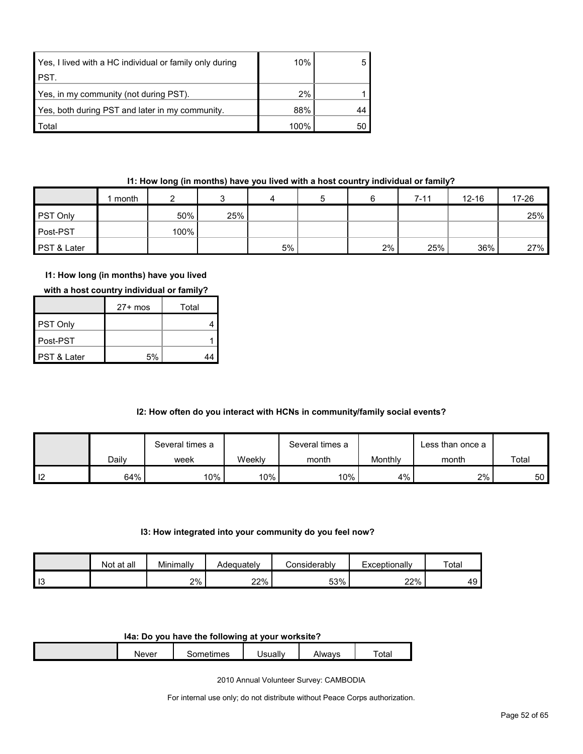| | | |
|---|---|---|
| Yes, I lived with a HC individual or family only during PST. | 10% | 5 |
| Yes, in my community (not during PST). | 2% | 1 |
| Yes, both during PST and later in my community. | 88% | 44 |
| Total | 100% | 50 |

**I1: How long (in months) have you lived with a host country individual or family?**

| | 1 month | 2 | 3 | 4 | 5 | 6 | 7-11 | 12-16 | 17-26 |
|---|---|---|---|---|---|---|---|---|---|
| PST Only | | 50% | 25% | | | | | | 25% |
| Post-PST | | 100% | | | | | | | |
| PST & Later | | | | 5% | | 2% | 25% | 36% | 27% |

**I1: How long (in months) have you lived with a host country individual or family?**

| | 27+ mos | Total |
|---|---|---|
| PST Only | | 4 |
| Post-PST | | 1 |
| PST & Later | 5% | 44 |

**I2: How often do you interact with HCNs in community/family social events?**

| | Daily | Several times a week | Weekly | Several times a month | Monthly | Less than once a month | Total |
|---|---|---|---|---|---|---|---|
| I2 | 64% | 10% | 10% | 10% | 4% | 2% | 50 |

**I3: How integrated into your community do you feel now?**

| | Not at all | Minimally | Adequately | Considerably | Exceptionally | Total |
|---|---|---|---|---|---|---|
| I3 | | 2% | 22% | 53% | 22% | 49 |

**I4a: Do you have the following at your worksite?**

| | Never | Sometimes | Usually | Always | Total |
|---|---|---|---|---|---|

2010 Annual Volunteer Survey: CAMBODIA

For internal use only; do not distribute without Peace Corps authorization.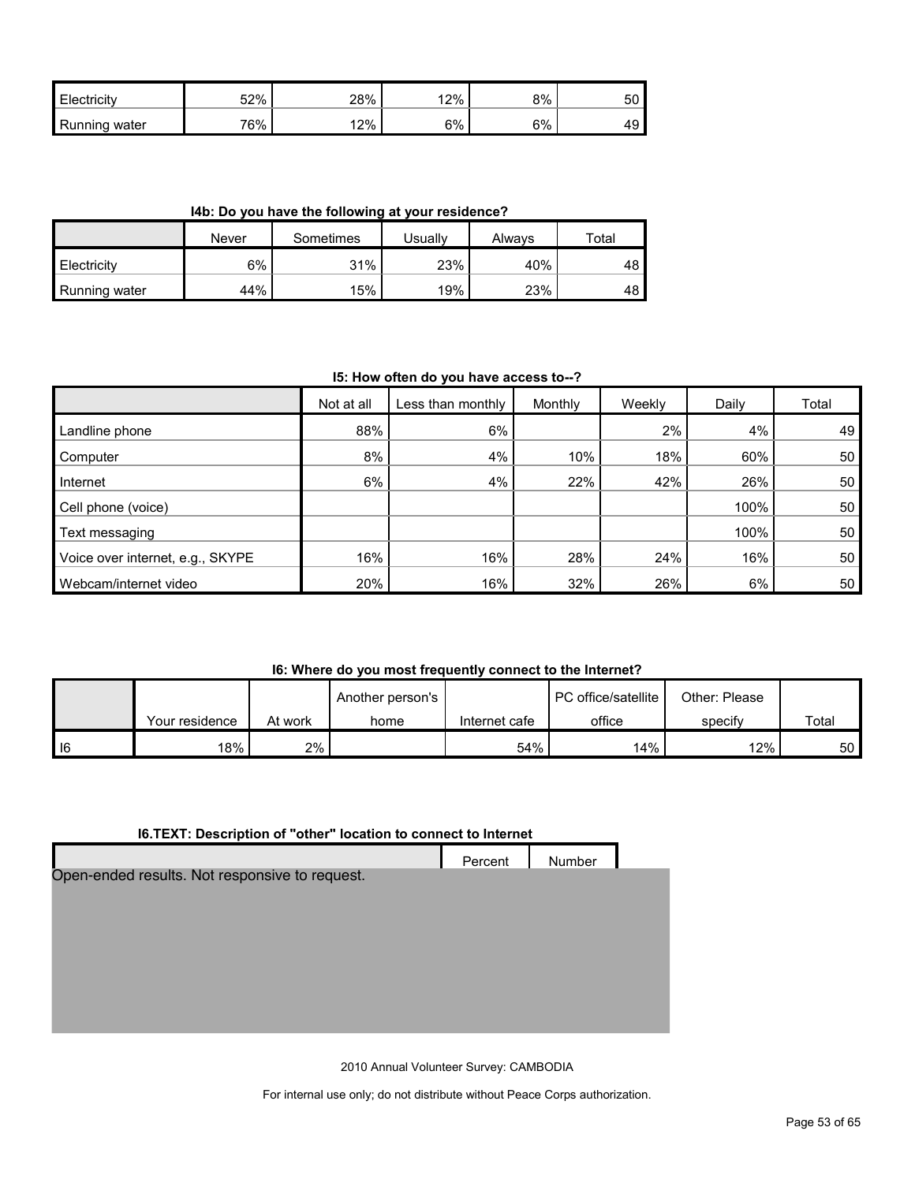| | | | | | |
|---|---|---|---|---|---|
| Electricity | 52% | 28% | 12% | 8% | 50 |
| Running water | 76% | 12% | 6% | 6% | 49 |

**I4b: Do you have the following at your residence?**

| | Never | Sometimes | Usually | Always | Total |
|---|---|---|---|---|---|
| Electricity | 6% | 31% | 23% | 40% | 48 |
| Running water | 44% | 15% | 19% | 23% | 48 |

**I5: How often do you have access to--?**

| | Not at all | Less than monthly | Monthly | Weekly | Daily | Total |
|---|---|---|---|---|---|---|
| Landline phone | 88% | 6% | | 2% | 4% | 49 |
| Computer | 8% | 4% | 10% | 18% | 60% | 50 |
| Internet | 6% | 4% | 22% | 42% | 26% | 50 |
| Cell phone (voice) | | | | | 100% | 50 |
| Text messaging | | | | | 100% | 50 |
| Voice over internet, e.g., SKYPE | 16% | 16% | 28% | 24% | 16% | 50 |
| Webcam/internet video | 20% | 16% | 32% | 26% | 6% | 50 |

**I6: Where do you most frequently connect to the Internet?**

| | Your residence | At work | Another person's home | Internet cafe | PC office/satellite office | Other: Please specify | Total |
|---|---|---|---|---|---|---|---|
| I6 | 18% | 2% | | 54% | 14% | 12% | 50 |

**I6.TEXT: Description of "other" location to connect to Internet**

| | Percent | Number |
|---|---|---|
| Open-ended results. Not responsive to request. | | |

2010 Annual Volunteer Survey: CAMBODIA

For internal use only; do not distribute without Peace Corps authorization.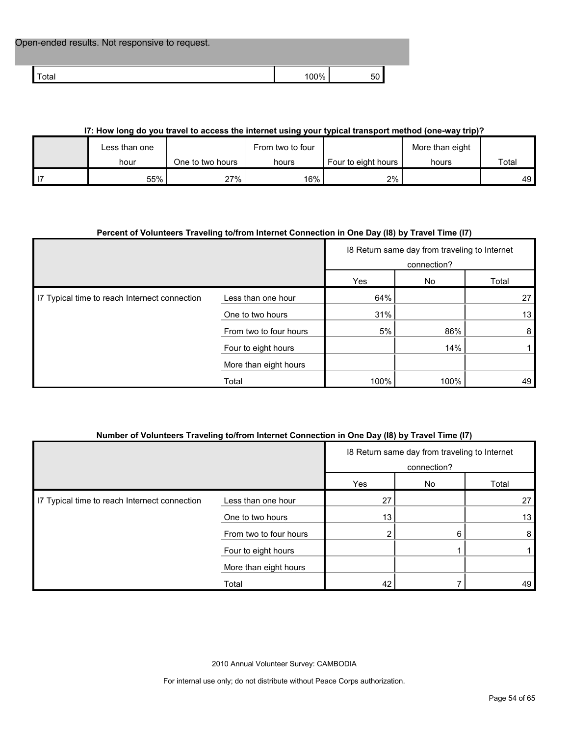| Open-ended results. Not responsive to request. | | |
|---|---|---|
| Total | 100% | 50 |

**I7: How long do you travel to access the internet using your typical transport method (one-way trip)?**

| | Less than one hour | One to two hours | From two to four hours | Four to eight hours | More than eight hours | Total |
|---|---|---|---|---|---|---|
| I7 | 55% | 27% | 16% | 2% | | 49 |

**Percent of Volunteers Traveling to/from Internet Connection in One Day (I8) by Travel Time (I7)**

| | | I8 Return same day from traveling to Internet connection? | | |
|---|---|---|---|---|
| | | Yes | No | Total |
| I7 Typical time to reach Internet connection | Less than one hour | 64% | | 27 |
| | One to two hours | 31% | | 13 |
| | From two to four hours | 5% | 86% | 8 |
| | Four to eight hours | | 14% | 1 |
| | More than eight hours | | | |
| | Total | 100% | 100% | 49 |

**Number of Volunteers Traveling to/from Internet Connection in One Day (I8) by Travel Time (I7)**

| | | I8 Return same day from traveling to Internet connection? | | |
|---|---|---|---|---|
| | | Yes | No | Total |
| I7 Typical time to reach Internet connection | Less than one hour | 27 | | 27 |
| | One to two hours | 13 | | 13 |
| | From two to four hours | 2 | 6 | 8 |
| | Four to eight hours | | 1 | 1 |
| | More than eight hours | | | |
| | Total | 42 | 7 | 49 |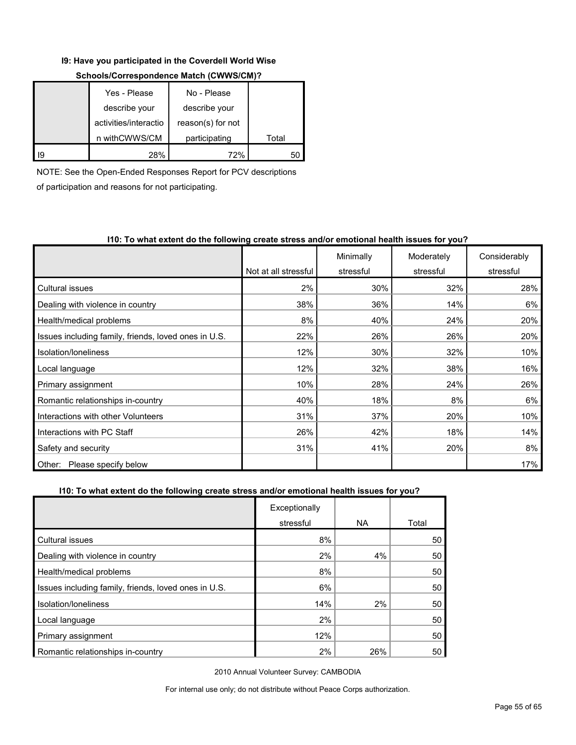**I9: Have you participated in the Coverdell World Wise Schools/Correspondence Match (CWWS/CM)?**

| | Yes - Please describe your activities/interaction withCWWS/CM | No - Please describe your reason(s) for not participating | Total |
|---|---|---|---|
| I9 | 28% | 72% | 50 |

NOTE: See the Open-Ended Responses Report for PCV descriptions of participation and reasons for not participating.

**I10: To what extent do the following create stress and/or emotional health issues for you?**

| | Not at all stressful | Minimally stressful | Moderately stressful | Considerably stressful |
|---|---|---|---|---|
| Cultural issues | 2% | 30% | 32% | 28% |
| Dealing with violence in country | 38% | 36% | 14% | 6% |
| Health/medical problems | 8% | 40% | 24% | 20% |
| Issues including family, friends, loved ones in U.S. | 22% | 26% | 26% | 20% |
| Isolation/loneliness | 12% | 30% | 32% | 10% |
| Local language | 12% | 32% | 38% | 16% |
| Primary assignment | 10% | 28% | 24% | 26% |
| Romantic relationships in-country | 40% | 18% | 8% | 6% |
| Interactions with other Volunteers | 31% | 37% | 20% | 10% |
| Interactions with PC Staff | 26% | 42% | 18% | 14% |
| Safety and security | 31% | 41% | 20% | 8% |
| Other: Please specify below | | | | 17% |

**I10: To what extent do the following create stress and/or emotional health issues for you?**

| | Exceptionally stressful | NA | Total |
|---|---|---|---|
| Cultural issues | 8% | | 50 |
| Dealing with violence in country | 2% | 4% | 50 |
| Health/medical problems | 8% | | 50 |
| Issues including family, friends, loved ones in U.S. | 6% | | 50 |
| Isolation/loneliness | 14% | 2% | 50 |
| Local language | 2% | | 50 |
| Primary assignment | 12% | | 50 |
| Romantic relationships in-country | 2% | 26% | 50 |

2010 Annual Volunteer Survey: CAMBODIA

For internal use only; do not distribute without Peace Corps authorization.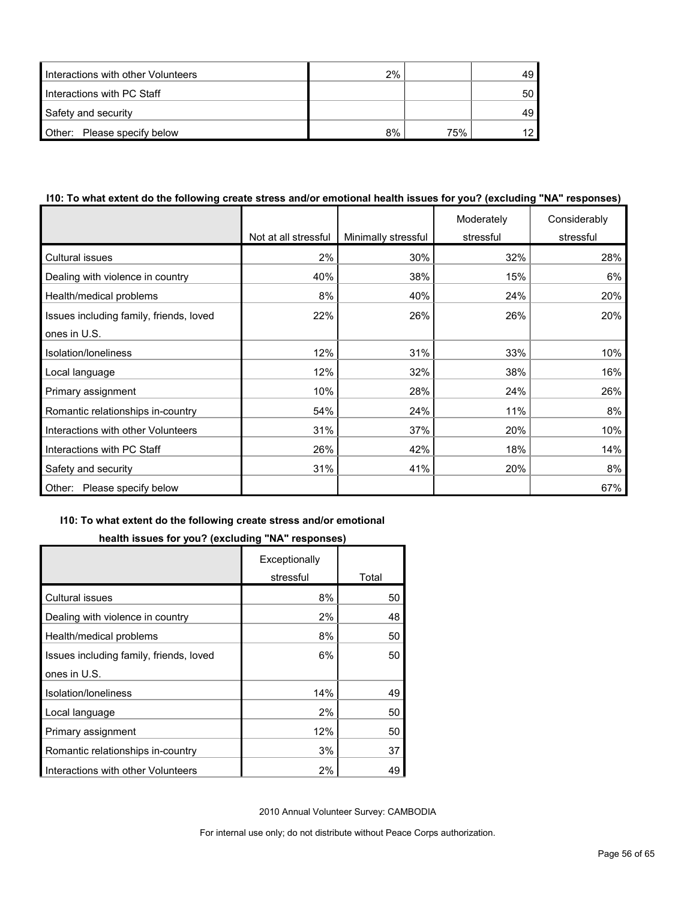| | | | |
|---|---|---|---|
| Interactions with other Volunteers | 2% | | 49 |
| Interactions with PC Staff | | | 50 |
| Safety and security | | | 49 |
| Other: Please specify below | 8% | 75% | 12 |

**I10: To what extent do the following create stress and/or emotional health issues for you? (excluding "NA" responses)**

| | Not at all stressful | Minimally stressful | Moderately stressful | Considerably stressful |
|---|---|---|---|---|
| Cultural issues | 2% | 30% | 32% | 28% |
| Dealing with violence in country | 40% | 38% | 15% | 6% |
| Health/medical problems | 8% | 40% | 24% | 20% |
| Issues including family, friends, loved ones in U.S. | 22% | 26% | 26% | 20% |
| Isolation/loneliness | 12% | 31% | 33% | 10% |
| Local language | 12% | 32% | 38% | 16% |
| Primary assignment | 10% | 28% | 24% | 26% |
| Romantic relationships in-country | 54% | 24% | 11% | 8% |
| Interactions with other Volunteers | 31% | 37% | 20% | 10% |
| Interactions with PC Staff | 26% | 42% | 18% | 14% |
| Safety and security | 31% | 41% | 20% | 8% |
| Other: Please specify below | | | | 67% |

**I10: To what extent do the following create stress and/or emotional health issues for you? (excluding "NA" responses)**

| | Exceptionally stressful | Total |
|---|---|---|
| Cultural issues | 8% | 50 |
| Dealing with violence in country | 2% | 48 |
| Health/medical problems | 8% | 50 |
| Issues including family, friends, loved ones in U.S. | 6% | 50 |
| Isolation/loneliness | 14% | 49 |
| Local language | 2% | 50 |
| Primary assignment | 12% | 50 |
| Romantic relationships in-country | 3% | 37 |
| Interactions with other Volunteers | 2% | 49 |

2010 Annual Volunteer Survey: CAMBODIA

For internal use only; do not distribute without Peace Corps authorization.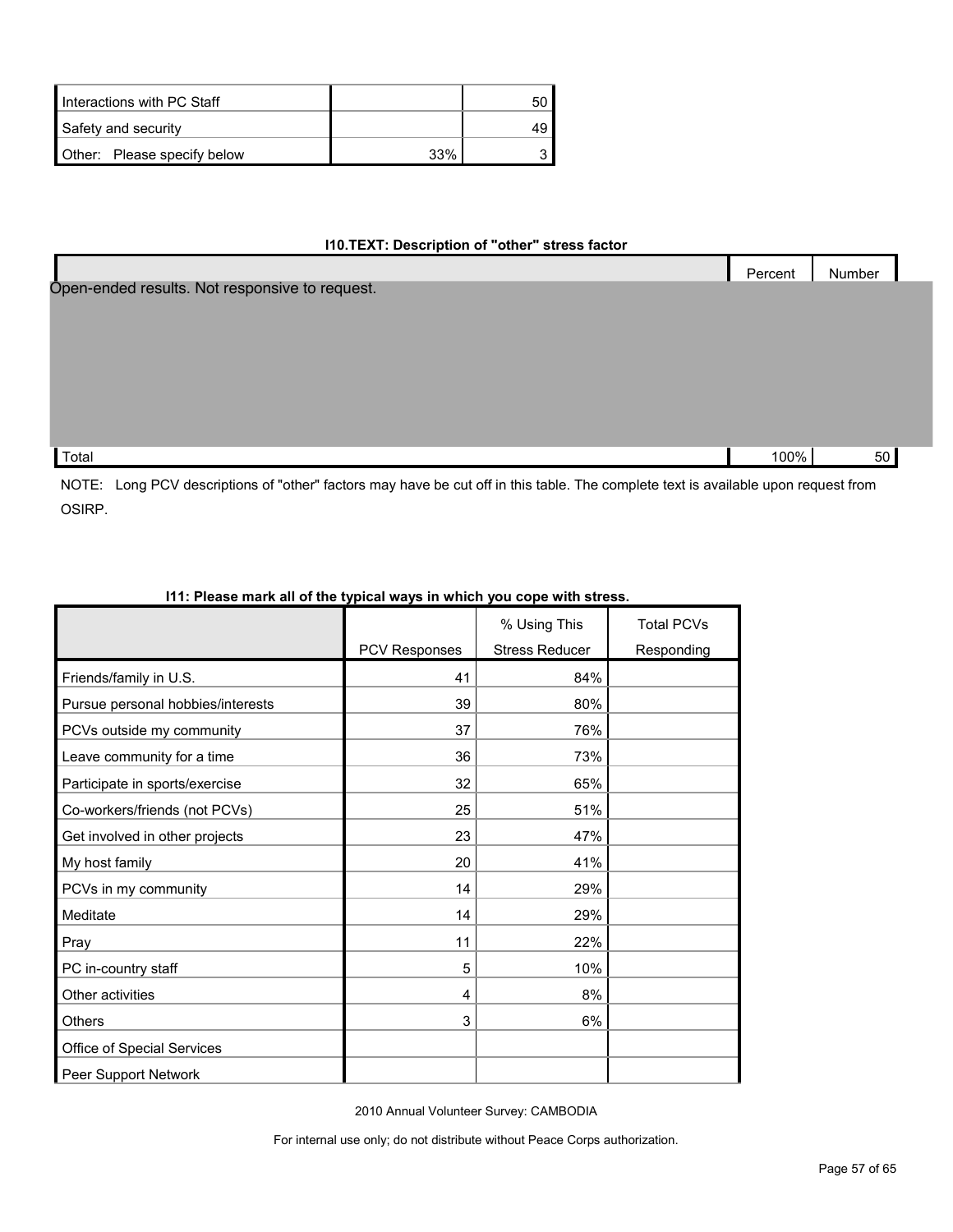| | | |
|---|---|---|
| Interactions with PC Staff | | 50 |
| Safety and security | | 49 |
| Other: Please specify below | 33% | 3 |

**I10.TEXT: Description of "other" stress factor**

| | Percent | Number |
|---|---|---|
| Open-ended results. Not responsive to request. | | |
| Total | 100% | 50 |

NOTE: Long PCV descriptions of "other" factors may have be cut off in this table. The complete text is available upon request from OSIRP.

**I11: Please mark all of the typical ways in which you cope with stress.**

| | PCV Responses | % Using This Stress Reducer | Total PCVs Responding |
|---|---|---|---|
| Friends/family in U.S. | 41 | 84% | |
| Pursue personal hobbies/interests | 39 | 80% | |
| PCVs outside my community | 37 | 76% | |
| Leave community for a time | 36 | 73% | |
| Participate in sports/exercise | 32 | 65% | |
| Co-workers/friends (not PCVs) | 25 | 51% | |
| Get involved in other projects | 23 | 47% | |
| My host family | 20 | 41% | |
| PCVs in my community | 14 | 29% | |
| Meditate | 14 | 29% | |
| Pray | 11 | 22% | |
| PC in-country staff | 5 | 10% | |
| Other activities | 4 | 8% | |
| Others | 3 | 6% | |
| Office of Special Services | | | |
| Peer Support Network | | | |

2010 Annual Volunteer Survey: CAMBODIA

For internal use only; do not distribute without Peace Corps authorization.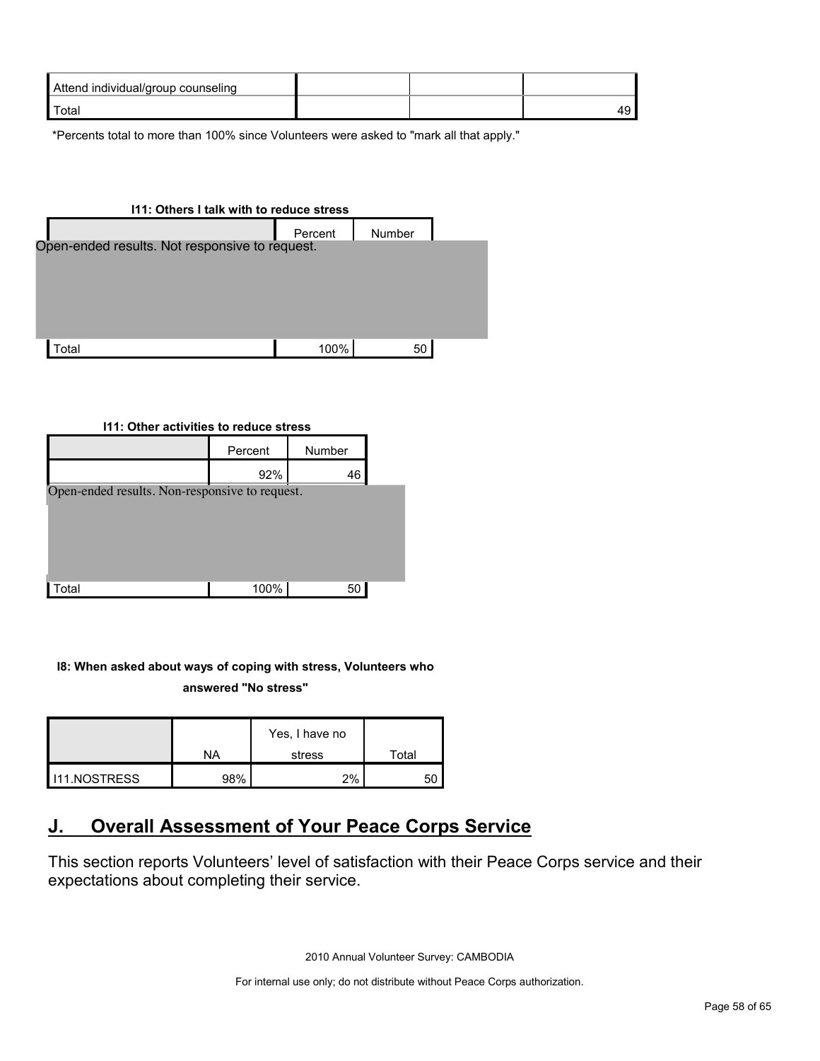| Attend individual/group counseling | | | |
| --- | --- | --- | --- |
| Total | | | 49 |

*Percents total to more than 100% since Volunteers were asked to "mark all that apply."

**I11: Others I talk with to reduce stress**

| | Percent | Number |
| --- | --- | --- |
| Open-ended results. Not responsive to request. | | |
| Total | 100% | 50 |

**I11: Other activities to reduce stress**

| | Percent | Number |
| --- | --- | --- |
| | 92% | 46 |
| Open-ended results. Non-responsive to request. | | |
| Total | 100% | 50 |

**I8: When asked about ways of coping with stress, Volunteers who answered "No stress"**

| | NA | Yes, I have no stress | Total |
| --- | --- | --- | --- |
| I11.NOSTRESS | 98% | 2% | 50 |

## J. Overall Assessment of Your Peace Corps Service

This section reports Volunteers' level of satisfaction with their Peace Corps service and their expectations about completing their service.

2010 Annual Volunteer Survey: CAMBODIA

For internal use only; do not distribute without Peace Corps authorization.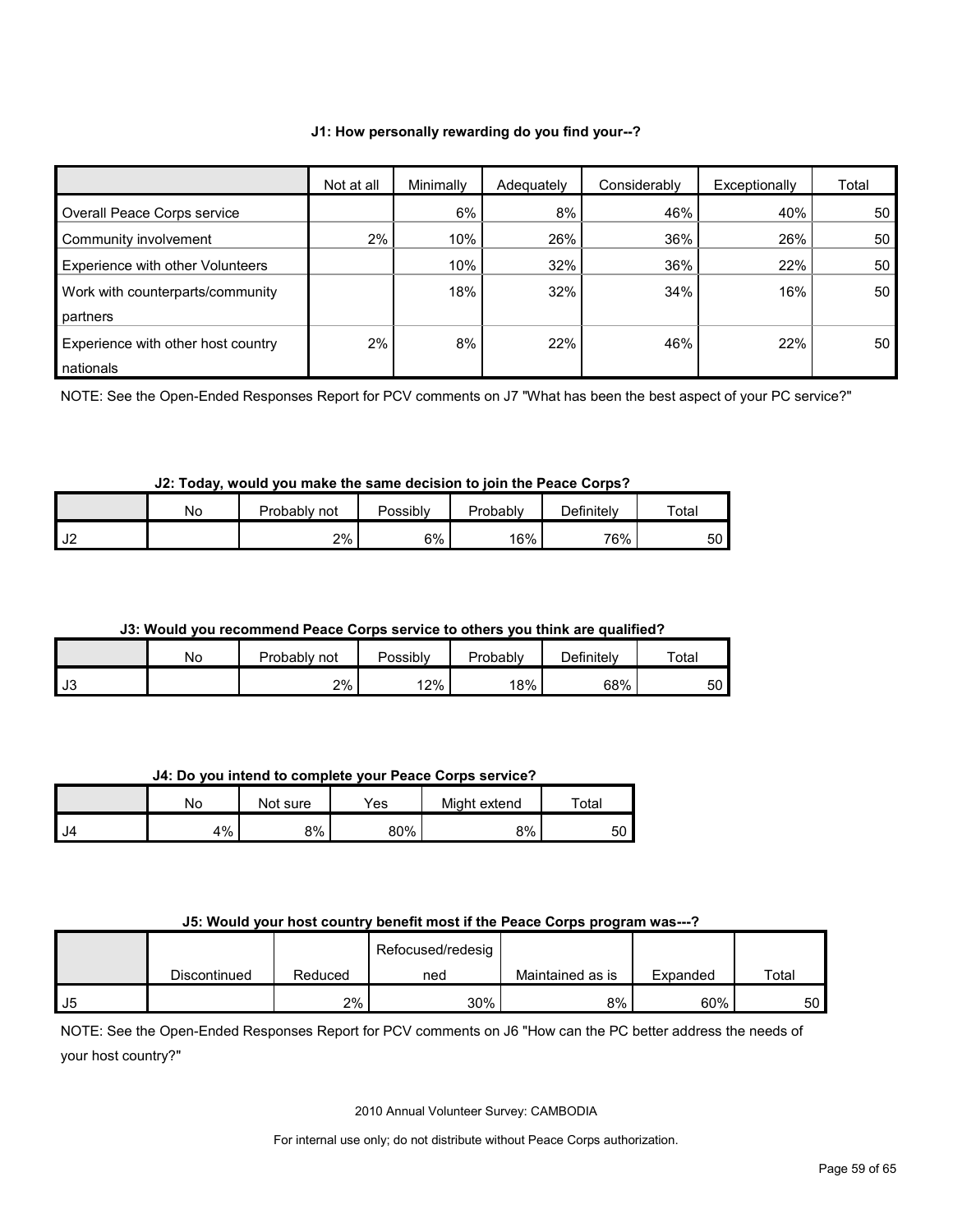**J1: How personally rewarding do you find your--?**

| | Not at all | Minimally | Adequately | Considerably | Exceptionally | Total |
|---|---|---|---|---|---|---|
| Overall Peace Corps service | | 6% | 8% | 46% | 40% | 50 |
| Community involvement | 2% | 10% | 26% | 36% | 26% | 50 |
| Experience with other Volunteers | | 10% | 32% | 36% | 22% | 50 |
| Work with counterparts/community partners | | 18% | 32% | 34% | 16% | 50 |
| Experience with other host country nationals | 2% | 8% | 22% | 46% | 22% | 50 |

NOTE: See the Open-Ended Responses Report for PCV comments on J7 "What has been the best aspect of your PC service?"

**J2: Today, would you make the same decision to join the Peace Corps?**

| | No | Probably not | Possibly | Probably | Definitely | Total |
|---|---|---|---|---|---|---|
| J2 | | 2% | 6% | 16% | 76% | 50 |

**J3: Would you recommend Peace Corps service to others you think are qualified?**

| | No | Probably not | Possibly | Probably | Definitely | Total |
|---|---|---|---|---|---|---|
| J3 | | 2% | 12% | 18% | 68% | 50 |

**J4: Do you intend to complete your Peace Corps service?**

| | No | Not sure | Yes | Might extend | Total |
|---|---|---|---|---|---|
| J4 | 4% | 8% | 80% | 8% | 50 |

**J5: Would your host country benefit most if the Peace Corps program was---?**

| | Discontinued | Reduced | Refocused/redesigned | Maintained as is | Expanded | Total |
|---|---|---|---|---|---|---|
| J5 | | 2% | 30% | 8% | 60% | 50 |

NOTE: See the Open-Ended Responses Report for PCV comments on J6 "How can the PC better address the needs of your host country?"

2010 Annual Volunteer Survey: CAMBODIA

For internal use only; do not distribute without Peace Corps authorization.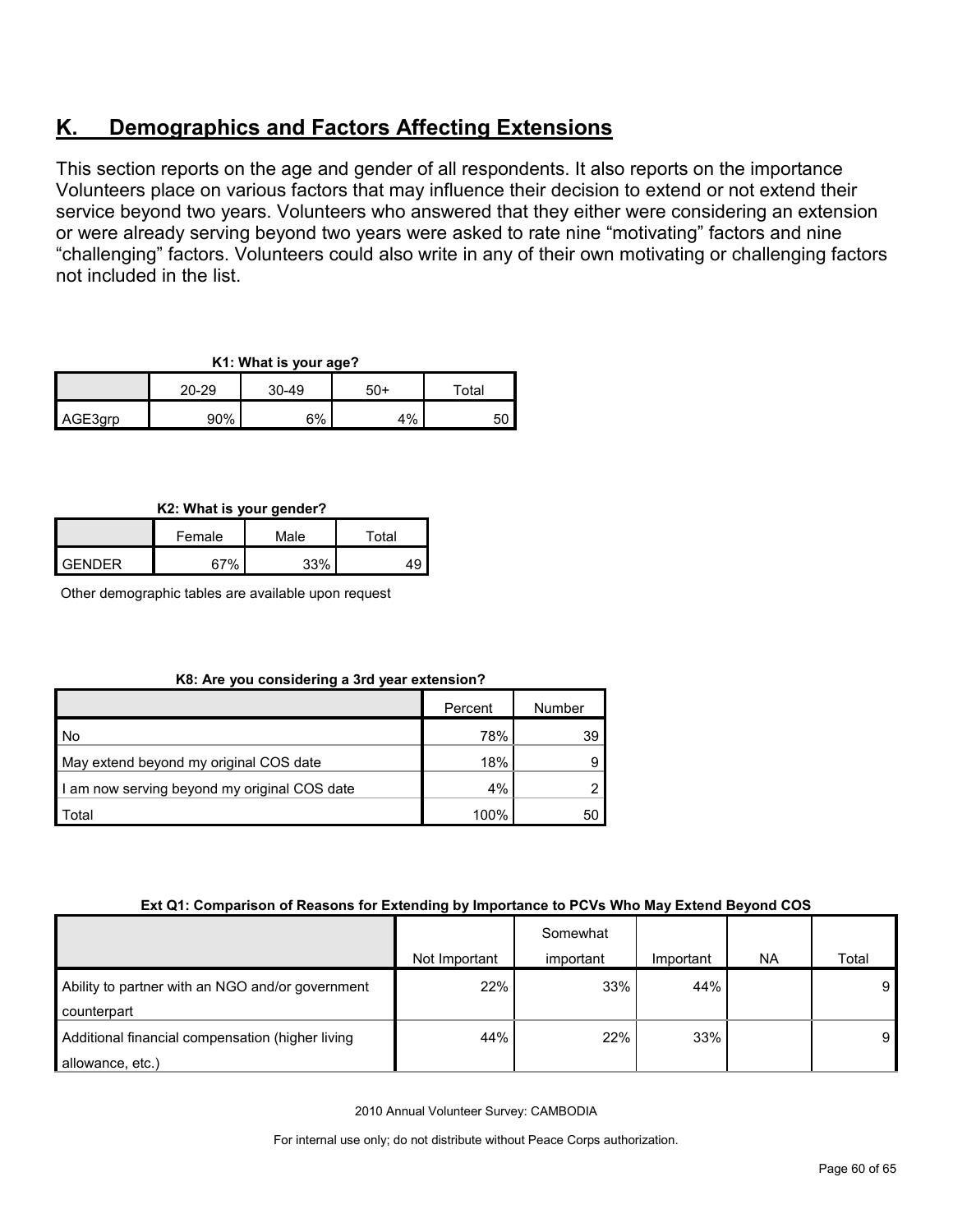## K. Demographics and Factors Affecting Extensions

This section reports on the age and gender of all respondents. It also reports on the importance Volunteers place on various factors that may influence their decision to extend or not extend their service beyond two years. Volunteers who answered that they either were considering an extension or were already serving beyond two years were asked to rate nine "motivating" factors and nine "challenging" factors. Volunteers could also write in any of their own motivating or challenging factors not included in the list.

**K1: What is your age?**

| | 20-29 | 30-49 | 50+ | Total |
|---|---|---|---|---|
| AGE3grp | 90% | 6% | 4% | 50 |

**K2: What is your gender?**

| | Female | Male | Total |
|---|---|---|---|
| GENDER | 67% | 33% | 49 |

Other demographic tables are available upon request

**K8: Are you considering a 3rd year extension?**

| | Percent | Number |
|---|---|---|
| No | 78% | 39 |
| May extend beyond my original COS date | 18% | 9 |
| I am now serving beyond my original COS date | 4% | 2 |
| Total | 100% | 50 |

**Ext Q1: Comparison of Reasons for Extending by Importance to PCVs Who May Extend Beyond COS**

| | Not Important | Somewhat important | Important | NA | Total |
|---|---|---|---|---|---|
| Ability to partner with an NGO and/or government counterpart | 22% | 33% | 44% | | 9 |
| Additional financial compensation (higher living allowance, etc.) | 44% | 22% | 33% | | 9 |

2010 Annual Volunteer Survey: CAMBODIA

For internal use only; do not distribute without Peace Corps authorization.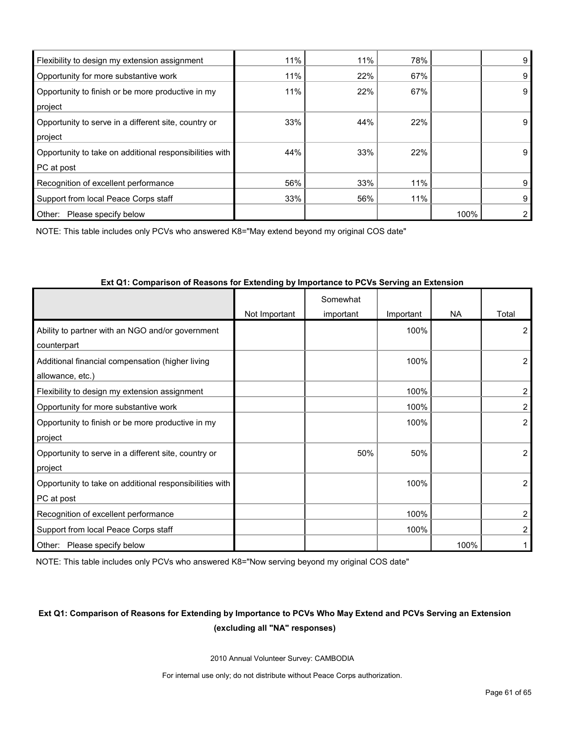| | | | | | |
|---|---|---|---|---|---|
| Flexibility to design my extension assignment | 11% | 11% | 78% | | 9 |
| Opportunity for more substantive work | 11% | 22% | 67% | | 9 |
| Opportunity to finish or be more productive in my project | 11% | 22% | 67% | | 9 |
| Opportunity to serve in a different site, country or project | 33% | 44% | 22% | | 9 |
| Opportunity to take on additional responsibilities with PC at post | 44% | 33% | 22% | | 9 |
| Recognition of excellent performance | 56% | 33% | 11% | | 9 |
| Support from local Peace Corps staff | 33% | 56% | 11% | | 9 |
| Other: Please specify below | | | | 100% | 2 |

NOTE: This table includes only PCVs who answered K8="May extend beyond my original COS date"

**Ext Q1: Comparison of Reasons for Extending by Importance to PCVs Serving an Extension**

| | Not Important | Somewhat important | Important | NA | Total |
|---|---|---|---|---|---|
| Ability to partner with an NGO and/or government counterpart | | | 100% | | 2 |
| Additional financial compensation (higher living allowance, etc.) | | | 100% | | 2 |
| Flexibility to design my extension assignment | | | 100% | | 2 |
| Opportunity for more substantive work | | | 100% | | 2 |
| Opportunity to finish or be more productive in my project | | | 100% | | 2 |
| Opportunity to serve in a different site, country or project | | 50% | 50% | | 2 |
| Opportunity to take on additional responsibilities with PC at post | | | 100% | | 2 |
| Recognition of excellent performance | | | 100% | | 2 |
| Support from local Peace Corps staff | | | 100% | | 2 |
| Other: Please specify below | | | | 100% | 1 |

NOTE: This table includes only PCVs who answered K8="Now serving beyond my original COS date"

**Ext Q1: Comparison of Reasons for Extending by Importance to PCVs Who May Extend and PCVs Serving an Extension (excluding all "NA" responses)**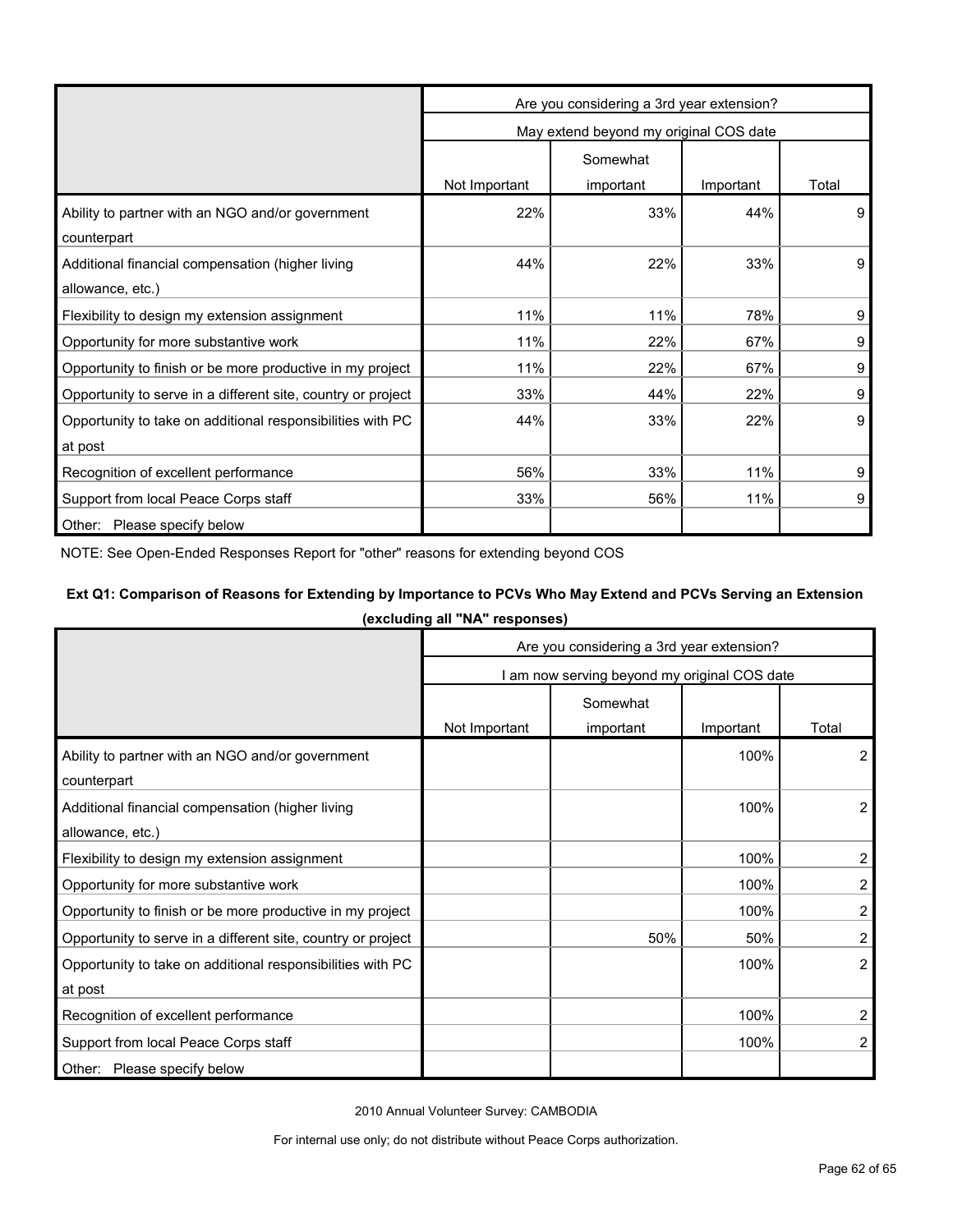| | Are you considering a 3rd year extension? | | | |
|---|---|---|---|---|
| | May extend beyond my original COS date | | | |
| | Not Important | Somewhat important | Important | Total |
| Ability to partner with an NGO and/or government counterpart | 22% | 33% | 44% | 9 |
| Additional financial compensation (higher living allowance, etc.) | 44% | 22% | 33% | 9 |
| Flexibility to design my extension assignment | 11% | 11% | 78% | 9 |
| Opportunity for more substantive work | 11% | 22% | 67% | 9 |
| Opportunity to finish or be more productive in my project | 11% | 22% | 67% | 9 |
| Opportunity to serve in a different site, country or project | 33% | 44% | 22% | 9 |
| Opportunity to take on additional responsibilities with PC at post | 44% | 33% | 22% | 9 |
| Recognition of excellent performance | 56% | 33% | 11% | 9 |
| Support from local Peace Corps staff | 33% | 56% | 11% | 9 |
| Other: Please specify below | | | | |

NOTE: See Open-Ended Responses Report for "other" reasons for extending beyond COS

**Ext Q1: Comparison of Reasons for Extending by Importance to PCVs Who May Extend and PCVs Serving an Extension (excluding all "NA" responses)**

| | Are you considering a 3rd year extension? | | | |
|---|---|---|---|---|
| | I am now serving beyond my original COS date | | | |
| | Not Important | Somewhat important | Important | Total |
| Ability to partner with an NGO and/or government counterpart | | | 100% | 2 |
| Additional financial compensation (higher living allowance, etc.) | | | 100% | 2 |
| Flexibility to design my extension assignment | | | 100% | 2 |
| Opportunity for more substantive work | | | 100% | 2 |
| Opportunity to finish or be more productive in my project | | | 100% | 2 |
| Opportunity to serve in a different site, country or project | | 50% | 50% | 2 |
| Opportunity to take on additional responsibilities with PC at post | | | 100% | 2 |
| Recognition of excellent performance | | | 100% | 2 |
| Support from local Peace Corps staff | | | 100% | 2 |
| Other: Please specify below | | | | |

2010 Annual Volunteer Survey: CAMBODIA

For internal use only; do not distribute without Peace Corps authorization.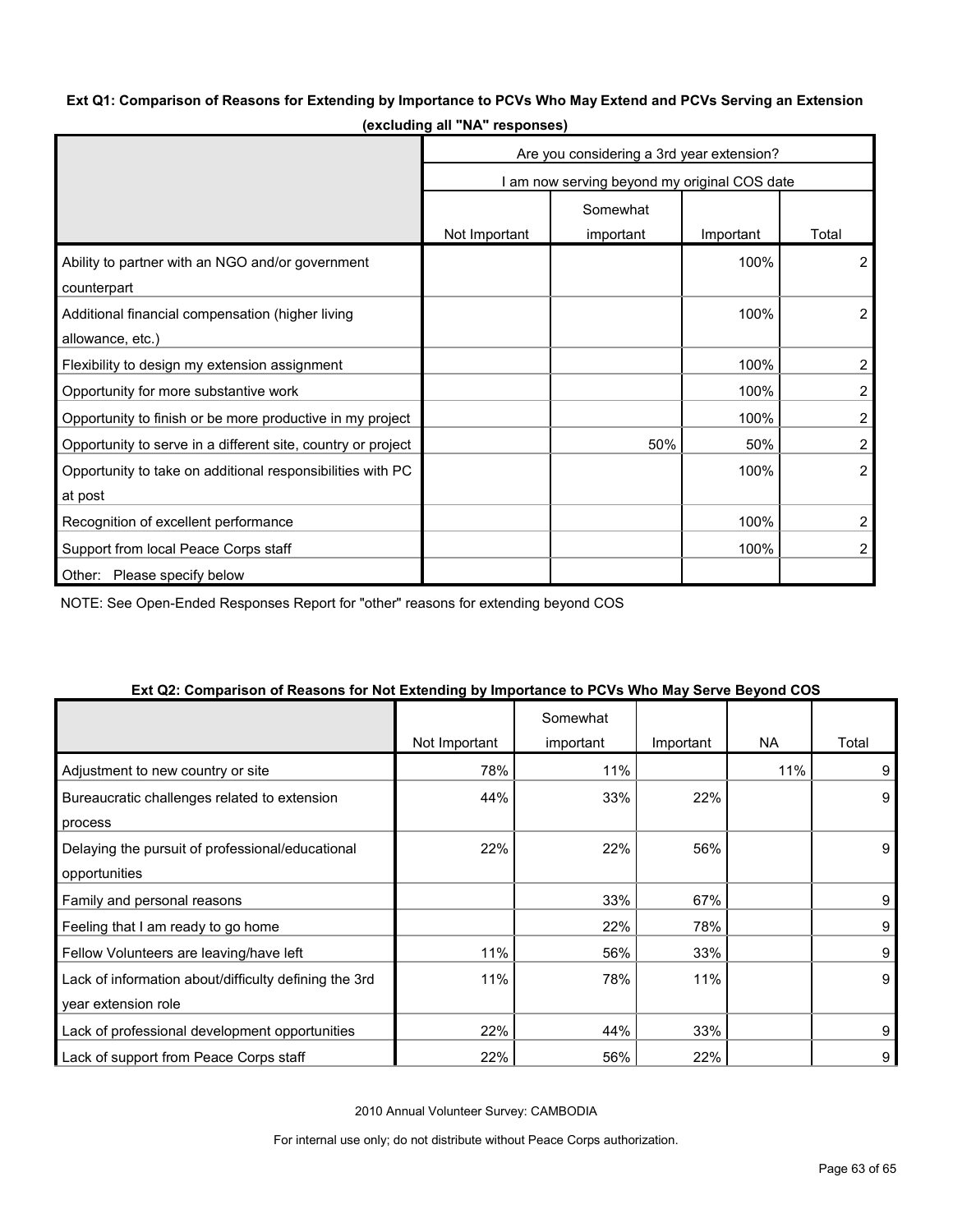**Ext Q1: Comparison of Reasons for Extending by Importance to PCVs Who May Extend and PCVs Serving an Extension (excluding all "NA" responses)**

| | Are you considering a 3rd year extension? | | | |
|---|---|---|---|---|
| | I am now serving beyond my original COS date | | | |
| | Not Important | Somewhat important | Important | Total |
| Ability to partner with an NGO and/or government counterpart | | | 100% | 2 |
| Additional financial compensation (higher living allowance, etc.) | | | 100% | 2 |
| Flexibility to design my extension assignment | | | 100% | 2 |
| Opportunity for more substantive work | | | 100% | 2 |
| Opportunity to finish or be more productive in my project | | | 100% | 2 |
| Opportunity to serve in a different site, country or project | | 50% | 50% | 2 |
| Opportunity to take on additional responsibilities with PC at post | | | 100% | 2 |
| Recognition of excellent performance | | | 100% | 2 |
| Support from local Peace Corps staff | | | 100% | 2 |
| Other: Please specify below | | | | |

NOTE: See Open-Ended Responses Report for "other" reasons for extending beyond COS

**Ext Q2: Comparison of Reasons for Not Extending by Importance to PCVs Who May Serve Beyond COS**

| | Not Important | Somewhat important | Important | NA | Total |
|---|---|---|---|---|---|
| Adjustment to new country or site | 78% | 11% | | 11% | 9 |
| Bureaucratic challenges related to extension process | 44% | 33% | 22% | | 9 |
| Delaying the pursuit of professional/educational opportunities | 22% | 22% | 56% | | 9 |
| Family and personal reasons | | 33% | 67% | | 9 |
| Feeling that I am ready to go home | | 22% | 78% | | 9 |
| Fellow Volunteers are leaving/have left | 11% | 56% | 33% | | 9 |
| Lack of information about/difficulty defining the 3rd year extension role | 11% | 78% | 11% | | 9 |
| Lack of professional development opportunities | 22% | 44% | 33% | | 9 |
| Lack of support from Peace Corps staff | 22% | 56% | 22% | | 9 |

2010 Annual Volunteer Survey: CAMBODIA

For internal use only; do not distribute without Peace Corps authorization.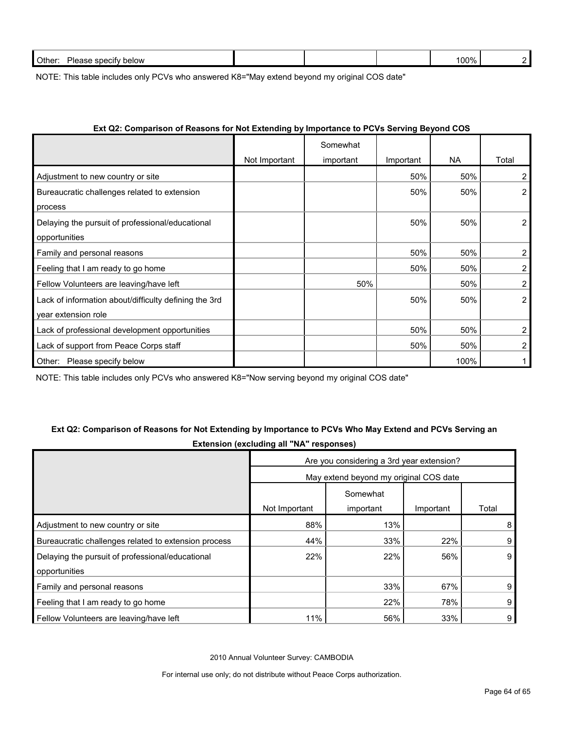| Other: Please specify below | | | | 100% | 2 |
|---|---|---|---|---|---|

NOTE: This table includes only PCVs who answered K8="May extend beyond my original COS date"

**Ext Q2: Comparison of Reasons for Not Extending by Importance to PCVs Serving Beyond COS**

| | Not Important | Somewhat important | Important | NA | Total |
|---|---|---|---|---|---|
| Adjustment to new country or site | | | 50% | 50% | 2 |
| Bureaucratic challenges related to extension process | | | 50% | 50% | 2 |
| Delaying the pursuit of professional/educational opportunities | | | 50% | 50% | 2 |
| Family and personal reasons | | | 50% | 50% | 2 |
| Feeling that I am ready to go home | | | 50% | 50% | 2 |
| Fellow Volunteers are leaving/have left | | 50% | | 50% | 2 |
| Lack of information about/difficulty defining the 3rd year extension role | | | 50% | 50% | 2 |
| Lack of professional development opportunities | | | 50% | 50% | 2 |
| Lack of support from Peace Corps staff | | | 50% | 50% | 2 |
| Other: Please specify below | | | | 100% | 1 |

NOTE: This table includes only PCVs who answered K8="Now serving beyond my original COS date"

**Ext Q2: Comparison of Reasons for Not Extending by Importance to PCVs Who May Extend and PCVs Serving an Extension (excluding all "NA" responses)**

| | Are you considering a 3rd year extension? | | | |
|---|---|---|---|---|
| | May extend beyond my original COS date | | | |
| | Not Important | Somewhat important | Important | Total |
| Adjustment to new country or site | 88% | 13% | | 8 |
| Bureaucratic challenges related to extension process | 44% | 33% | 22% | 9 |
| Delaying the pursuit of professional/educational opportunities | 22% | 22% | 56% | 9 |
| Family and personal reasons | | 33% | 67% | 9 |
| Feeling that I am ready to go home | | 22% | 78% | 9 |
| Fellow Volunteers are leaving/have left | 11% | 56% | 33% | 9 |

2010 Annual Volunteer Survey: CAMBODIA

For internal use only; do not distribute without Peace Corps authorization.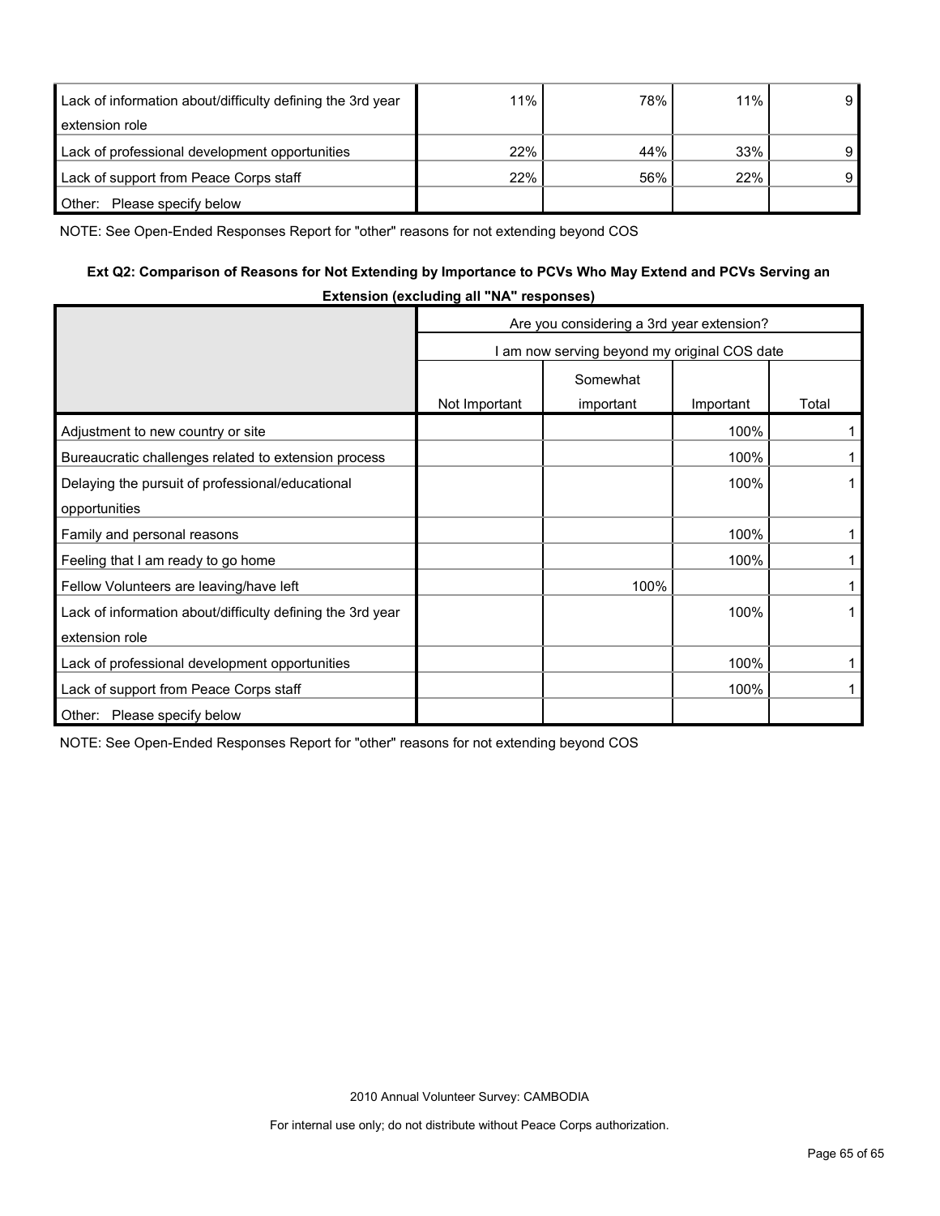| | | | | |
|---|---|---|---|---|
| Lack of information about/difficulty defining the 3rd year extension role | 11% | 78% | 11% | 9 |
| Lack of professional development opportunities | 22% | 44% | 33% | 9 |
| Lack of support from Peace Corps staff | 22% | 56% | 22% | 9 |
| Other: Please specify below | | | | |

NOTE: See Open-Ended Responses Report for "other" reasons for not extending beyond COS

**Ext Q2: Comparison of Reasons for Not Extending by Importance to PCVs Who May Extend and PCVs Serving an Extension (excluding all "NA" responses)**

| | Are you considering a 3rd year extension? | | | |
|---|---|---|---|---|
| | I am now serving beyond my original COS date | | | |
| | Not Important | Somewhat important | Important | Total |
| Adjustment to new country or site | | | 100% | 1 |
| Bureaucratic challenges related to extension process | | | 100% | 1 |
| Delaying the pursuit of professional/educational opportunities | | | 100% | 1 |
| Family and personal reasons | | | 100% | 1 |
| Feeling that I am ready to go home | | | 100% | 1 |
| Fellow Volunteers are leaving/have left | | 100% | | 1 |
| Lack of information about/difficulty defining the 3rd year extension role | | | 100% | 1 |
| Lack of professional development opportunities | | | 100% | 1 |
| Lack of support from Peace Corps staff | | | 100% | 1 |
| Other: Please specify below | | | | |

NOTE: See Open-Ended Responses Report for "other" reasons for not extending beyond COS